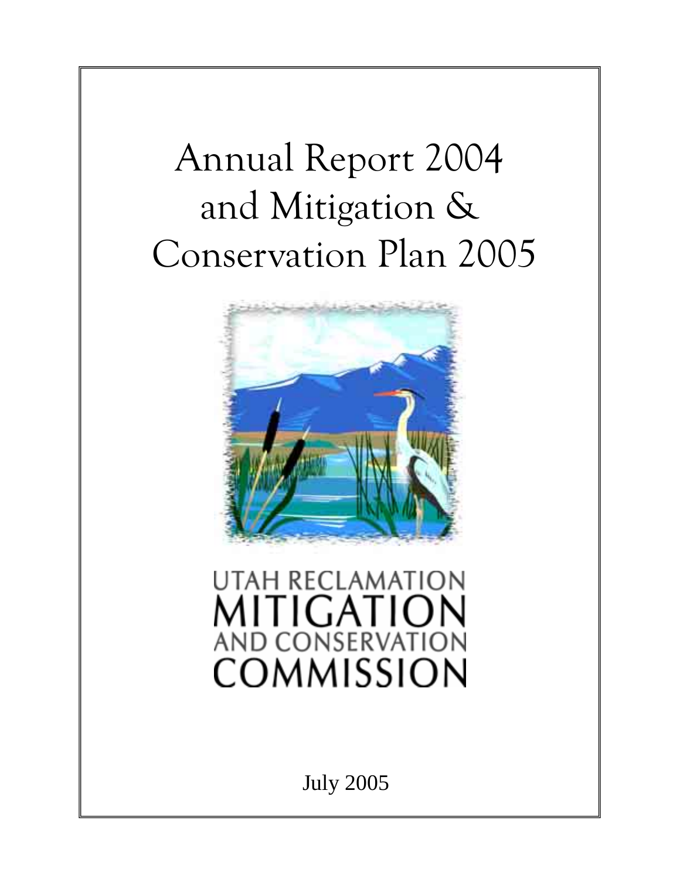# Annual Report 2004 and Mitigation & Conservation Plan 2005

UTAH RECLAMATION
MITIGATION
AND CONSERVATION
COMMISSION

July 2005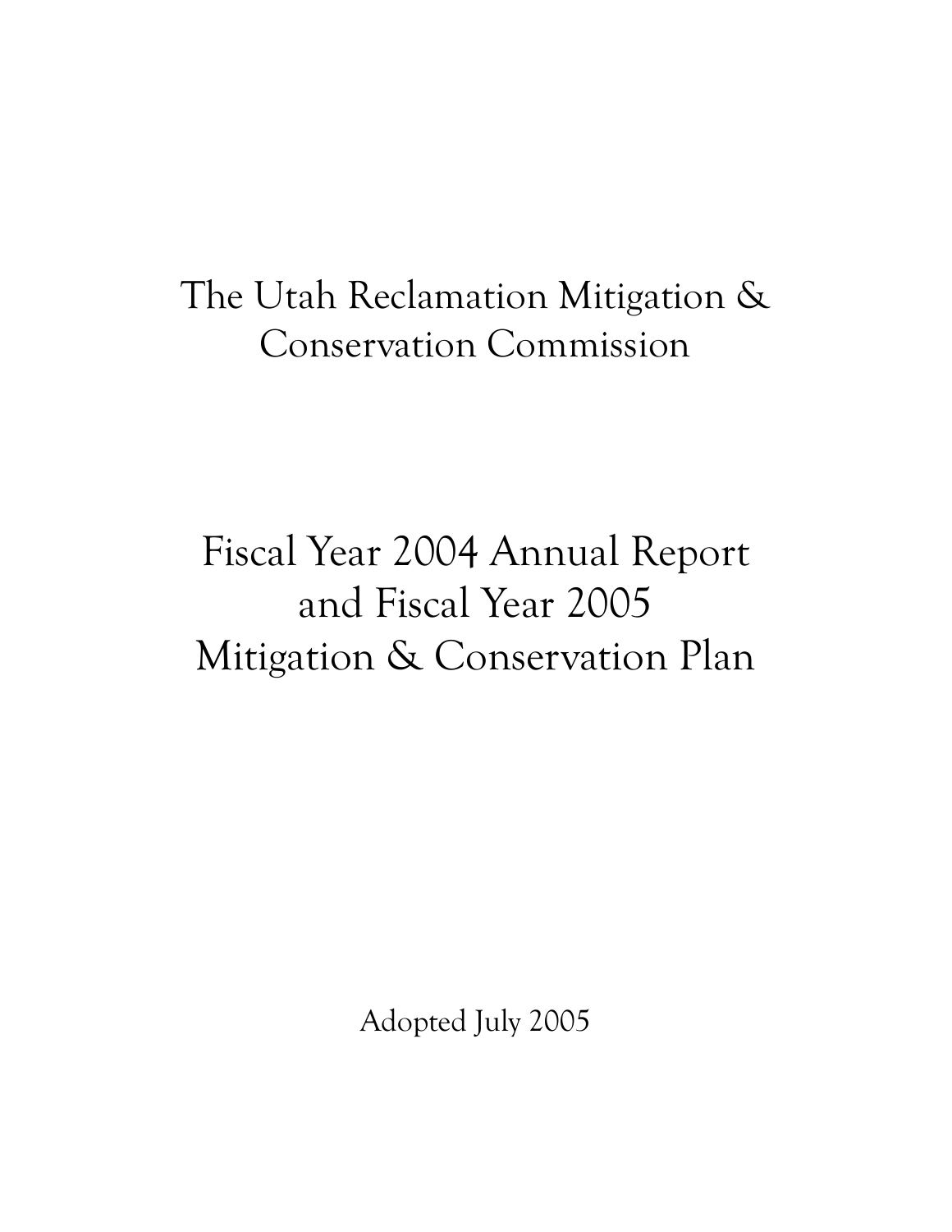# The Utah Reclamation Mitigation & Conservation Commission

# Fiscal Year 2004 Annual Report and Fiscal Year 2005 Mitigation & Conservation Plan

Adopted July 2005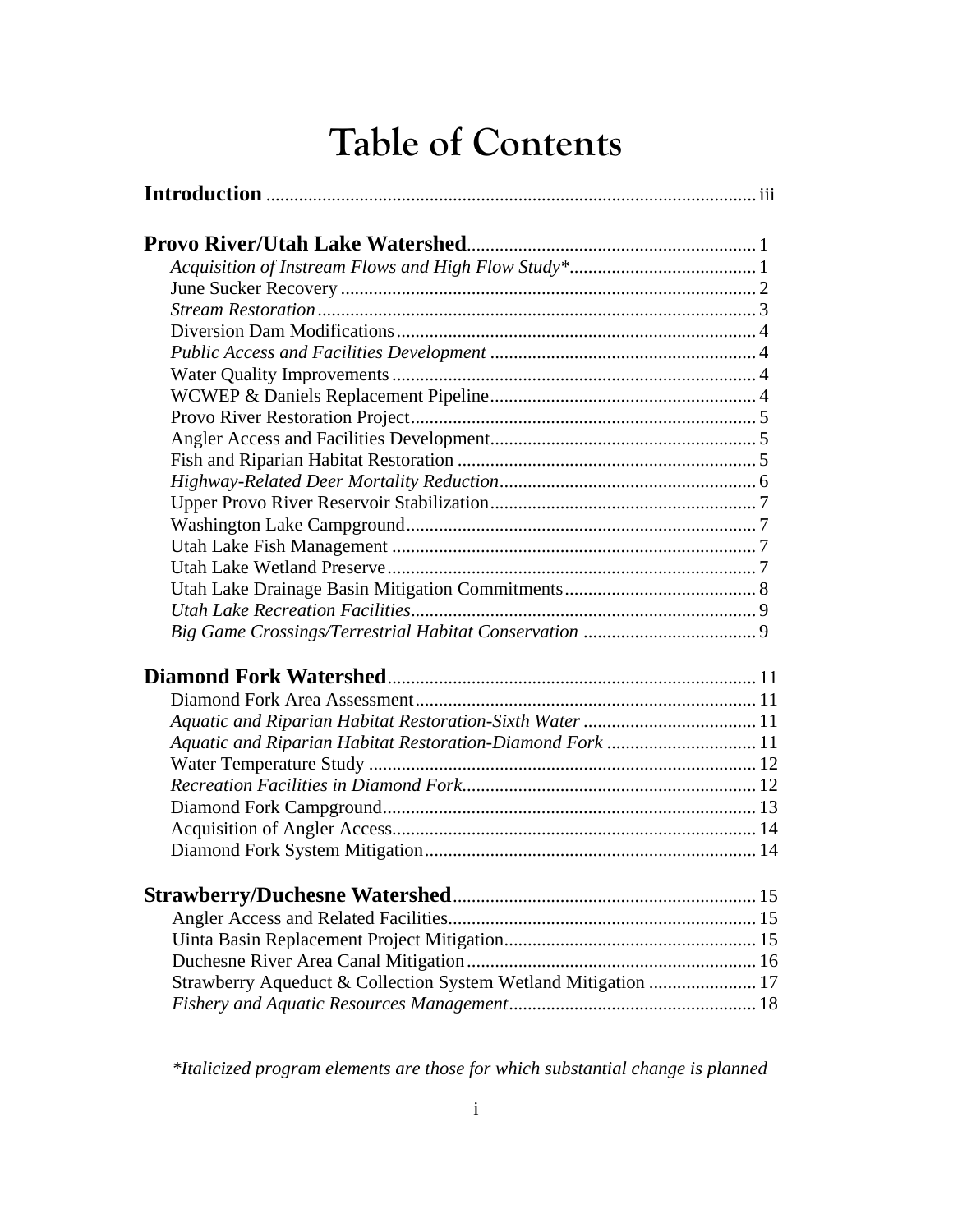# Table of Contents

**Introduction** ........................................................................................ iii

**Provo River/Utah Lake Watershed**............................................................ 1

- *Acquisition of Instream Flows and High Flow Study**........................................ 1
- June Sucker Recovery ........................................................................................ 2
- *Stream Restoration*.............................................................................................. 3
- Diversion Dam Modifications............................................................................ 4
- *Public Access and Facilities Development* ......................................................... 4
- Water Quality Improvements.............................................................................. 4
- WCWEP & Daniels Replacement Pipeline......................................................... 4
- Provo River Restoration Project.......................................................................... 5
- Angler Access and Facilities Development......................................................... 5
- Fish and Riparian Habitat Restoration ................................................................ 5
- *Highway-Related Deer Mortality Reduction*....................................................... 6
- Upper Provo River Reservoir Stabilization......................................................... 7
- Washington Lake Campground........................................................................... 7
- Utah Lake Fish Management .............................................................................. 7
- Utah Lake Wetland Preserve............................................................................... 7
- Utah Lake Drainage Basin Mitigation Commitments......................................... 8
- *Utah Lake Recreation Facilities*.......................................................................... 9
- *Big Game Crossings/Terrestrial Habitat Conservation* ..................................... 9

**Diamond Fork Watershed**............................................................................ 11

- Diamond Fork Area Assessment........................................................................ 11
- *Aquatic and Riparian Habitat Restoration-Sixth Water* ..................................... 11
- *Aquatic and Riparian Habitat Restoration-Diamond Fork* ................................ 11
- Water Temperature Study .................................................................................. 12
- *Recreation Facilities in Diamond Fork*............................................................... 12
- Diamond Fork Campground............................................................................... 13
- Acquisition of Angler Access............................................................................. 14
- Diamond Fork System Mitigation...................................................................... 14

**Strawberry/Duchesne Watershed**............................................................... 15

- Angler Access and Related Facilities................................................................. 15
- Uinta Basin Replacement Project Mitigation..................................................... 15
- Duchesne River Area Canal Mitigation............................................................. 16
- Strawberry Aqueduct & Collection System Wetland Mitigation ....................... 17
- *Fishery and Aquatic Resources Management*..................................................... 18

**Italicized program elements are those for which substantial change is planned*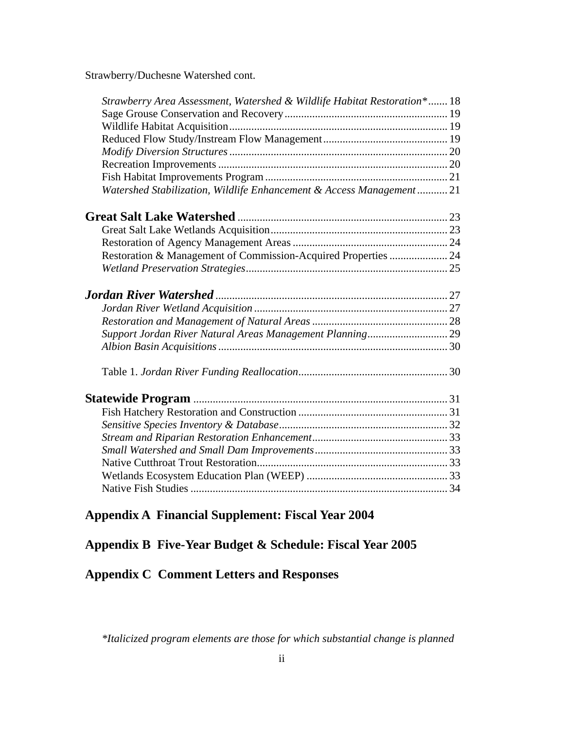Strawberry/Duchesne Watershed cont.

- *Strawberry Area Assessment, Watershed & Wildlife Habitat Restoration\** ....... 18
- Sage Grouse Conservation and Recovery ....... 19
- Wildlife Habitat Acquisition ....... 19
- Reduced Flow Study/Instream Flow Management ....... 19
- *Modify Diversion Structures* ....... 20
- Recreation Improvements ....... 20
- Fish Habitat Improvements Program ....... 21
- *Watershed Stabilization, Wildlife Enhancement & Access Management* ....... 21

**Great Salt Lake Watershed** ....... 23

- Great Salt Lake Wetlands Acquisition ....... 23
- Restoration of Agency Management Areas ....... 24
- Restoration & Management of Commission-Acquired Properties ....... 24
- *Wetland Preservation Strategies* ....... 25

***Jordan River Watershed*** ....... 27

- *Jordan River Wetland Acquisition* ....... 27
- *Restoration and Management of Natural Areas* ....... 28
- *Support Jordan River Natural Areas Management Planning* ....... 29
- *Albion Basin Acquisitions* ....... 30

Table 1. *Jordan River Funding Reallocation* ....... 30

**Statewide Program** ....... 31

- Fish Hatchery Restoration and Construction ....... 31
- *Sensitive Species Inventory & Database* ....... 32
- *Stream and Riparian Restoration Enhancement* ....... 33
- *Small Watershed and Small Dam Improvements* ....... 33
- Native Cutthroat Trout Restoration ....... 33
- Wetlands Ecosystem Education Plan (WEEP) ....... 33
- Native Fish Studies ....... 34

**Appendix A Financial Supplement: Fiscal Year 2004**

**Appendix B Five-Year Budget & Schedule: Fiscal Year 2005**

**Appendix C Comment Letters and Responses**

*\*Italicized program elements are those for which substantial change is planned*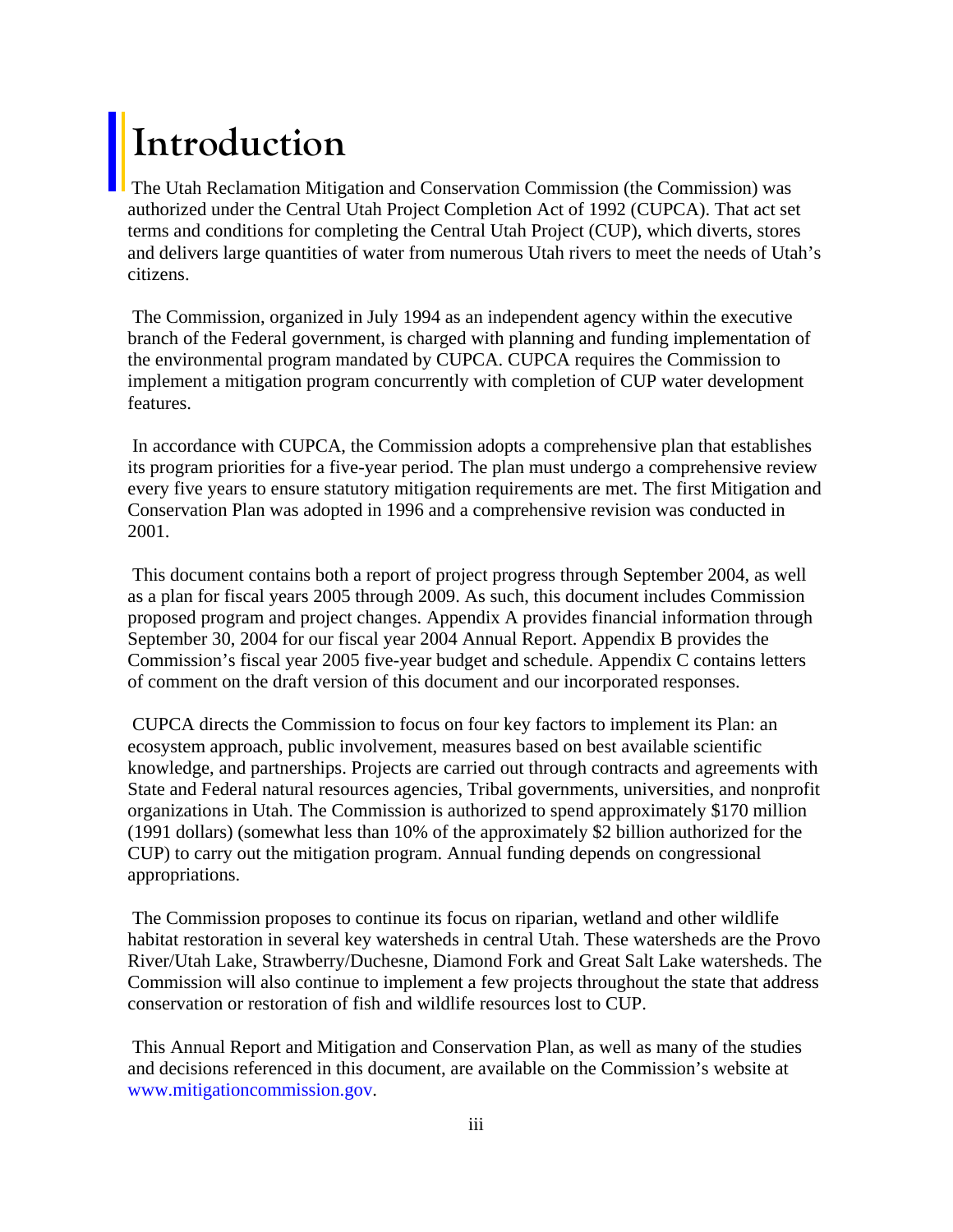# Introduction

The Utah Reclamation Mitigation and Conservation Commission (the Commission) was authorized under the Central Utah Project Completion Act of 1992 (CUPCA). That act set terms and conditions for completing the Central Utah Project (CUP), which diverts, stores and delivers large quantities of water from numerous Utah rivers to meet the needs of Utah's citizens.

The Commission, organized in July 1994 as an independent agency within the executive branch of the Federal government, is charged with planning and funding implementation of the environmental program mandated by CUPCA. CUPCA requires the Commission to implement a mitigation program concurrently with completion of CUP water development features.

In accordance with CUPCA, the Commission adopts a comprehensive plan that establishes its program priorities for a five-year period. The plan must undergo a comprehensive review every five years to ensure statutory mitigation requirements are met. The first Mitigation and Conservation Plan was adopted in 1996 and a comprehensive revision was conducted in 2001.

This document contains both a report of project progress through September 2004, as well as a plan for fiscal years 2005 through 2009. As such, this document includes Commission proposed program and project changes. Appendix A provides financial information through September 30, 2004 for our fiscal year 2004 Annual Report. Appendix B provides the Commission's fiscal year 2005 five-year budget and schedule. Appendix C contains letters of comment on the draft version of this document and our incorporated responses.

CUPCA directs the Commission to focus on four key factors to implement its Plan: an ecosystem approach, public involvement, measures based on best available scientific knowledge, and partnerships. Projects are carried out through contracts and agreements with State and Federal natural resources agencies, Tribal governments, universities, and nonprofit organizations in Utah. The Commission is authorized to spend approximately $170 million (1991 dollars) (somewhat less than 10% of the approximately $2 billion authorized for the CUP) to carry out the mitigation program. Annual funding depends on congressional appropriations.

The Commission proposes to continue its focus on riparian, wetland and other wildlife habitat restoration in several key watersheds in central Utah. These watersheds are the Provo River/Utah Lake, Strawberry/Duchesne, Diamond Fork and Great Salt Lake watersheds. The Commission will also continue to implement a few projects throughout the state that address conservation or restoration of fish and wildlife resources lost to CUP.

This Annual Report and Mitigation and Conservation Plan, as well as many of the studies and decisions referenced in this document, are available on the Commission's website at www.mitigationcommission.gov.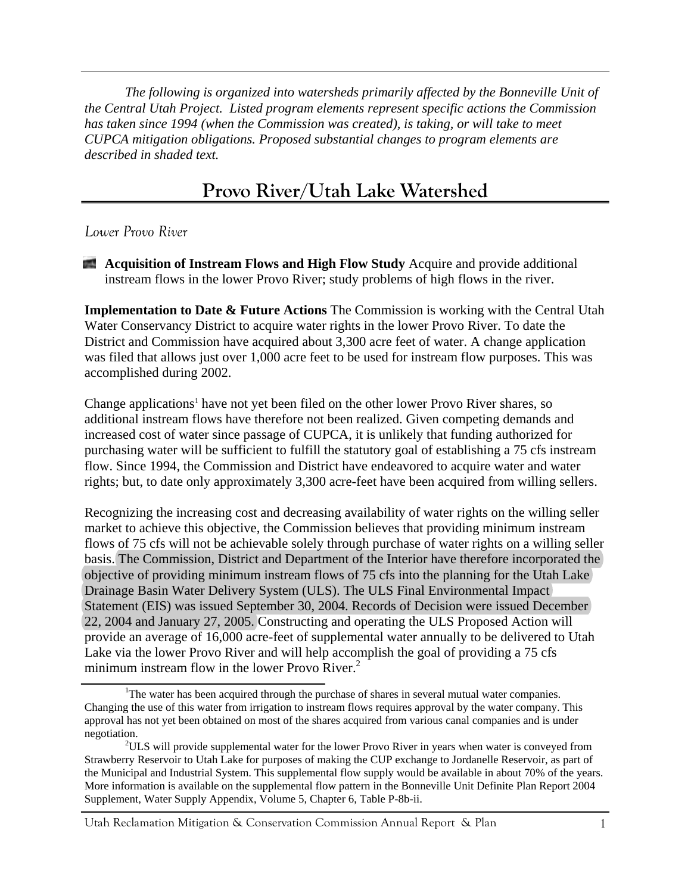*The following is organized into watersheds primarily affected by the Bonneville Unit of the Central Utah Project. Listed program elements represent specific actions the Commission has taken since 1994 (when the Commission was created), is taking, or will take to meet CUPCA mitigation obligations. Proposed substantial changes to program elements are described in shaded text.*

# Provo River/Utah Lake Watershed

## *Lower Provo River*

- **Acquisition of Instream Flows and High Flow Study** Acquire and provide additional instream flows in the lower Provo River; study problems of high flows in the river.

**Implementation to Date & Future Actions** The Commission is working with the Central Utah Water Conservancy District to acquire water rights in the lower Provo River. To date the District and Commission have acquired about 3,300 acre feet of water. A change application was filed that allows just over 1,000 acre feet to be used for instream flow purposes. This was accomplished during 2002.

Change applications[1] have not yet been filed on the other lower Provo River shares, so additional instream flows have therefore not been realized. Given competing demands and increased cost of water since passage of CUPCA, it is unlikely that funding authorized for purchasing water will be sufficient to fulfill the statutory goal of establishing a 75 cfs instream flow. Since 1994, the Commission and District have endeavored to acquire water and water rights; but, to date only approximately 3,300 acre-feet have been acquired from willing sellers.

Recognizing the increasing cost and decreasing availability of water rights on the willing seller market to achieve this objective, the Commission believes that providing minimum instream flows of 75 cfs will not be achievable solely through purchase of water rights on a willing seller basis. The Commission, District and Department of the Interior have therefore incorporated the objective of providing minimum instream flows of 75 cfs into the planning for the Utah Lake Drainage Basin Water Delivery System (ULS). The ULS Final Environmental Impact Statement (EIS) was issued September 30, 2004. Records of Decision were issued December 22, 2004 and January 27, 2005. Constructing and operating the ULS Proposed Action will provide an average of 16,000 acre-feet of supplemental water annually to be delivered to Utah Lake via the lower Provo River and will help accomplish the goal of providing a 75 cfs minimum instream flow in the lower Provo River.[2]

---

[1] The water has been acquired through the purchase of shares in several mutual water companies. Changing the use of this water from irrigation to instream flows requires approval by the water company. This approval has not yet been obtained on most of the shares acquired from various canal companies and is under negotiation.

[2] ULS will provide supplemental water for the lower Provo River in years when water is conveyed from Strawberry Reservoir to Utah Lake for purposes of making the CUP exchange to Jordanelle Reservoir, as part of the Municipal and Industrial System. This supplemental flow supply would be available in about 70% of the years. More information is available on the supplemental flow pattern in the Bonneville Unit Definite Plan Report 2004 Supplement, Water Supply Appendix, Volume 5, Chapter 6, Table P-8b-ii.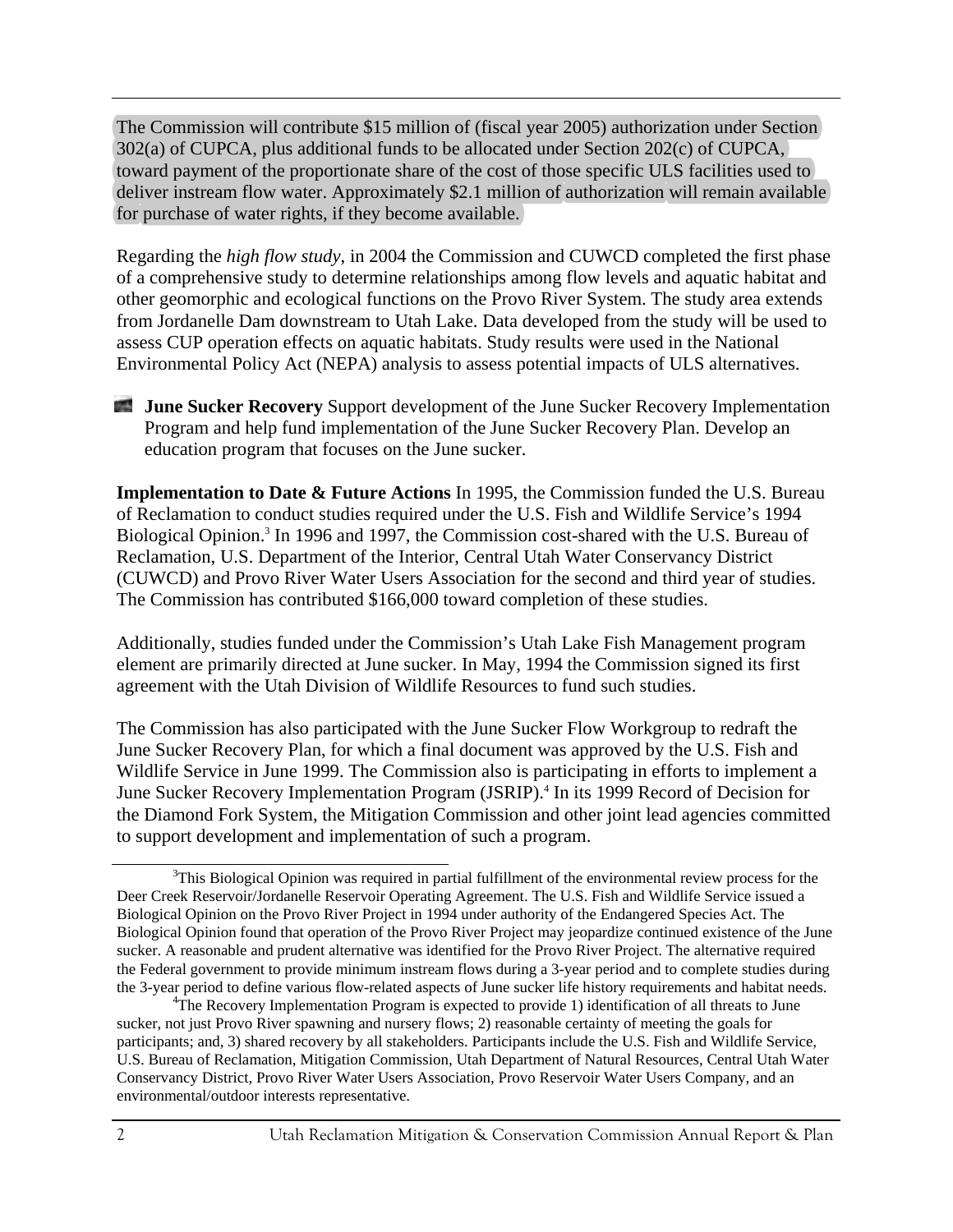The Commission will contribute $15 million of (fiscal year 2005) authorization under Section 302(a) of CUPCA, plus additional funds to be allocated under Section 202(c) of CUPCA, toward payment of the proportionate share of the cost of those specific ULS facilities used to deliver instream flow water. Approximately $2.1 million of authorization will remain available for purchase of water rights, if they become available.

Regarding the *high flow study*, in 2004 the Commission and CUWCD completed the first phase of a comprehensive study to determine relationships among flow levels and aquatic habitat and other geomorphic and ecological functions on the Provo River System. The study area extends from Jordanelle Dam downstream to Utah Lake. Data developed from the study will be used to assess CUP operation effects on aquatic habitats. Study results were used in the National Environmental Policy Act (NEPA) analysis to assess potential impacts of ULS alternatives.

- **June Sucker Recovery** Support development of the June Sucker Recovery Implementation Program and help fund implementation of the June Sucker Recovery Plan. Develop an education program that focuses on the June sucker.

**Implementation to Date & Future Actions** In 1995, the Commission funded the U.S. Bureau of Reclamation to conduct studies required under the U.S. Fish and Wildlife Service's 1994 Biological Opinion.[3] In 1996 and 1997, the Commission cost-shared with the U.S. Bureau of Reclamation, U.S. Department of the Interior, Central Utah Water Conservancy District (CUWCD) and Provo River Water Users Association for the second and third year of studies. The Commission has contributed $166,000 toward completion of these studies.

Additionally, studies funded under the Commission's Utah Lake Fish Management program element are primarily directed at June sucker. In May, 1994 the Commission signed its first agreement with the Utah Division of Wildlife Resources to fund such studies.

The Commission has also participated with the June Sucker Flow Workgroup to redraft the June Sucker Recovery Plan, for which a final document was approved by the U.S. Fish and Wildlife Service in June 1999. The Commission also is participating in efforts to implement a June Sucker Recovery Implementation Program (JSRIP).[4] In its 1999 Record of Decision for the Diamond Fork System, the Mitigation Commission and other joint lead agencies committed to support development and implementation of such a program.

---

[3] This Biological Opinion was required in partial fulfillment of the environmental review process for the Deer Creek Reservoir/Jordanelle Reservoir Operating Agreement. The U.S. Fish and Wildlife Service issued a Biological Opinion on the Provo River Project in 1994 under authority of the Endangered Species Act. The Biological Opinion found that operation of the Provo River Project may jeopardize continued existence of the June sucker. A reasonable and prudent alternative was identified for the Provo River Project. The alternative required the Federal government to provide minimum instream flows during a 3-year period and to complete studies during the 3-year period to define various flow-related aspects of June sucker life history requirements and habitat needs.

[4] The Recovery Implementation Program is expected to provide 1) identification of all threats to June sucker, not just Provo River spawning and nursery flows; 2) reasonable certainty of meeting the goals for participants; and, 3) shared recovery by all stakeholders. Participants include the U.S. Fish and Wildlife Service, U.S. Bureau of Reclamation, Mitigation Commission, Utah Department of Natural Resources, Central Utah Water Conservancy District, Provo River Water Users Association, Provo Reservoir Water Users Company, and an environmental/outdoor interests representative.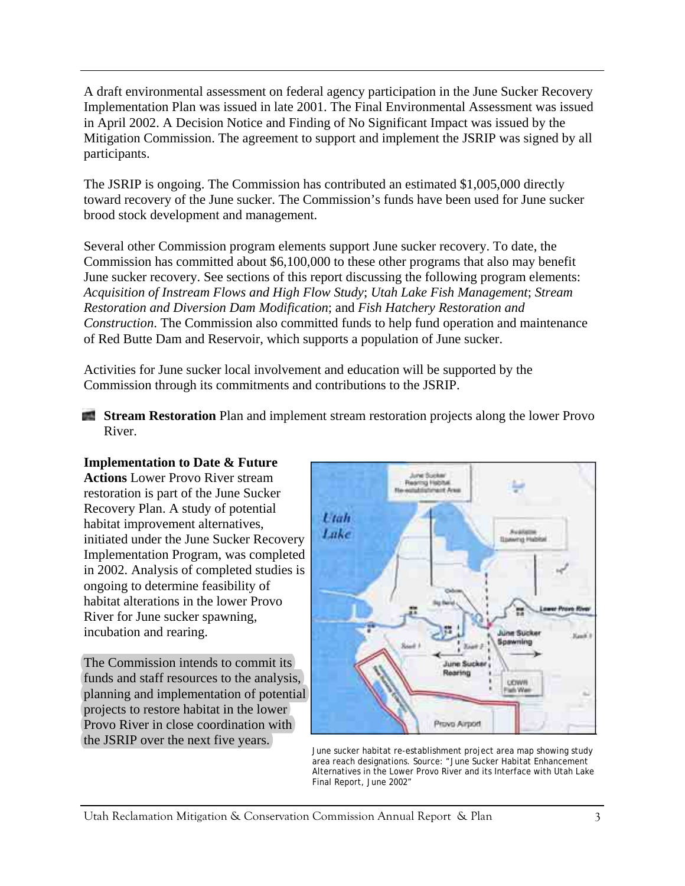A draft environmental assessment on federal agency participation in the June Sucker Recovery Implementation Plan was issued in late 2001. The Final Environmental Assessment was issued in April 2002. A Decision Notice and Finding of No Significant Impact was issued by the Mitigation Commission. The agreement to support and implement the JSRIP was signed by all participants.

The JSRIP is ongoing. The Commission has contributed an estimated $1,005,000 directly toward recovery of the June sucker. The Commission's funds have been used for June sucker brood stock development and management.

Several other Commission program elements support June sucker recovery. To date, the Commission has committed about $6,100,000 to these other programs that also may benefit June sucker recovery. See sections of this report discussing the following program elements: *Acquisition of Instream Flows and High Flow Study*; *Utah Lake Fish Management*; *Stream Restoration and Diversion Dam Modification*; and *Fish Hatchery Restoration and Construction*. The Commission also committed funds to help fund operation and maintenance of Red Butte Dam and Reservoir, which supports a population of June sucker.

Activities for June sucker local involvement and education will be supported by the Commission through its commitments and contributions to the JSRIP.

**Stream Restoration** Plan and implement stream restoration projects along the lower Provo River.

**Implementation to Date & Future Actions** Lower Provo River stream restoration is part of the June Sucker Recovery Plan. A study of potential habitat improvement alternatives, initiated under the June Sucker Recovery Implementation Program, was completed in 2002. Analysis of completed studies is ongoing to determine feasibility of habitat alterations in the lower Provo River for June sucker spawning, incubation and rearing.

The Commission intends to commit its funds and staff resources to the analysis, planning and implementation of potential projects to restore habitat in the lower Provo River in close coordination with the JSRIP over the next five years.

June sucker habitat re-establishment project area map showing study area reach designations. Source: "June Sucker Habitat Enhancement Alternatives in the Lower Provo River and its Interface with Utah Lake Final Report, June 2002"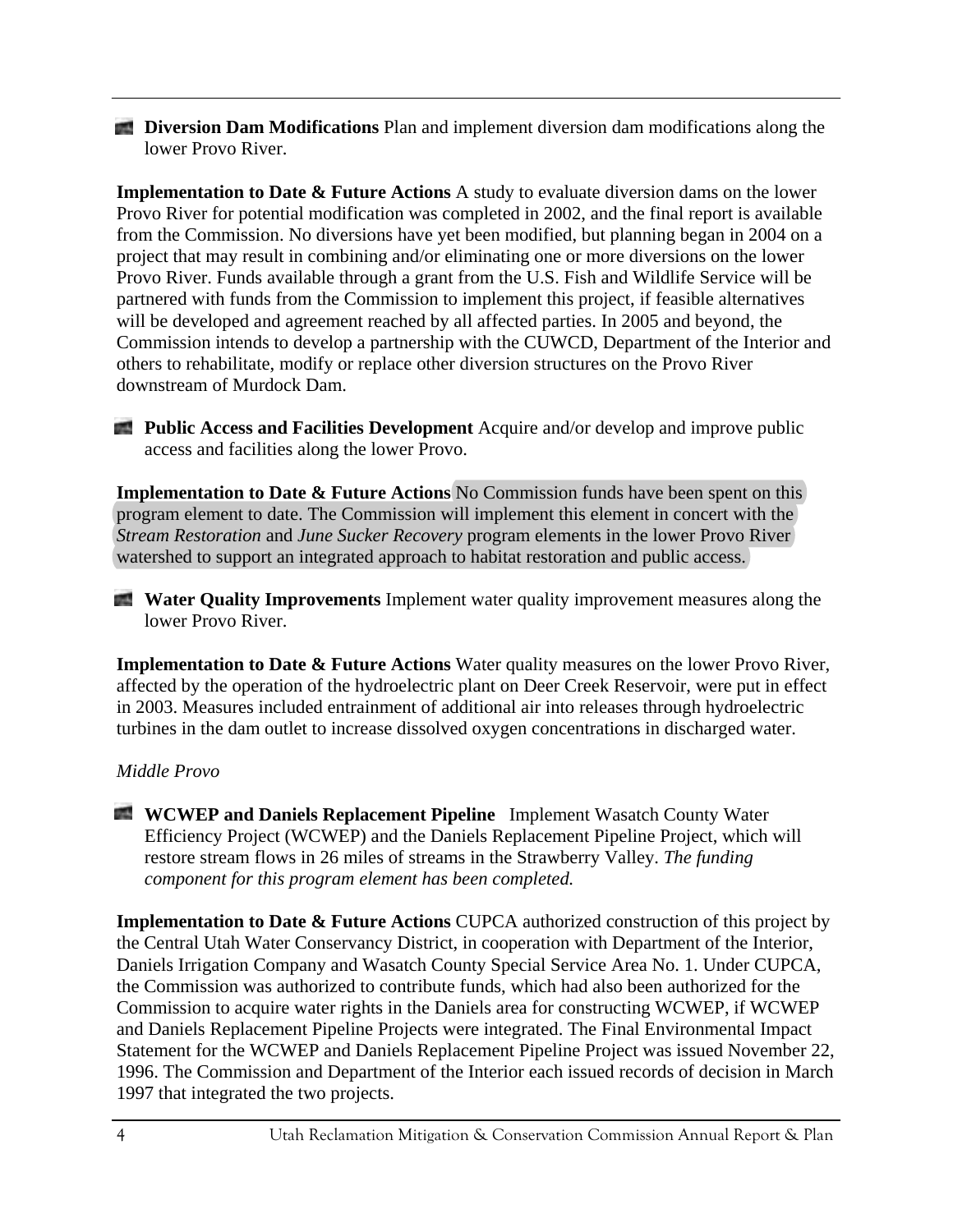- **Diversion Dam Modifications** Plan and implement diversion dam modifications along the lower Provo River.

**Implementation to Date & Future Actions** A study to evaluate diversion dams on the lower Provo River for potential modification was completed in 2002, and the final report is available from the Commission. No diversions have yet been modified, but planning began in 2004 on a project that may result in combining and/or eliminating one or more diversions on the lower Provo River. Funds available through a grant from the U.S. Fish and Wildlife Service will be partnered with funds from the Commission to implement this project, if feasible alternatives will be developed and agreement reached by all affected parties. In 2005 and beyond, the Commission intends to develop a partnership with the CUWCD, Department of the Interior and others to rehabilitate, modify or replace other diversion structures on the Provo River downstream of Murdock Dam.

- **Public Access and Facilities Development** Acquire and/or develop and improve public access and facilities along the lower Provo.

**Implementation to Date & Future Actions** No Commission funds have been spent on this program element to date. The Commission will implement this element in concert with the *Stream Restoration* and *June Sucker Recovery* program elements in the lower Provo River watershed to support an integrated approach to habitat restoration and public access.

- **Water Quality Improvements** Implement water quality improvement measures along the lower Provo River.

**Implementation to Date & Future Actions** Water quality measures on the lower Provo River, affected by the operation of the hydroelectric plant on Deer Creek Reservoir, were put in effect in 2003. Measures included entrainment of additional air into releases through hydroelectric turbines in the dam outlet to increase dissolved oxygen concentrations in discharged water.

*Middle Provo*

- **WCWEP and Daniels Replacement Pipeline** Implement Wasatch County Water Efficiency Project (WCWEP) and the Daniels Replacement Pipeline Project, which will restore stream flows in 26 miles of streams in the Strawberry Valley. *The funding component for this program element has been completed.*

**Implementation to Date & Future Actions** CUPCA authorized construction of this project by the Central Utah Water Conservancy District, in cooperation with Department of the Interior, Daniels Irrigation Company and Wasatch County Special Service Area No. 1. Under CUPCA, the Commission was authorized to contribute funds, which had also been authorized for the Commission to acquire water rights in the Daniels area for constructing WCWEP, if WCWEP and Daniels Replacement Pipeline Projects were integrated. The Final Environmental Impact Statement for the WCWEP and Daniels Replacement Pipeline Project was issued November 22, 1996. The Commission and Department of the Interior each issued records of decision in March 1997 that integrated the two projects.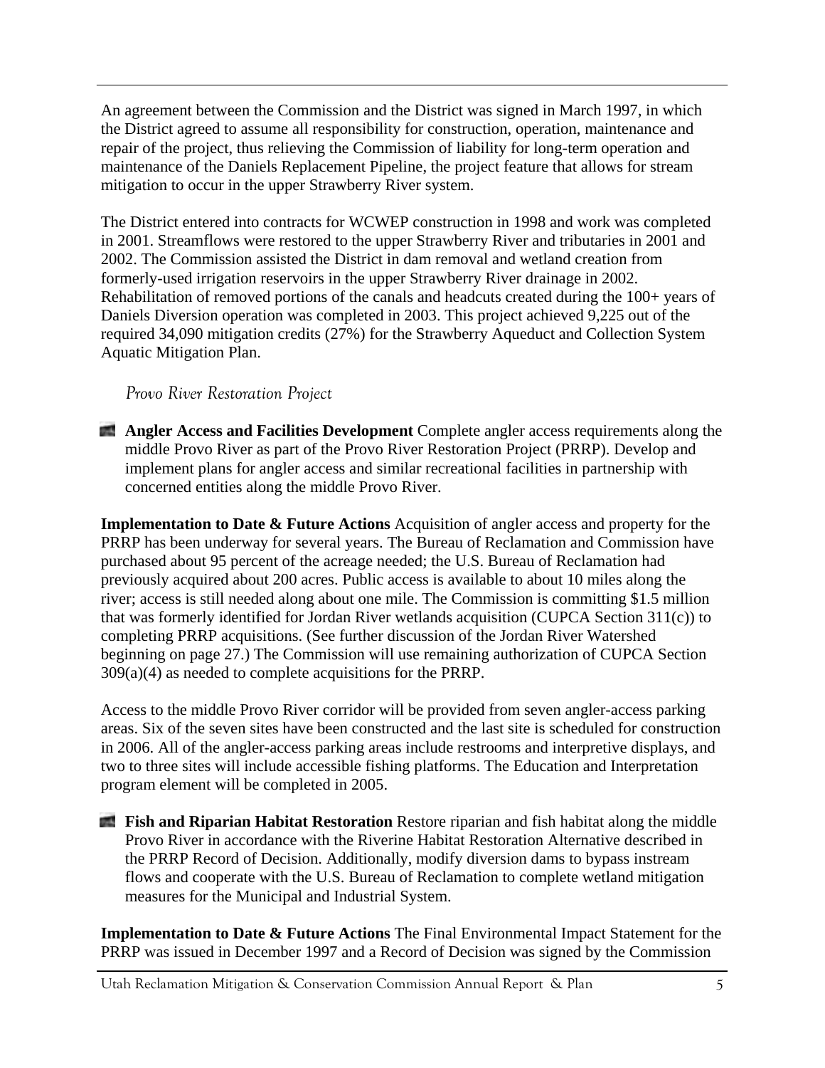An agreement between the Commission and the District was signed in March 1997, in which the District agreed to assume all responsibility for construction, operation, maintenance and repair of the project, thus relieving the Commission of liability for long-term operation and maintenance of the Daniels Replacement Pipeline, the project feature that allows for stream mitigation to occur in the upper Strawberry River system.

The District entered into contracts for WCWEP construction in 1998 and work was completed in 2001. Streamflows were restored to the upper Strawberry River and tributaries in 2001 and 2002. The Commission assisted the District in dam removal and wetland creation from formerly-used irrigation reservoirs in the upper Strawberry River drainage in 2002. Rehabilitation of removed portions of the canals and headcuts created during the 100+ years of Daniels Diversion operation was completed in 2003. This project achieved 9,225 out of the required 34,090 mitigation credits (27%) for the Strawberry Aqueduct and Collection System Aquatic Mitigation Plan.

### *Provo River Restoration Project*

- **Angler Access and Facilities Development** Complete angler access requirements along the middle Provo River as part of the Provo River Restoration Project (PRRP). Develop and implement plans for angler access and similar recreational facilities in partnership with concerned entities along the middle Provo River.

**Implementation to Date & Future Actions** Acquisition of angler access and property for the PRRP has been underway for several years. The Bureau of Reclamation and Commission have purchased about 95 percent of the acreage needed; the U.S. Bureau of Reclamation had previously acquired about 200 acres. Public access is available to about 10 miles along the river; access is still needed along about one mile. The Commission is committing $1.5 million that was formerly identified for Jordan River wetlands acquisition (CUPCA Section 311(c)) to completing PRRP acquisitions. (See further discussion of the Jordan River Watershed beginning on page 27.) The Commission will use remaining authorization of CUPCA Section 309(a)(4) as needed to complete acquisitions for the PRRP.

Access to the middle Provo River corridor will be provided from seven angler-access parking areas. Six of the seven sites have been constructed and the last site is scheduled for construction in 2006. All of the angler-access parking areas include restrooms and interpretive displays, and two to three sites will include accessible fishing platforms. The Education and Interpretation program element will be completed in 2005.

- **Fish and Riparian Habitat Restoration** Restore riparian and fish habitat along the middle Provo River in accordance with the Riverine Habitat Restoration Alternative described in the PRRP Record of Decision. Additionally, modify diversion dams to bypass instream flows and cooperate with the U.S. Bureau of Reclamation to complete wetland mitigation measures for the Municipal and Industrial System.

**Implementation to Date & Future Actions** The Final Environmental Impact Statement for the PRRP was issued in December 1997 and a Record of Decision was signed by the Commission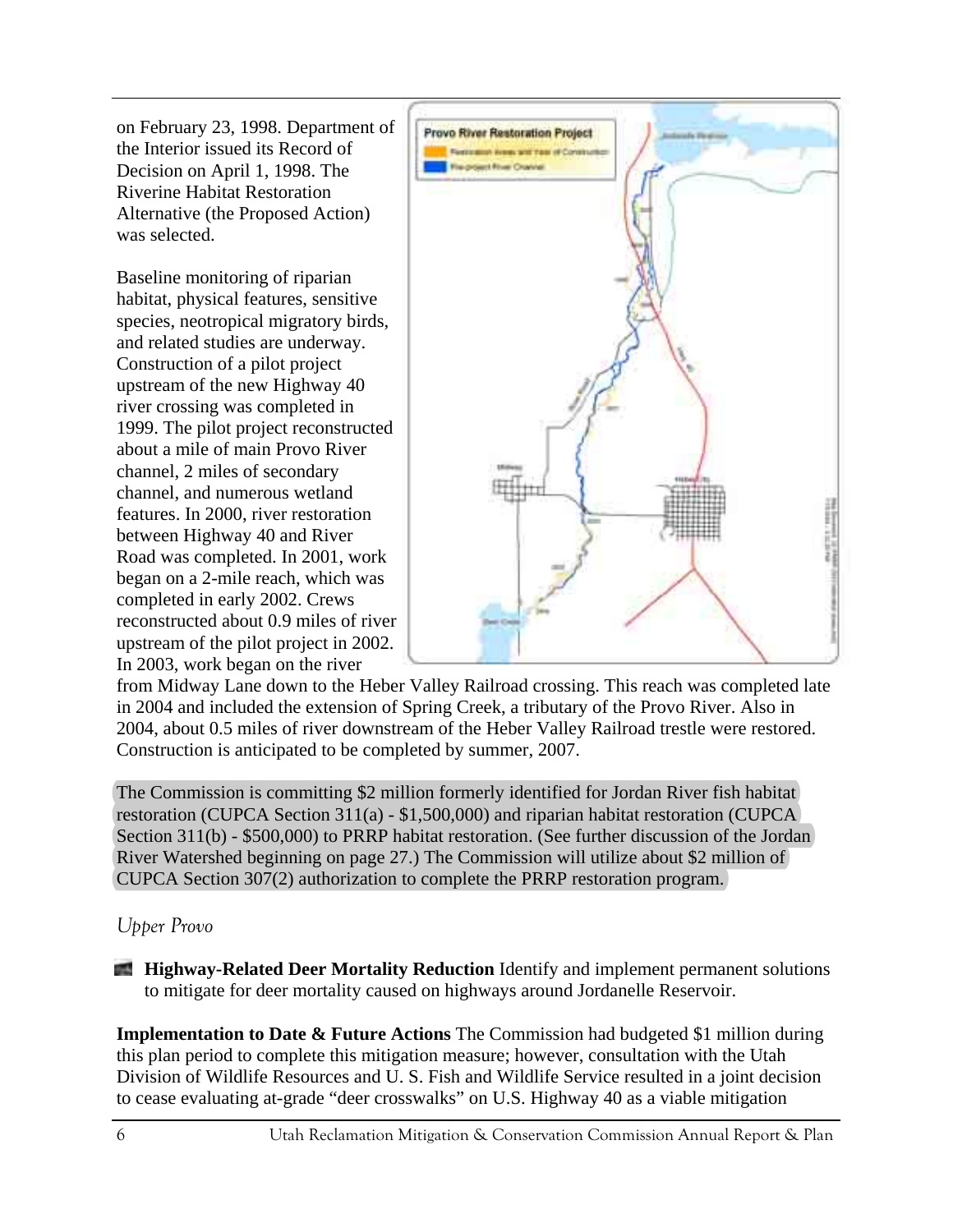on February 23, 1998. Department of the Interior issued its Record of Decision on April 1, 1998. The Riverine Habitat Restoration Alternative (the Proposed Action) was selected.

Baseline monitoring of riparian habitat, physical features, sensitive species, neotropical migratory birds, and related studies are underway. Construction of a pilot project upstream of the new Highway 40 river crossing was completed in 1999. The pilot project reconstructed about a mile of main Provo River channel, 2 miles of secondary channel, and numerous wetland features. In 2000, river restoration between Highway 40 and River Road was completed. In 2001, work began on a 2-mile reach, which was completed in early 2002. Crews reconstructed about 0.9 miles of river upstream of the pilot project in 2002. In 2003, work began on the river from Midway Lane down to the Heber Valley Railroad crossing. This reach was completed late in 2004 and included the extension of Spring Creek, a tributary of the Provo River. Also in 2004, about 0.5 miles of river downstream of the Heber Valley Railroad trestle were restored. Construction is anticipated to be completed by summer, 2007.

The Commission is committing $2 million formerly identified for Jordan River fish habitat restoration (CUPCA Section 311(a) - $1,500,000) and riparian habitat restoration (CUPCA Section 311(b) - $500,000) to PRRP habitat restoration. (See further discussion of the Jordan River Watershed beginning on page 27.) The Commission will utilize about $2 million of CUPCA Section 307(2) authorization to complete the PRRP restoration program.

*Upper Provo*

**Highway-Related Deer Mortality Reduction** Identify and implement permanent solutions to mitigate for deer mortality caused on highways around Jordanelle Reservoir.

**Implementation to Date & Future Actions** The Commission had budgeted $1 million during this plan period to complete this mitigation measure; however, consultation with the Utah Division of Wildlife Resources and U. S. Fish and Wildlife Service resulted in a joint decision to cease evaluating at-grade "deer crosswalks" on U.S. Highway 40 as a viable mitigation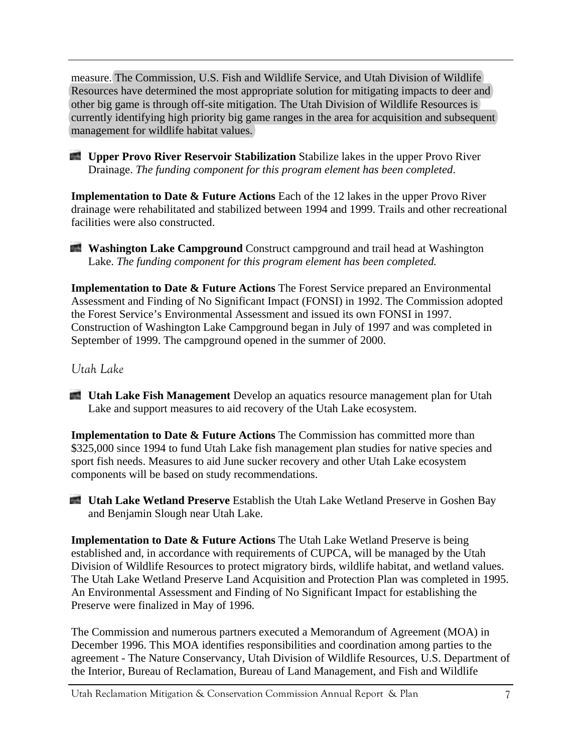measure. The Commission, U.S. Fish and Wildlife Service, and Utah Division of Wildlife Resources have determined the most appropriate solution for mitigating impacts to deer and other big game is through off-site mitigation. The Utah Division of Wildlife Resources is currently identifying high priority big game ranges in the area for acquisition and subsequent management for wildlife habitat values.

- **Upper Provo River Reservoir Stabilization** Stabilize lakes in the upper Provo River Drainage. *The funding component for this program element has been completed.*

**Implementation to Date & Future Actions** Each of the 12 lakes in the upper Provo River drainage were rehabilitated and stabilized between 1994 and 1999. Trails and other recreational facilities were also constructed.

- **Washington Lake Campground** Construct campground and trail head at Washington Lake. *The funding component for this program element has been completed.*

**Implementation to Date & Future Actions** The Forest Service prepared an Environmental Assessment and Finding of No Significant Impact (FONSI) in 1992. The Commission adopted the Forest Service's Environmental Assessment and issued its own FONSI in 1997. Construction of Washington Lake Campground began in July of 1997 and was completed in September of 1999. The campground opened in the summer of 2000.

### *Utah Lake*

- **Utah Lake Fish Management** Develop an aquatics resource management plan for Utah Lake and support measures to aid recovery of the Utah Lake ecosystem.

**Implementation to Date & Future Actions** The Commission has committed more than $325,000 since 1994 to fund Utah Lake fish management plan studies for native species and sport fish needs. Measures to aid June sucker recovery and other Utah Lake ecosystem components will be based on study recommendations.

- **Utah Lake Wetland Preserve** Establish the Utah Lake Wetland Preserve in Goshen Bay and Benjamin Slough near Utah Lake.

**Implementation to Date & Future Actions** The Utah Lake Wetland Preserve is being established and, in accordance with requirements of CUPCA, will be managed by the Utah Division of Wildlife Resources to protect migratory birds, wildlife habitat, and wetland values. The Utah Lake Wetland Preserve Land Acquisition and Protection Plan was completed in 1995. An Environmental Assessment and Finding of No Significant Impact for establishing the Preserve were finalized in May of 1996.

The Commission and numerous partners executed a Memorandum of Agreement (MOA) in December 1996. This MOA identifies responsibilities and coordination among parties to the agreement - The Nature Conservancy, Utah Division of Wildlife Resources, U.S. Department of the Interior, Bureau of Reclamation, Bureau of Land Management, and Fish and Wildlife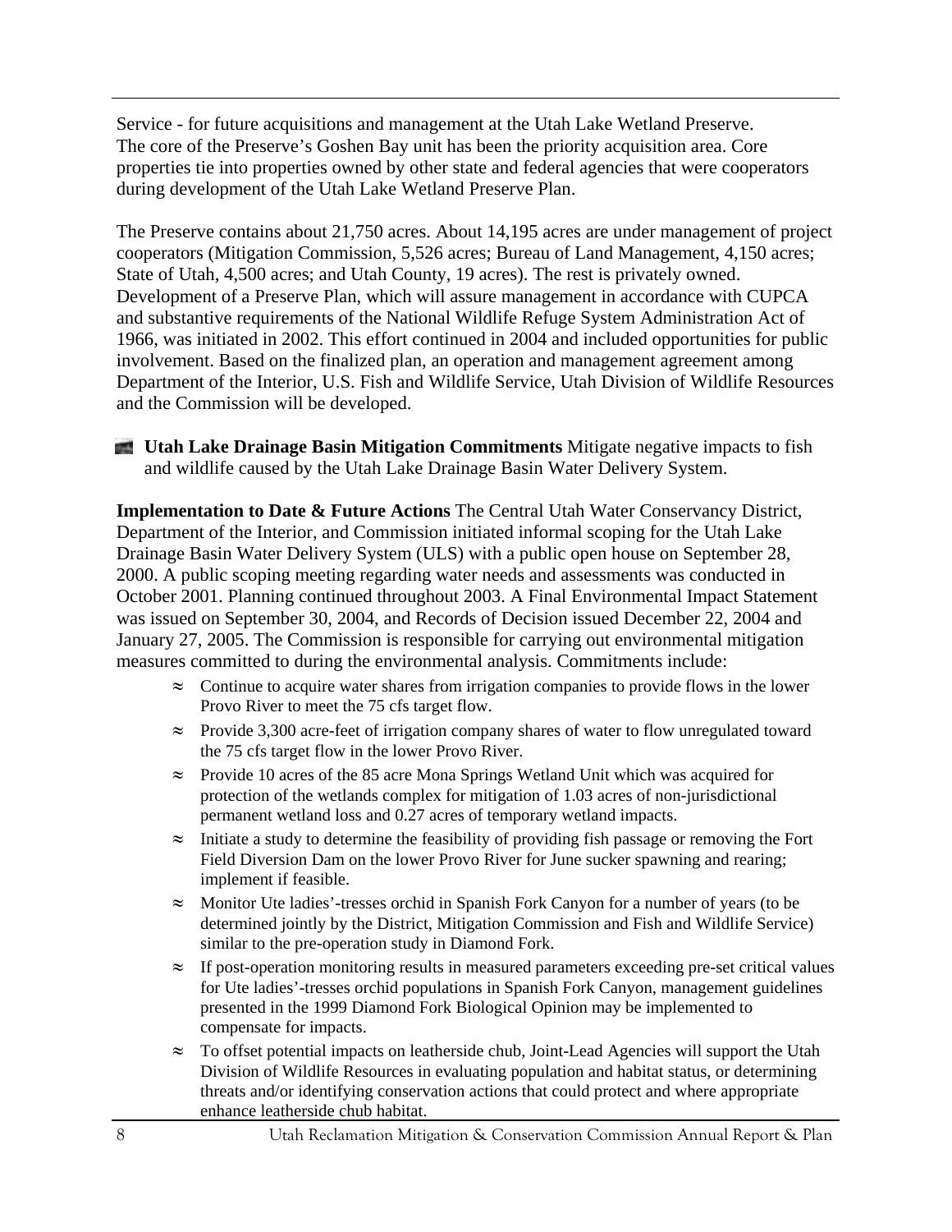Service - for future acquisitions and management at the Utah Lake Wetland Preserve. The core of the Preserve's Goshen Bay unit has been the priority acquisition area. Core properties tie into properties owned by other state and federal agencies that were cooperators during development of the Utah Lake Wetland Preserve Plan.

The Preserve contains about 21,750 acres. About 14,195 acres are under management of project cooperators (Mitigation Commission, 5,526 acres; Bureau of Land Management, 4,150 acres; State of Utah, 4,500 acres; and Utah County, 19 acres). The rest is privately owned. Development of a Preserve Plan, which will assure management in accordance with CUPCA and substantive requirements of the National Wildlife Refuge System Administration Act of 1966, was initiated in 2002. This effort continued in 2004 and included opportunities for public involvement. Based on the finalized plan, an operation and management agreement among Department of the Interior, U.S. Fish and Wildlife Service, Utah Division of Wildlife Resources and the Commission will be developed.

**Utah Lake Drainage Basin Mitigation Commitments** Mitigate negative impacts to fish and wildlife caused by the Utah Lake Drainage Basin Water Delivery System.

**Implementation to Date & Future Actions** The Central Utah Water Conservancy District, Department of the Interior, and Commission initiated informal scoping for the Utah Lake Drainage Basin Water Delivery System (ULS) with a public open house on September 28, 2000. A public scoping meeting regarding water needs and assessments was conducted in October 2001. Planning continued throughout 2003. A Final Environmental Impact Statement was issued on September 30, 2004, and Records of Decision issued December 22, 2004 and January 27, 2005. The Commission is responsible for carrying out environmental mitigation measures committed to during the environmental analysis. Commitments include:

- Continue to acquire water shares from irrigation companies to provide flows in the lower Provo River to meet the 75 cfs target flow.
- Provide 3,300 acre-feet of irrigation company shares of water to flow unregulated toward the 75 cfs target flow in the lower Provo River.
- Provide 10 acres of the 85 acre Mona Springs Wetland Unit which was acquired for protection of the wetlands complex for mitigation of 1.03 acres of non-jurisdictional permanent wetland loss and 0.27 acres of temporary wetland impacts.
- Initiate a study to determine the feasibility of providing fish passage or removing the Fort Field Diversion Dam on the lower Provo River for June sucker spawning and rearing; implement if feasible.
- Monitor Ute ladies'-tresses orchid in Spanish Fork Canyon for a number of years (to be determined jointly by the District, Mitigation Commission and Fish and Wildlife Service) similar to the pre-operation study in Diamond Fork.
- If post-operation monitoring results in measured parameters exceeding pre-set critical values for Ute ladies'-tresses orchid populations in Spanish Fork Canyon, management guidelines presented in the 1999 Diamond Fork Biological Opinion may be implemented to compensate for impacts.
- To offset potential impacts on leatherside chub, Joint-Lead Agencies will support the Utah Division of Wildlife Resources in evaluating population and habitat status, or determining threats and/or identifying conservation actions that could protect and where appropriate enhance leatherside chub habitat.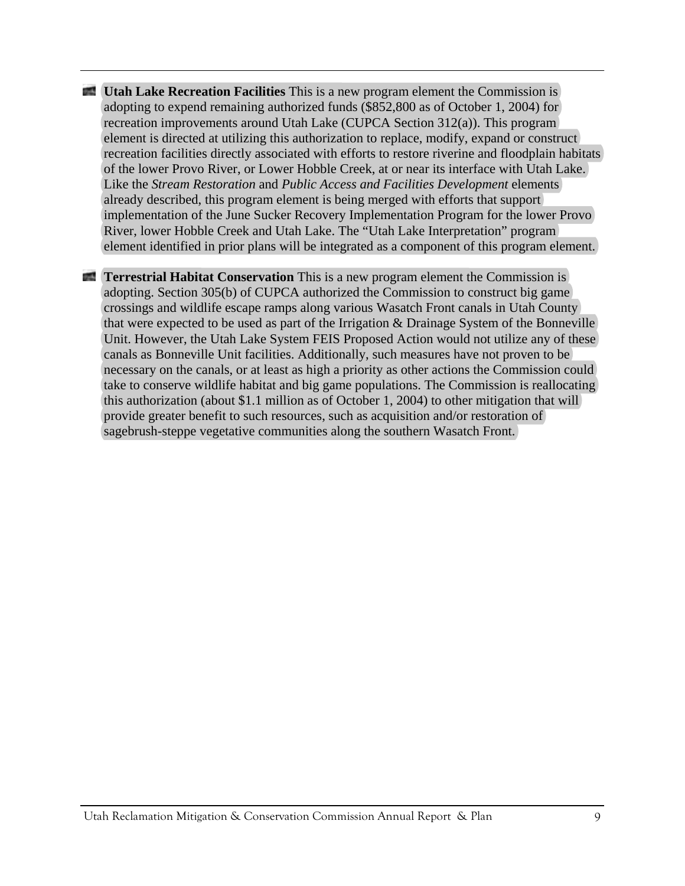- **Utah Lake Recreation Facilities** This is a new program element the Commission is adopting to expend remaining authorized funds ($852,800 as of October 1, 2004) for recreation improvements around Utah Lake (CUPCA Section 312(a)). This program element is directed at utilizing this authorization to replace, modify, expand or construct recreation facilities directly associated with efforts to restore riverine and floodplain habitats of the lower Provo River, or Lower Hobble Creek, at or near its interface with Utah Lake. Like the *Stream Restoration* and *Public Access and Facilities Development* elements already described, this program element is being merged with efforts that support implementation of the June Sucker Recovery Implementation Program for the lower Provo River, lower Hobble Creek and Utah Lake. The "Utah Lake Interpretation" program element identified in prior plans will be integrated as a component of this program element.

- **Terrestrial Habitat Conservation** This is a new program element the Commission is adopting. Section 305(b) of CUPCA authorized the Commission to construct big game crossings and wildlife escape ramps along various Wasatch Front canals in Utah County that were expected to be used as part of the Irrigation & Drainage System of the Bonneville Unit. However, the Utah Lake System FEIS Proposed Action would not utilize any of these canals as Bonneville Unit facilities. Additionally, such measures have not proven to be necessary on the canals, or at least as high a priority as other actions the Commission could take to conserve wildlife habitat and big game populations. The Commission is reallocating this authorization (about $1.1 million as of October 1, 2004) to other mitigation that will provide greater benefit to such resources, such as acquisition and/or restoration of sagebrush-steppe vegetative communities along the southern Wasatch Front.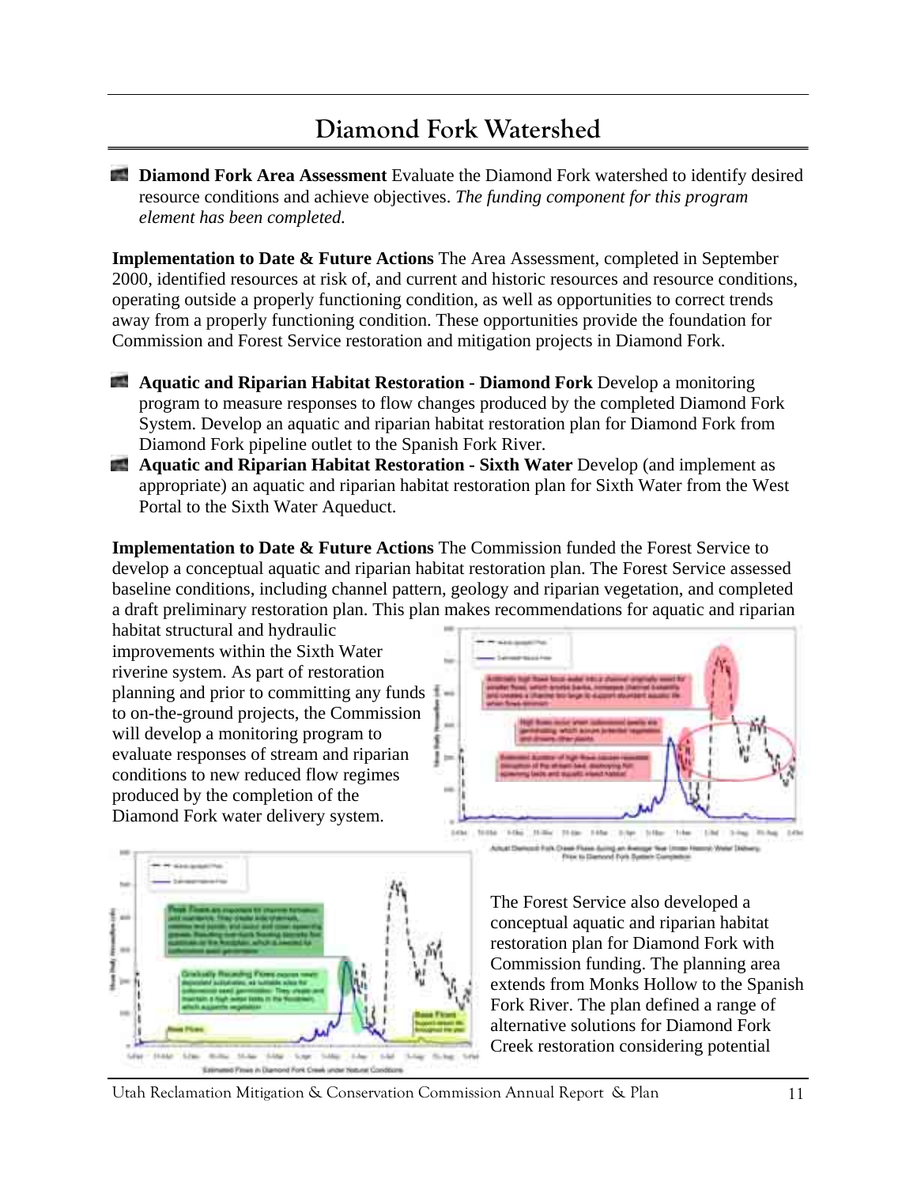# Diamond Fork Watershed

- **Diamond Fork Area Assessment** Evaluate the Diamond Fork watershed to identify desired resource conditions and achieve objectives. *The funding component for this program element has been completed.*

**Implementation to Date & Future Actions** The Area Assessment, completed in September 2000, identified resources at risk of, and current and historic resources and resource conditions, operating outside a properly functioning condition, as well as opportunities to correct trends away from a properly functioning condition. These opportunities provide the foundation for Commission and Forest Service restoration and mitigation projects in Diamond Fork.

- **Aquatic and Riparian Habitat Restoration - Diamond Fork** Develop a monitoring program to measure responses to flow changes produced by the completed Diamond Fork System. Develop an aquatic and riparian habitat restoration plan for Diamond Fork from Diamond Fork pipeline outlet to the Spanish Fork River.
- **Aquatic and Riparian Habitat Restoration - Sixth Water** Develop (and implement as appropriate) an aquatic and riparian habitat restoration plan for Sixth Water from the West Portal to the Sixth Water Aqueduct.

**Implementation to Date & Future Actions** The Commission funded the Forest Service to develop a conceptual aquatic and riparian habitat restoration plan. The Forest Service assessed baseline conditions, including channel pattern, geology and riparian vegetation, and completed a draft preliminary restoration plan. This plan makes recommendations for aquatic and riparian habitat structural and hydraulic improvements within the Sixth Water riverine system. As part of restoration planning and prior to committing any funds to on-the-ground projects, the Commission will develop a monitoring program to evaluate responses of stream and riparian conditions to new reduced flow regimes produced by the completion of the Diamond Fork water delivery system.

Actual Diamond Fork Creek Flows during an Average Year (Under Historic Water Delivery Prior to Diamond Fork System Completion)

Estimated Flows in Diamond Fork Creek under Natural Conditions

The Forest Service also developed a conceptual aquatic and riparian habitat restoration plan for Diamond Fork with Commission funding. The planning area extends from Monks Hollow to the Spanish Fork River. The plan defined a range of alternative solutions for Diamond Fork Creek restoration considering potential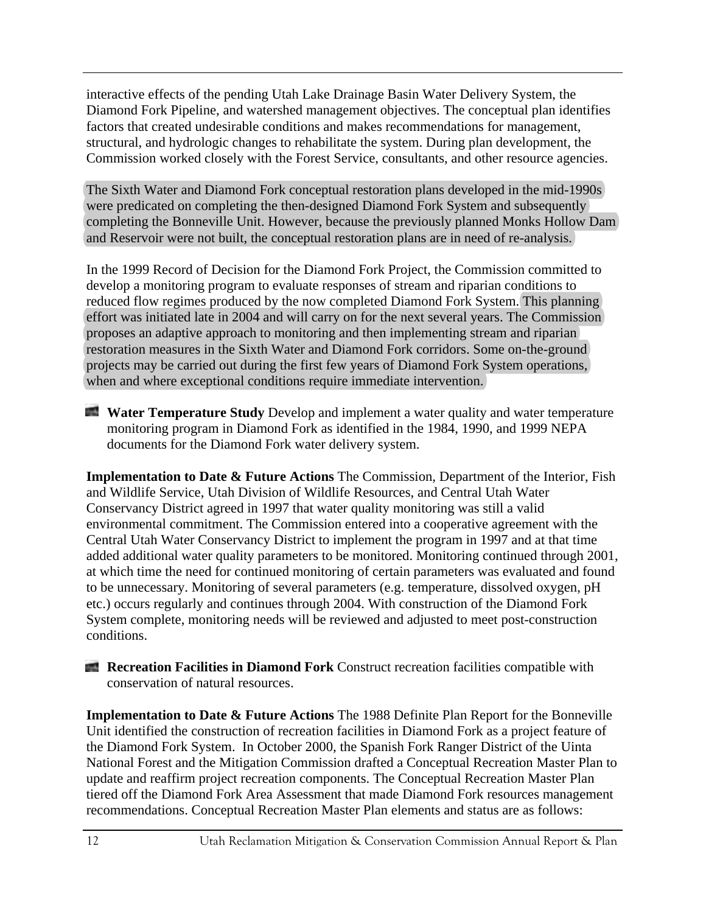interactive effects of the pending Utah Lake Drainage Basin Water Delivery System, the Diamond Fork Pipeline, and watershed management objectives. The conceptual plan identifies factors that created undesirable conditions and makes recommendations for management, structural, and hydrologic changes to rehabilitate the system. During plan development, the Commission worked closely with the Forest Service, consultants, and other resource agencies.

The Sixth Water and Diamond Fork conceptual restoration plans developed in the mid-1990s were predicated on completing the then-designed Diamond Fork System and subsequently completing the Bonneville Unit. However, because the previously planned Monks Hollow Dam and Reservoir were not built, the conceptual restoration plans are in need of re-analysis.

In the 1999 Record of Decision for the Diamond Fork Project, the Commission committed to develop a monitoring program to evaluate responses of stream and riparian conditions to reduced flow regimes produced by the now completed Diamond Fork System. This planning effort was initiated late in 2004 and will carry on for the next several years. The Commission proposes an adaptive approach to monitoring and then implementing stream and riparian restoration measures in the Sixth Water and Diamond Fork corridors. Some on-the-ground projects may be carried out during the first few years of Diamond Fork System operations, when and where exceptional conditions require immediate intervention.

- **Water Temperature Study** Develop and implement a water quality and water temperature monitoring program in Diamond Fork as identified in the 1984, 1990, and 1999 NEPA documents for the Diamond Fork water delivery system.

**Implementation to Date & Future Actions** The Commission, Department of the Interior, Fish and Wildlife Service, Utah Division of Wildlife Resources, and Central Utah Water Conservancy District agreed in 1997 that water quality monitoring was still a valid environmental commitment. The Commission entered into a cooperative agreement with the Central Utah Water Conservancy District to implement the program in 1997 and at that time added additional water quality parameters to be monitored. Monitoring continued through 2001, at which time the need for continued monitoring of certain parameters was evaluated and found to be unnecessary. Monitoring of several parameters (e.g. temperature, dissolved oxygen, pH etc.) occurs regularly and continues through 2004. With construction of the Diamond Fork System complete, monitoring needs will be reviewed and adjusted to meet post-construction conditions.

- **Recreation Facilities in Diamond Fork** Construct recreation facilities compatible with conservation of natural resources.

**Implementation to Date & Future Actions** The 1988 Definite Plan Report for the Bonneville Unit identified the construction of recreation facilities in Diamond Fork as a project feature of the Diamond Fork System. In October 2000, the Spanish Fork Ranger District of the Uinta National Forest and the Mitigation Commission drafted a Conceptual Recreation Master Plan to update and reaffirm project recreation components. The Conceptual Recreation Master Plan tiered off the Diamond Fork Area Assessment that made Diamond Fork resources management recommendations. Conceptual Recreation Master Plan elements and status are as follows: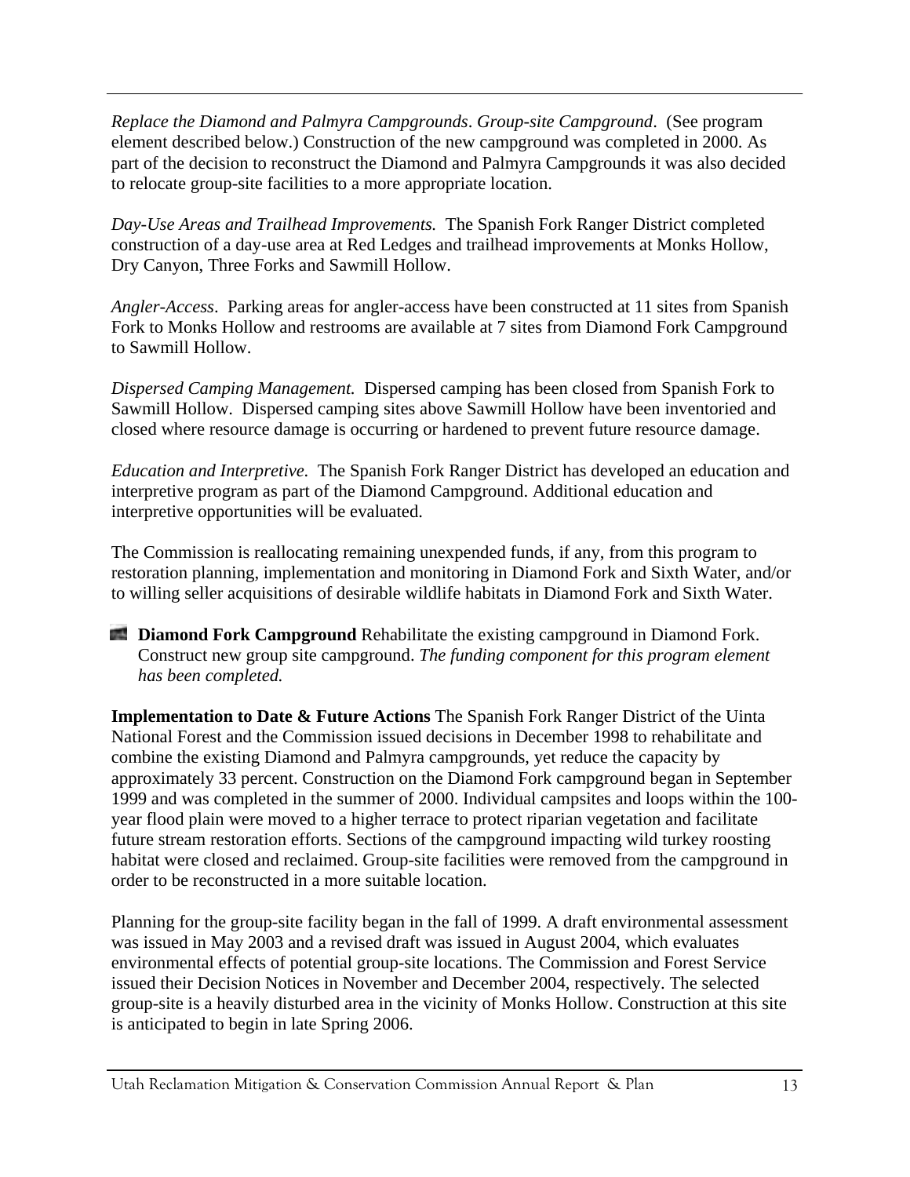*Replace the Diamond and Palmyra Campgrounds*. *Group-site Campground*. (See program element described below.) Construction of the new campground was completed in 2000. As part of the decision to reconstruct the Diamond and Palmyra Campgrounds it was also decided to relocate group-site facilities to a more appropriate location.

*Day-Use Areas and Trailhead Improvements.* The Spanish Fork Ranger District completed construction of a day-use area at Red Ledges and trailhead improvements at Monks Hollow, Dry Canyon, Three Forks and Sawmill Hollow.

*Angler-Access*. Parking areas for angler-access have been constructed at 11 sites from Spanish Fork to Monks Hollow and restrooms are available at 7 sites from Diamond Fork Campground to Sawmill Hollow.

*Dispersed Camping Management.* Dispersed camping has been closed from Spanish Fork to Sawmill Hollow. Dispersed camping sites above Sawmill Hollow have been inventoried and closed where resource damage is occurring or hardened to prevent future resource damage.

*Education and Interpretive.* The Spanish Fork Ranger District has developed an education and interpretive program as part of the Diamond Campground. Additional education and interpretive opportunities will be evaluated.

The Commission is reallocating remaining unexpended funds, if any, from this program to restoration planning, implementation and monitoring in Diamond Fork and Sixth Water, and/or to willing seller acquisitions of desirable wildlife habitats in Diamond Fork and Sixth Water.

- **Diamond Fork Campground** Rehabilitate the existing campground in Diamond Fork. Construct new group site campground. *The funding component for this program element has been completed.*

**Implementation to Date & Future Actions** The Spanish Fork Ranger District of the Uinta National Forest and the Commission issued decisions in December 1998 to rehabilitate and combine the existing Diamond and Palmyra campgrounds, yet reduce the capacity by approximately 33 percent. Construction on the Diamond Fork campground began in September 1999 and was completed in the summer of 2000. Individual campsites and loops within the 100-year flood plain were moved to a higher terrace to protect riparian vegetation and facilitate future stream restoration efforts. Sections of the campground impacting wild turkey roosting habitat were closed and reclaimed. Group-site facilities were removed from the campground in order to be reconstructed in a more suitable location.

Planning for the group-site facility began in the fall of 1999. A draft environmental assessment was issued in May 2003 and a revised draft was issued in August 2004, which evaluates environmental effects of potential group-site locations. The Commission and Forest Service issued their Decision Notices in November and December 2004, respectively. The selected group-site is a heavily disturbed area in the vicinity of Monks Hollow. Construction at this site is anticipated to begin in late Spring 2006.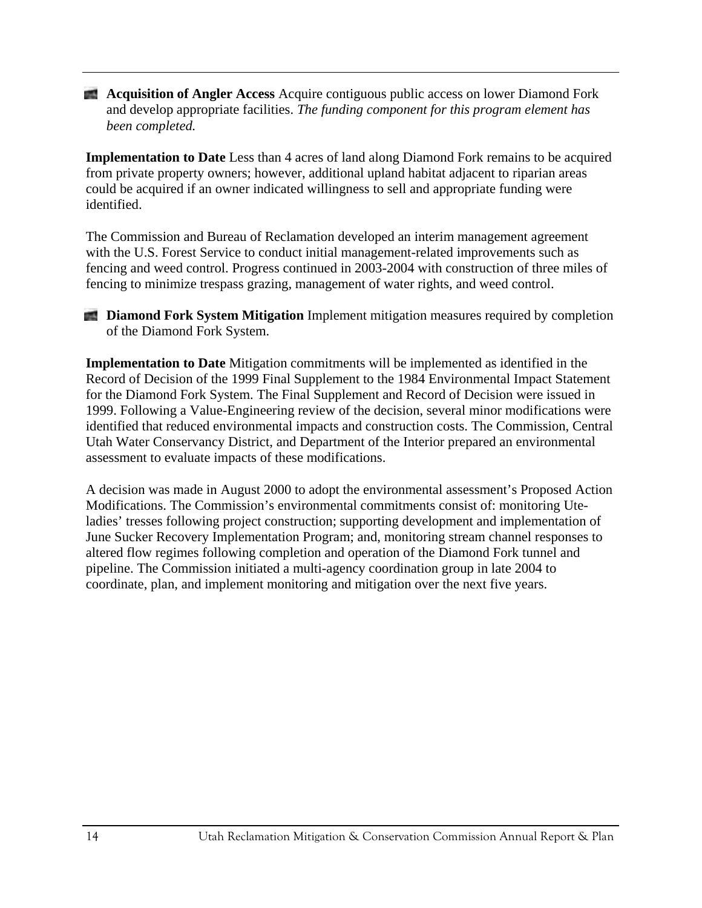- **Acquisition of Angler Access** Acquire contiguous public access on lower Diamond Fork and develop appropriate facilities. *The funding component for this program element has been completed.*

**Implementation to Date** Less than 4 acres of land along Diamond Fork remains to be acquired from private property owners; however, additional upland habitat adjacent to riparian areas could be acquired if an owner indicated willingness to sell and appropriate funding were identified.

The Commission and Bureau of Reclamation developed an interim management agreement with the U.S. Forest Service to conduct initial management-related improvements such as fencing and weed control. Progress continued in 2003-2004 with construction of three miles of fencing to minimize trespass grazing, management of water rights, and weed control.

- **Diamond Fork System Mitigation** Implement mitigation measures required by completion of the Diamond Fork System.

**Implementation to Date** Mitigation commitments will be implemented as identified in the Record of Decision of the 1999 Final Supplement to the 1984 Environmental Impact Statement for the Diamond Fork System. The Final Supplement and Record of Decision were issued in 1999. Following a Value-Engineering review of the decision, several minor modifications were identified that reduced environmental impacts and construction costs. The Commission, Central Utah Water Conservancy District, and Department of the Interior prepared an environmental assessment to evaluate impacts of these modifications.

A decision was made in August 2000 to adopt the environmental assessment's Proposed Action Modifications. The Commission's environmental commitments consist of: monitoring Ute-ladies' tresses following project construction; supporting development and implementation of June Sucker Recovery Implementation Program; and, monitoring stream channel responses to altered flow regimes following completion and operation of the Diamond Fork tunnel and pipeline. The Commission initiated a multi-agency coordination group in late 2004 to coordinate, plan, and implement monitoring and mitigation over the next five years.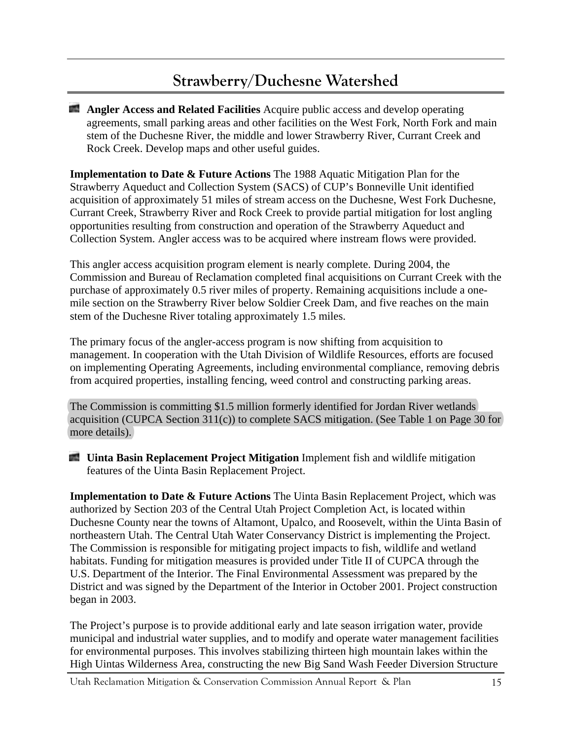## Strawberry/Duchesne Watershed

- **Angler Access and Related Facilities** Acquire public access and develop operating agreements, small parking areas and other facilities on the West Fork, North Fork and main stem of the Duchesne River, the middle and lower Strawberry River, Currant Creek and Rock Creek. Develop maps and other useful guides.

**Implementation to Date & Future Actions** The 1988 Aquatic Mitigation Plan for the Strawberry Aqueduct and Collection System (SACS) of CUP's Bonneville Unit identified acquisition of approximately 51 miles of stream access on the Duchesne, West Fork Duchesne, Currant Creek, Strawberry River and Rock Creek to provide partial mitigation for lost angling opportunities resulting from construction and operation of the Strawberry Aqueduct and Collection System. Angler access was to be acquired where instream flows were provided.

This angler access acquisition program element is nearly complete. During 2004, the Commission and Bureau of Reclamation completed final acquisitions on Currant Creek with the purchase of approximately 0.5 river miles of property. Remaining acquisitions include a one-mile section on the Strawberry River below Soldier Creek Dam, and five reaches on the main stem of the Duchesne River totaling approximately 1.5 miles.

The primary focus of the angler-access program is now shifting from acquisition to management. In cooperation with the Utah Division of Wildlife Resources, efforts are focused on implementing Operating Agreements, including environmental compliance, removing debris from acquired properties, installing fencing, weed control and constructing parking areas.

The Commission is committing $1.5 million formerly identified for Jordan River wetlands acquisition (CUPCA Section 311(c)) to complete SACS mitigation. (See Table 1 on Page 30 for more details).

- **Uinta Basin Replacement Project Mitigation** Implement fish and wildlife mitigation features of the Uinta Basin Replacement Project.

**Implementation to Date & Future Actions** The Uinta Basin Replacement Project, which was authorized by Section 203 of the Central Utah Project Completion Act, is located within Duchesne County near the towns of Altamont, Upalco, and Roosevelt, within the Uinta Basin of northeastern Utah. The Central Utah Water Conservancy District is implementing the Project. The Commission is responsible for mitigating project impacts to fish, wildlife and wetland habitats. Funding for mitigation measures is provided under Title II of CUPCA through the U.S. Department of the Interior. The Final Environmental Assessment was prepared by the District and was signed by the Department of the Interior in October 2001. Project construction began in 2003.

The Project's purpose is to provide additional early and late season irrigation water, provide municipal and industrial water supplies, and to modify and operate water management facilities for environmental purposes. This involves stabilizing thirteen high mountain lakes within the High Uintas Wilderness Area, constructing the new Big Sand Wash Feeder Diversion Structure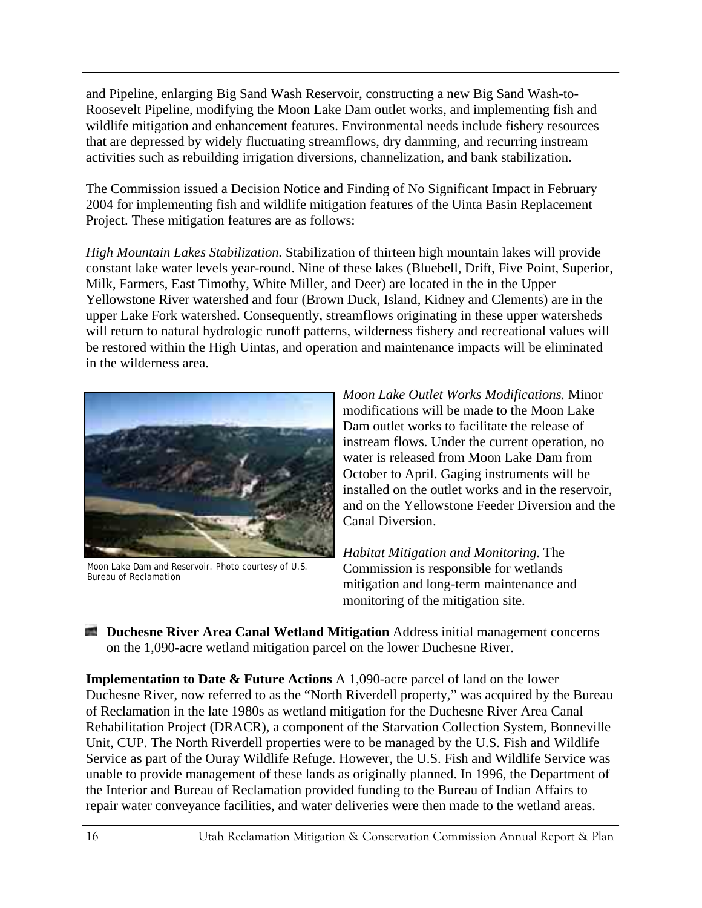and Pipeline, enlarging Big Sand Wash Reservoir, constructing a new Big Sand Wash-to-Roosevelt Pipeline, modifying the Moon Lake Dam outlet works, and implementing fish and wildlife mitigation and enhancement features. Environmental needs include fishery resources that are depressed by widely fluctuating streamflows, dry damming, and recurring instream activities such as rebuilding irrigation diversions, channelization, and bank stabilization.

The Commission issued a Decision Notice and Finding of No Significant Impact in February 2004 for implementing fish and wildlife mitigation features of the Uinta Basin Replacement Project. These mitigation features are as follows:

*High Mountain Lakes Stabilization.* Stabilization of thirteen high mountain lakes will provide constant lake water levels year-round. Nine of these lakes (Bluebell, Drift, Five Point, Superior, Milk, Farmers, East Timothy, White Miller, and Deer) are located in the in the Upper Yellowstone River watershed and four (Brown Duck, Island, Kidney and Clements) are in the upper Lake Fork watershed. Consequently, streamflows originating in these upper watersheds will return to natural hydrologic runoff patterns, wilderness fishery and recreational values will be restored within the High Uintas, and operation and maintenance impacts will be eliminated in the wilderness area.

Moon Lake Dam and Reservoir. Photo courtesy of U.S. Bureau of Reclamation

*Moon Lake Outlet Works Modifications.* Minor modifications will be made to the Moon Lake Dam outlet works to facilitate the release of instream flows. Under the current operation, no water is released from Moon Lake Dam from October to April. Gaging instruments will be installed on the outlet works and in the reservoir, and on the Yellowstone Feeder Diversion and the Canal Diversion.

*Habitat Mitigation and Monitoring.* The Commission is responsible for wetlands mitigation and long-term maintenance and monitoring of the mitigation site.

- **Duchesne River Area Canal Wetland Mitigation** Address initial management concerns on the 1,090-acre wetland mitigation parcel on the lower Duchesne River.

**Implementation to Date & Future Actions** A 1,090-acre parcel of land on the lower Duchesne River, now referred to as the "North Riverdell property," was acquired by the Bureau of Reclamation in the late 1980s as wetland mitigation for the Duchesne River Area Canal Rehabilitation Project (DRACR), a component of the Starvation Collection System, Bonneville Unit, CUP. The North Riverdell properties were to be managed by the U.S. Fish and Wildlife Service as part of the Ouray Wildlife Refuge. However, the U.S. Fish and Wildlife Service was unable to provide management of these lands as originally planned. In 1996, the Department of the Interior and Bureau of Reclamation provided funding to the Bureau of Indian Affairs to repair water conveyance facilities, and water deliveries were then made to the wetland areas.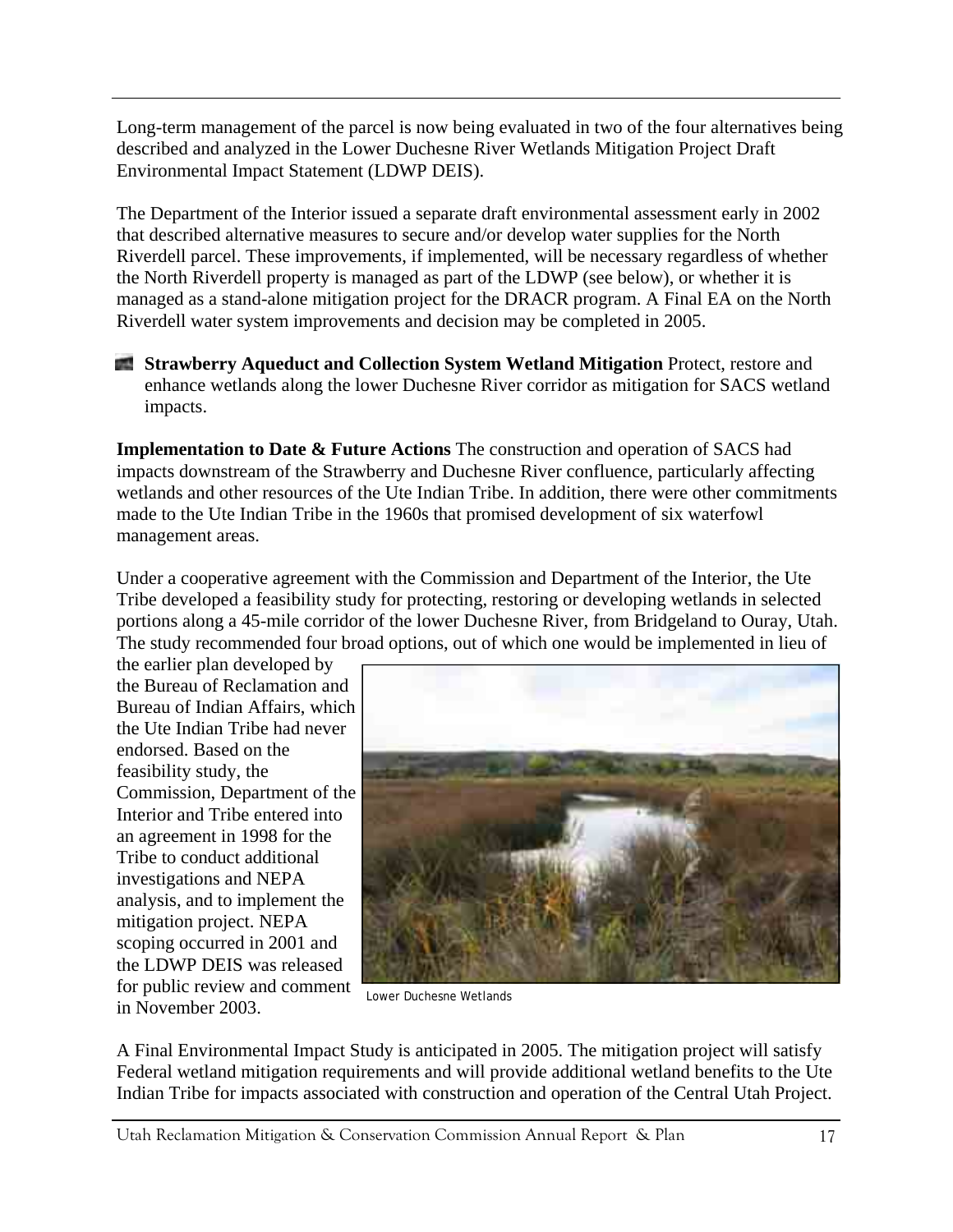Long-term management of the parcel is now being evaluated in two of the four alternatives being described and analyzed in the Lower Duchesne River Wetlands Mitigation Project Draft Environmental Impact Statement (LDWP DEIS).

The Department of the Interior issued a separate draft environmental assessment early in 2002 that described alternative measures to secure and/or develop water supplies for the North Riverdell parcel. These improvements, if implemented, will be necessary regardless of whether the North Riverdell property is managed as part of the LDWP (see below), or whether it is managed as a stand-alone mitigation project for the DRACR program. A Final EA on the North Riverdell water system improvements and decision may be completed in 2005.

- **Strawberry Aqueduct and Collection System Wetland Mitigation** Protect, restore and enhance wetlands along the lower Duchesne River corridor as mitigation for SACS wetland impacts.

**Implementation to Date & Future Actions** The construction and operation of SACS had impacts downstream of the Strawberry and Duchesne River confluence, particularly affecting wetlands and other resources of the Ute Indian Tribe. In addition, there were other commitments made to the Ute Indian Tribe in the 1960s that promised development of six waterfowl management areas.

Under a cooperative agreement with the Commission and Department of the Interior, the Ute Tribe developed a feasibility study for protecting, restoring or developing wetlands in selected portions along a 45-mile corridor of the lower Duchesne River, from Bridgeland to Ouray, Utah. The study recommended four broad options, out of which one would be implemented in lieu of the earlier plan developed by the Bureau of Reclamation and Bureau of Indian Affairs, which the Ute Indian Tribe had never endorsed. Based on the feasibility study, the Commission, Department of the Interior and Tribe entered into an agreement in 1998 for the Tribe to conduct additional investigations and NEPA analysis, and to implement the mitigation project. NEPA scoping occurred in 2001 and the LDWP DEIS was released for public review and comment in November 2003.

Lower Duchesne Wetlands

A Final Environmental Impact Study is anticipated in 2005. The mitigation project will satisfy Federal wetland mitigation requirements and will provide additional wetland benefits to the Ute Indian Tribe for impacts associated with construction and operation of the Central Utah Project.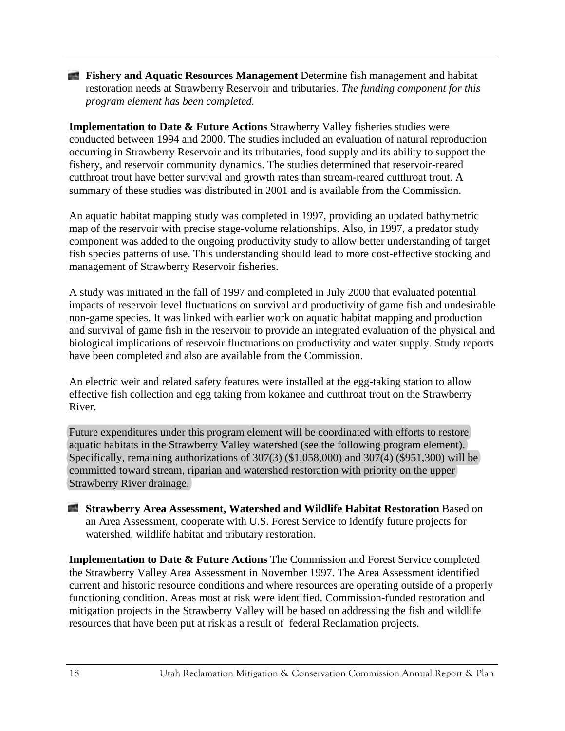- **Fishery and Aquatic Resources Management** Determine fish management and habitat restoration needs at Strawberry Reservoir and tributaries. *The funding component for this program element has been completed.*

**Implementation to Date & Future Actions** Strawberry Valley fisheries studies were conducted between 1994 and 2000. The studies included an evaluation of natural reproduction occurring in Strawberry Reservoir and its tributaries, food supply and its ability to support the fishery, and reservoir community dynamics. The studies determined that reservoir-reared cutthroat trout have better survival and growth rates than stream-reared cutthroat trout. A summary of these studies was distributed in 2001 and is available from the Commission.

An aquatic habitat mapping study was completed in 1997, providing an updated bathymetric map of the reservoir with precise stage-volume relationships. Also, in 1997, a predator study component was added to the ongoing productivity study to allow better understanding of target fish species patterns of use. This understanding should lead to more cost-effective stocking and management of Strawberry Reservoir fisheries.

A study was initiated in the fall of 1997 and completed in July 2000 that evaluated potential impacts of reservoir level fluctuations on survival and productivity of game fish and undesirable non-game species. It was linked with earlier work on aquatic habitat mapping and production and survival of game fish in the reservoir to provide an integrated evaluation of the physical and biological implications of reservoir fluctuations on productivity and water supply. Study reports have been completed and also are available from the Commission.

An electric weir and related safety features were installed at the egg-taking station to allow effective fish collection and egg taking from kokanee and cutthroat trout on the Strawberry River.

Future expenditures under this program element will be coordinated with efforts to restore aquatic habitats in the Strawberry Valley watershed (see the following program element). Specifically, remaining authorizations of 307(3) ($1,058,000) and 307(4) ($951,300) will be committed toward stream, riparian and watershed restoration with priority on the upper Strawberry River drainage.

- **Strawberry Area Assessment, Watershed and Wildlife Habitat Restoration** Based on an Area Assessment, cooperate with U.S. Forest Service to identify future projects for watershed, wildlife habitat and tributary restoration.

**Implementation to Date & Future Actions** The Commission and Forest Service completed the Strawberry Valley Area Assessment in November 1997. The Area Assessment identified current and historic resource conditions and where resources are operating outside of a properly functioning condition. Areas most at risk were identified. Commission-funded restoration and mitigation projects in the Strawberry Valley will be based on addressing the fish and wildlife resources that have been put at risk as a result of federal Reclamation projects.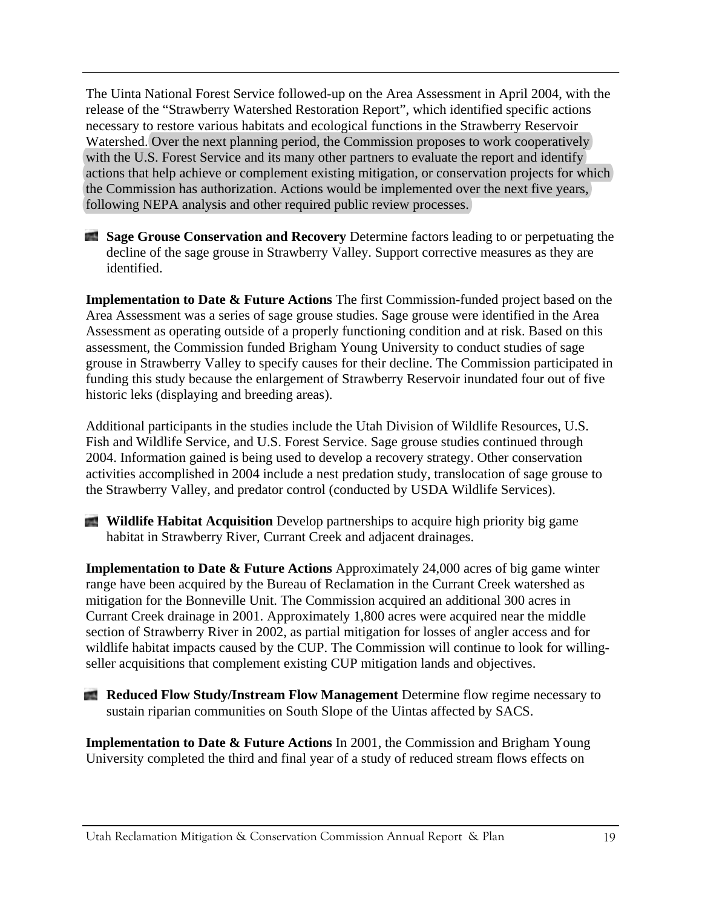The Uinta National Forest Service followed-up on the Area Assessment in April 2004, with the release of the "Strawberry Watershed Restoration Report", which identified specific actions necessary to restore various habitats and ecological functions in the Strawberry Reservoir Watershed. Over the next planning period, the Commission proposes to work cooperatively with the U.S. Forest Service and its many other partners to evaluate the report and identify actions that help achieve or complement existing mitigation, or conservation projects for which the Commission has authorization. Actions would be implemented over the next five years, following NEPA analysis and other required public review processes.

- **Sage Grouse Conservation and Recovery** Determine factors leading to or perpetuating the decline of the sage grouse in Strawberry Valley. Support corrective measures as they are identified.

**Implementation to Date & Future Actions** The first Commission-funded project based on the Area Assessment was a series of sage grouse studies. Sage grouse were identified in the Area Assessment as operating outside of a properly functioning condition and at risk. Based on this assessment, the Commission funded Brigham Young University to conduct studies of sage grouse in Strawberry Valley to specify causes for their decline. The Commission participated in funding this study because the enlargement of Strawberry Reservoir inundated four out of five historic leks (displaying and breeding areas).

Additional participants in the studies include the Utah Division of Wildlife Resources, U.S. Fish and Wildlife Service, and U.S. Forest Service. Sage grouse studies continued through 2004. Information gained is being used to develop a recovery strategy. Other conservation activities accomplished in 2004 include a nest predation study, translocation of sage grouse to the Strawberry Valley, and predator control (conducted by USDA Wildlife Services).

- **Wildlife Habitat Acquisition** Develop partnerships to acquire high priority big game habitat in Strawberry River, Currant Creek and adjacent drainages.

**Implementation to Date & Future Actions** Approximately 24,000 acres of big game winter range have been acquired by the Bureau of Reclamation in the Currant Creek watershed as mitigation for the Bonneville Unit. The Commission acquired an additional 300 acres in Currant Creek drainage in 2001. Approximately 1,800 acres were acquired near the middle section of Strawberry River in 2002, as partial mitigation for losses of angler access and for wildlife habitat impacts caused by the CUP. The Commission will continue to look for willing-seller acquisitions that complement existing CUP mitigation lands and objectives.

- **Reduced Flow Study/Instream Flow Management** Determine flow regime necessary to sustain riparian communities on South Slope of the Uintas affected by SACS.

**Implementation to Date & Future Actions** In 2001, the Commission and Brigham Young University completed the third and final year of a study of reduced stream flows effects on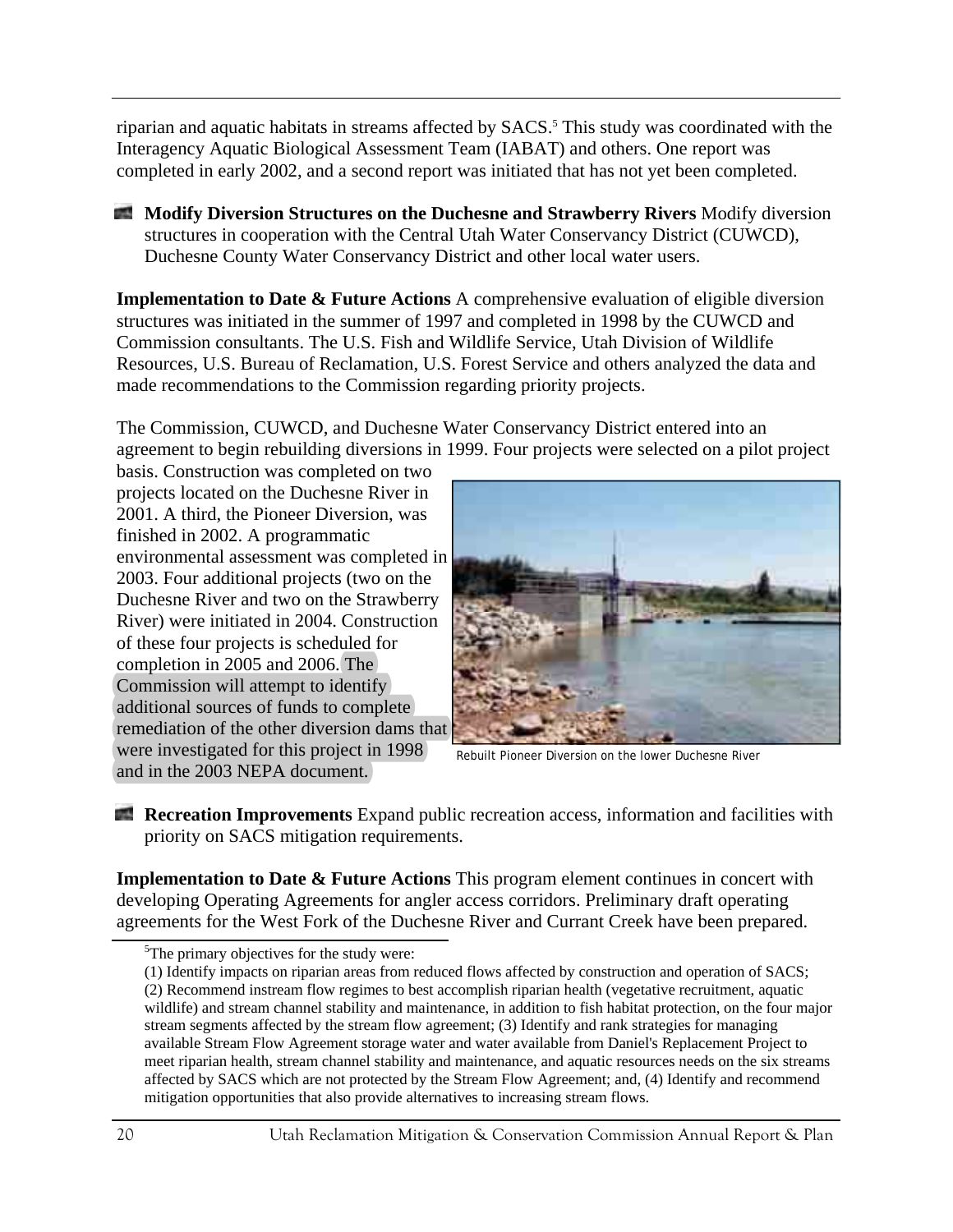riparian and aquatic habitats in streams affected by SACS.[5] This study was coordinated with the Interagency Aquatic Biological Assessment Team (IABAT) and others. One report was completed in early 2002, and a second report was initiated that has not yet been completed.

- **Modify Diversion Structures on the Duchesne and Strawberry Rivers** Modify diversion structures in cooperation with the Central Utah Water Conservancy District (CUWCD), Duchesne County Water Conservancy District and other local water users.

**Implementation to Date & Future Actions** A comprehensive evaluation of eligible diversion structures was initiated in the summer of 1997 and completed in 1998 by the CUWCD and Commission consultants. The U.S. Fish and Wildlife Service, Utah Division of Wildlife Resources, U.S. Bureau of Reclamation, U.S. Forest Service and others analyzed the data and made recommendations to the Commission regarding priority projects.

The Commission, CUWCD, and Duchesne Water Conservancy District entered into an agreement to begin rebuilding diversions in 1999. Four projects were selected on a pilot project basis. Construction was completed on two projects located on the Duchesne River in 2001. A third, the Pioneer Diversion, was finished in 2002. A programmatic environmental assessment was completed in 2003. Four additional projects (two on the Duchesne River and two on the Strawberry River) were initiated in 2004. Construction of these four projects is scheduled for completion in 2005 and 2006. The Commission will attempt to identify additional sources of funds to complete remediation of the other diversion dams that were investigated for this project in 1998 and in the 2003 NEPA document.

Rebuilt Pioneer Diversion on the lower Duchesne River

- **Recreation Improvements** Expand public recreation access, information and facilities with priority on SACS mitigation requirements.

**Implementation to Date & Future Actions** This program element continues in concert with developing Operating Agreements for angler access corridors. Preliminary draft operating agreements for the West Fork of the Duchesne River and Currant Creek have been prepared.

---

[5] The primary objectives for the study were:
(1) Identify impacts on riparian areas from reduced flows affected by construction and operation of SACS; (2) Recommend instream flow regimes to best accomplish riparian health (vegetative recruitment, aquatic wildlife) and stream channel stability and maintenance, in addition to fish habitat protection, on the four major stream segments affected by the stream flow agreement; (3) Identify and rank strategies for managing available Stream Flow Agreement storage water and water available from Daniel's Replacement Project to meet riparian health, stream channel stability and maintenance, and aquatic resources needs on the six streams affected by SACS which are not protected by the Stream Flow Agreement; and, (4) Identify and recommend mitigation opportunities that also provide alternatives to increasing stream flows.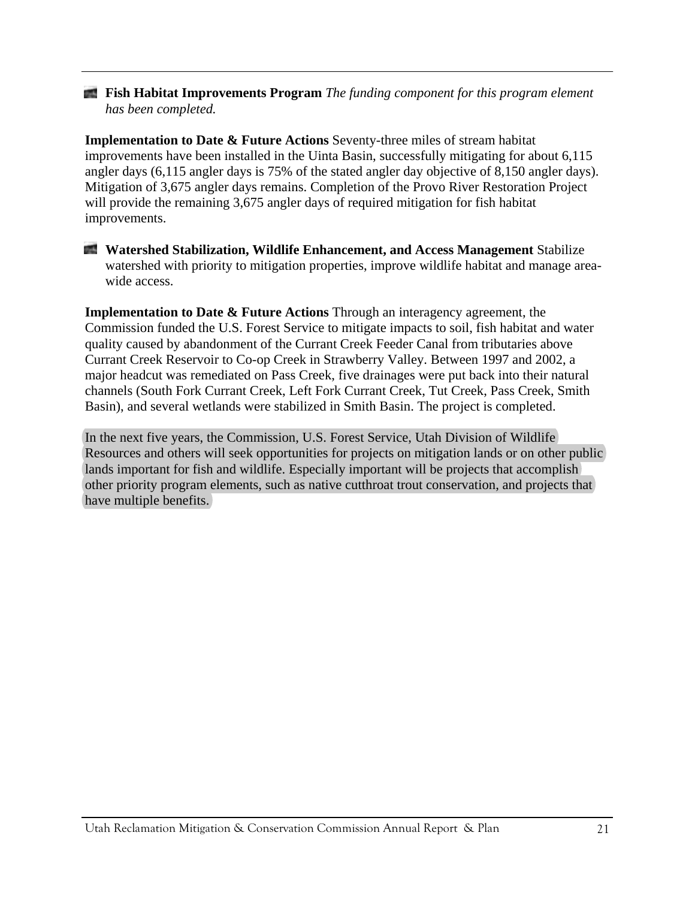- **Fish Habitat Improvements Program** *The funding component for this program element has been completed.*

**Implementation to Date & Future Actions** Seventy-three miles of stream habitat improvements have been installed in the Uinta Basin, successfully mitigating for about 6,115 angler days (6,115 angler days is 75% of the stated angler day objective of 8,150 angler days). Mitigation of 3,675 angler days remains. Completion of the Provo River Restoration Project will provide the remaining 3,675 angler days of required mitigation for fish habitat improvements.

- **Watershed Stabilization, Wildlife Enhancement, and Access Management** Stabilize watershed with priority to mitigation properties, improve wildlife habitat and manage area-wide access.

**Implementation to Date & Future Actions** Through an interagency agreement, the Commission funded the U.S. Forest Service to mitigate impacts to soil, fish habitat and water quality caused by abandonment of the Currant Creek Feeder Canal from tributaries above Currant Creek Reservoir to Co-op Creek in Strawberry Valley. Between 1997 and 2002, a major headcut was remediated on Pass Creek, five drainages were put back into their natural channels (South Fork Currant Creek, Left Fork Currant Creek, Tut Creek, Pass Creek, Smith Basin), and several wetlands were stabilized in Smith Basin. The project is completed.

In the next five years, the Commission, U.S. Forest Service, Utah Division of Wildlife Resources and others will seek opportunities for projects on mitigation lands or on other public lands important for fish and wildlife. Especially important will be projects that accomplish other priority program elements, such as native cutthroat trout conservation, and projects that have multiple benefits.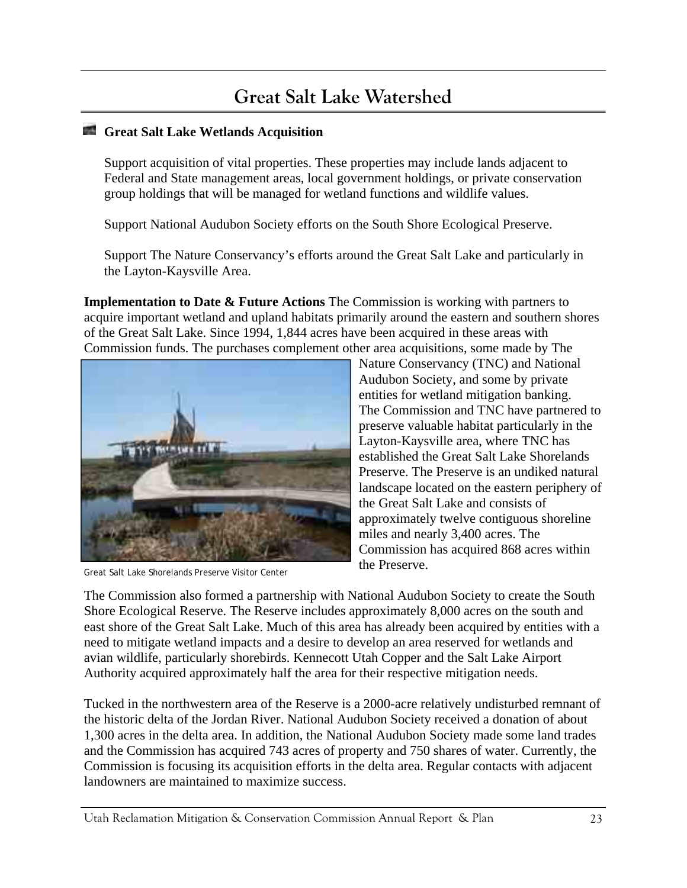# Great Salt Lake Watershed

## Great Salt Lake Wetlands Acquisition

Support acquisition of vital properties. These properties may include lands adjacent to Federal and State management areas, local government holdings, or private conservation group holdings that will be managed for wetland functions and wildlife values.

Support National Audubon Society efforts on the South Shore Ecological Preserve.

Support The Nature Conservancy's efforts around the Great Salt Lake and particularly in the Layton-Kaysville Area.

**Implementation to Date & Future Actions** The Commission is working with partners to acquire important wetland and upland habitats primarily around the eastern and southern shores of the Great Salt Lake. Since 1994, 1,844 acres have been acquired in these areas with Commission funds. The purchases complement other area acquisitions, some made by The Nature Conservancy (TNC) and National Audubon Society, and some by private entities for wetland mitigation banking. The Commission and TNC have partnered to preserve valuable habitat particularly in the Layton-Kaysville area, where TNC has established the Great Salt Lake Shorelands Preserve. The Preserve is an undiked natural landscape located on the eastern periphery of the Great Salt Lake and consists of approximately twelve contiguous shoreline miles and nearly 3,400 acres. The Commission has acquired 868 acres within the Preserve.

Great Salt Lake Shorelands Preserve Visitor Center

The Commission also formed a partnership with National Audubon Society to create the South Shore Ecological Reserve. The Reserve includes approximately 8,000 acres on the south and east shore of the Great Salt Lake. Much of this area has already been acquired by entities with a need to mitigate wetland impacts and a desire to develop an area reserved for wetlands and avian wildlife, particularly shorebirds. Kennecott Utah Copper and the Salt Lake Airport Authority acquired approximately half the area for their respective mitigation needs.

Tucked in the northwestern area of the Reserve is a 2000-acre relatively undisturbed remnant of the historic delta of the Jordan River. National Audubon Society received a donation of about 1,300 acres in the delta area. In addition, the National Audubon Society made some land trades and the Commission has acquired 743 acres of property and 750 shares of water. Currently, the Commission is focusing its acquisition efforts in the delta area. Regular contacts with adjacent landowners are maintained to maximize success.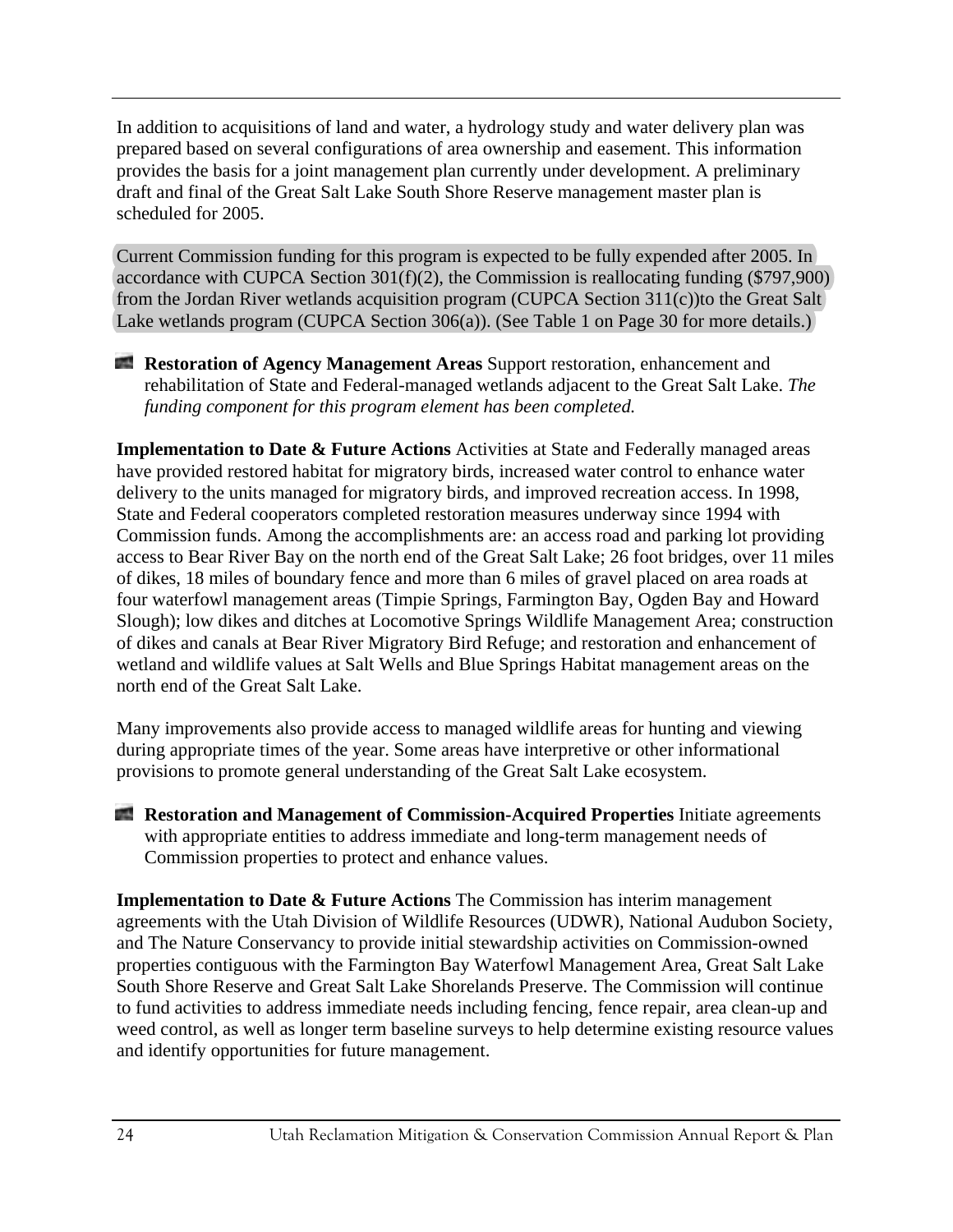In addition to acquisitions of land and water, a hydrology study and water delivery plan was prepared based on several configurations of area ownership and easement. This information provides the basis for a joint management plan currently under development. A preliminary draft and final of the Great Salt Lake South Shore Reserve management master plan is scheduled for 2005.

Current Commission funding for this program is expected to be fully expended after 2005. In accordance with CUPCA Section 301(f)(2), the Commission is reallocating funding ($797,900) from the Jordan River wetlands acquisition program (CUPCA Section 311(c))to the Great Salt Lake wetlands program (CUPCA Section 306(a)). (See Table 1 on Page 30 for more details.)

- **Restoration of Agency Management Areas** Support restoration, enhancement and rehabilitation of State and Federal-managed wetlands adjacent to the Great Salt Lake. *The funding component for this program element has been completed.*

**Implementation to Date & Future Actions** Activities at State and Federally managed areas have provided restored habitat for migratory birds, increased water control to enhance water delivery to the units managed for migratory birds, and improved recreation access. In 1998, State and Federal cooperators completed restoration measures underway since 1994 with Commission funds. Among the accomplishments are: an access road and parking lot providing access to Bear River Bay on the north end of the Great Salt Lake; 26 foot bridges, over 11 miles of dikes, 18 miles of boundary fence and more than 6 miles of gravel placed on area roads at four waterfowl management areas (Timpie Springs, Farmington Bay, Ogden Bay and Howard Slough); low dikes and ditches at Locomotive Springs Wildlife Management Area; construction of dikes and canals at Bear River Migratory Bird Refuge; and restoration and enhancement of wetland and wildlife values at Salt Wells and Blue Springs Habitat management areas on the north end of the Great Salt Lake.

Many improvements also provide access to managed wildlife areas for hunting and viewing during appropriate times of the year. Some areas have interpretive or other informational provisions to promote general understanding of the Great Salt Lake ecosystem.

- **Restoration and Management of Commission-Acquired Properties** Initiate agreements with appropriate entities to address immediate and long-term management needs of Commission properties to protect and enhance values.

**Implementation to Date & Future Actions** The Commission has interim management agreements with the Utah Division of Wildlife Resources (UDWR), National Audubon Society, and The Nature Conservancy to provide initial stewardship activities on Commission-owned properties contiguous with the Farmington Bay Waterfowl Management Area, Great Salt Lake South Shore Reserve and Great Salt Lake Shorelands Preserve. The Commission will continue to fund activities to address immediate needs including fencing, fence repair, area clean-up and weed control, as well as longer term baseline surveys to help determine existing resource values and identify opportunities for future management.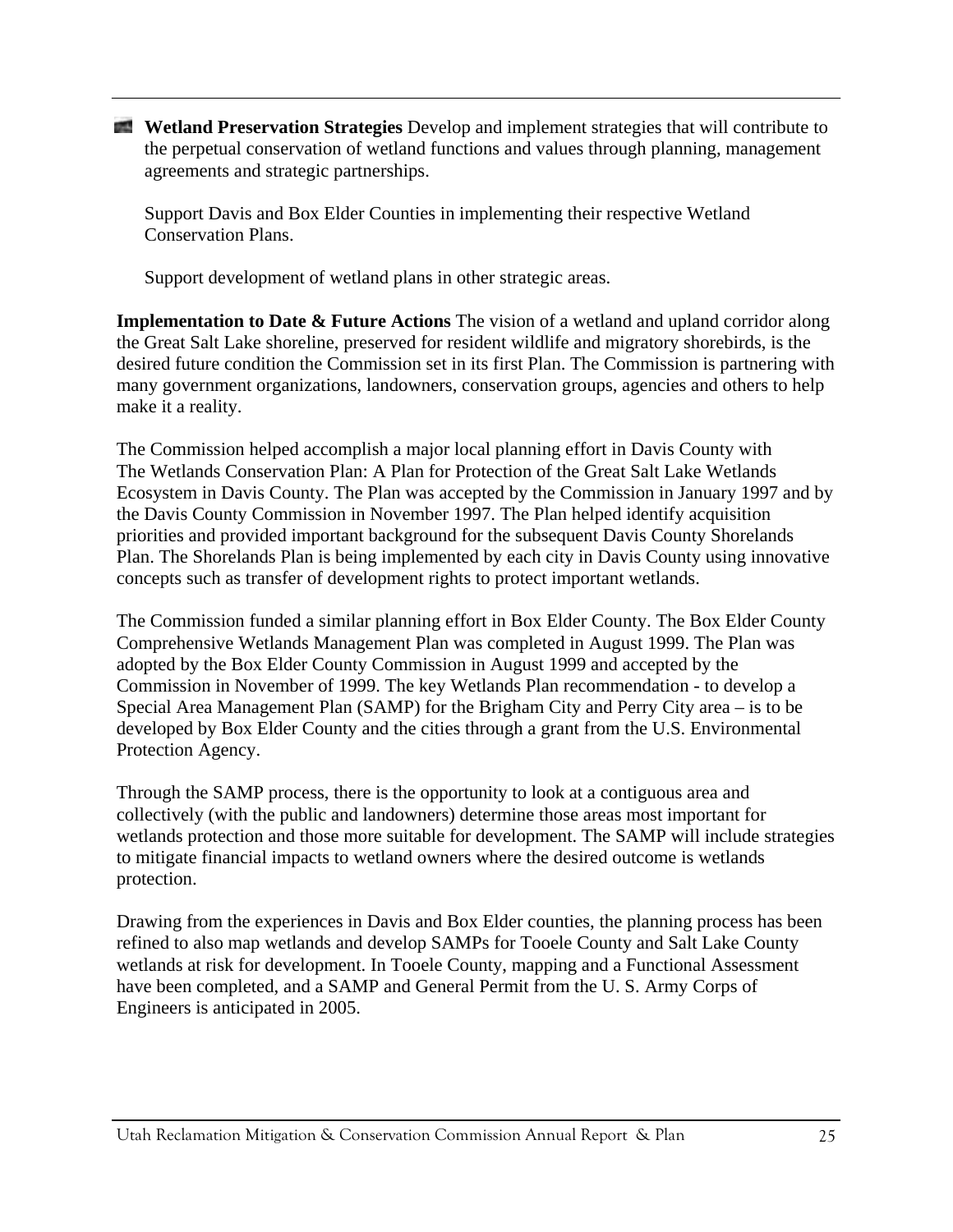- **Wetland Preservation Strategies** Develop and implement strategies that will contribute to the perpetual conservation of wetland functions and values through planning, management agreements and strategic partnerships.

  Support Davis and Box Elder Counties in implementing their respective Wetland Conservation Plans.

  Support development of wetland plans in other strategic areas.

**Implementation to Date & Future Actions** The vision of a wetland and upland corridor along the Great Salt Lake shoreline, preserved for resident wildlife and migratory shorebirds, is the desired future condition the Commission set in its first Plan. The Commission is partnering with many government organizations, landowners, conservation groups, agencies and others to help make it a reality.

The Commission helped accomplish a major local planning effort in Davis County with The Wetlands Conservation Plan: A Plan for Protection of the Great Salt Lake Wetlands Ecosystem in Davis County. The Plan was accepted by the Commission in January 1997 and by the Davis County Commission in November 1997. The Plan helped identify acquisition priorities and provided important background for the subsequent Davis County Shorelands Plan. The Shorelands Plan is being implemented by each city in Davis County using innovative concepts such as transfer of development rights to protect important wetlands.

The Commission funded a similar planning effort in Box Elder County. The Box Elder County Comprehensive Wetlands Management Plan was completed in August 1999. The Plan was adopted by the Box Elder County Commission in August 1999 and accepted by the Commission in November of 1999. The key Wetlands Plan recommendation - to develop a Special Area Management Plan (SAMP) for the Brigham City and Perry City area – is to be developed by Box Elder County and the cities through a grant from the U.S. Environmental Protection Agency.

Through the SAMP process, there is the opportunity to look at a contiguous area and collectively (with the public and landowners) determine those areas most important for wetlands protection and those more suitable for development. The SAMP will include strategies to mitigate financial impacts to wetland owners where the desired outcome is wetlands protection.

Drawing from the experiences in Davis and Box Elder counties, the planning process has been refined to also map wetlands and develop SAMPs for Tooele County and Salt Lake County wetlands at risk for development. In Tooele County, mapping and a Functional Assessment have been completed, and a SAMP and General Permit from the U. S. Army Corps of Engineers is anticipated in 2005.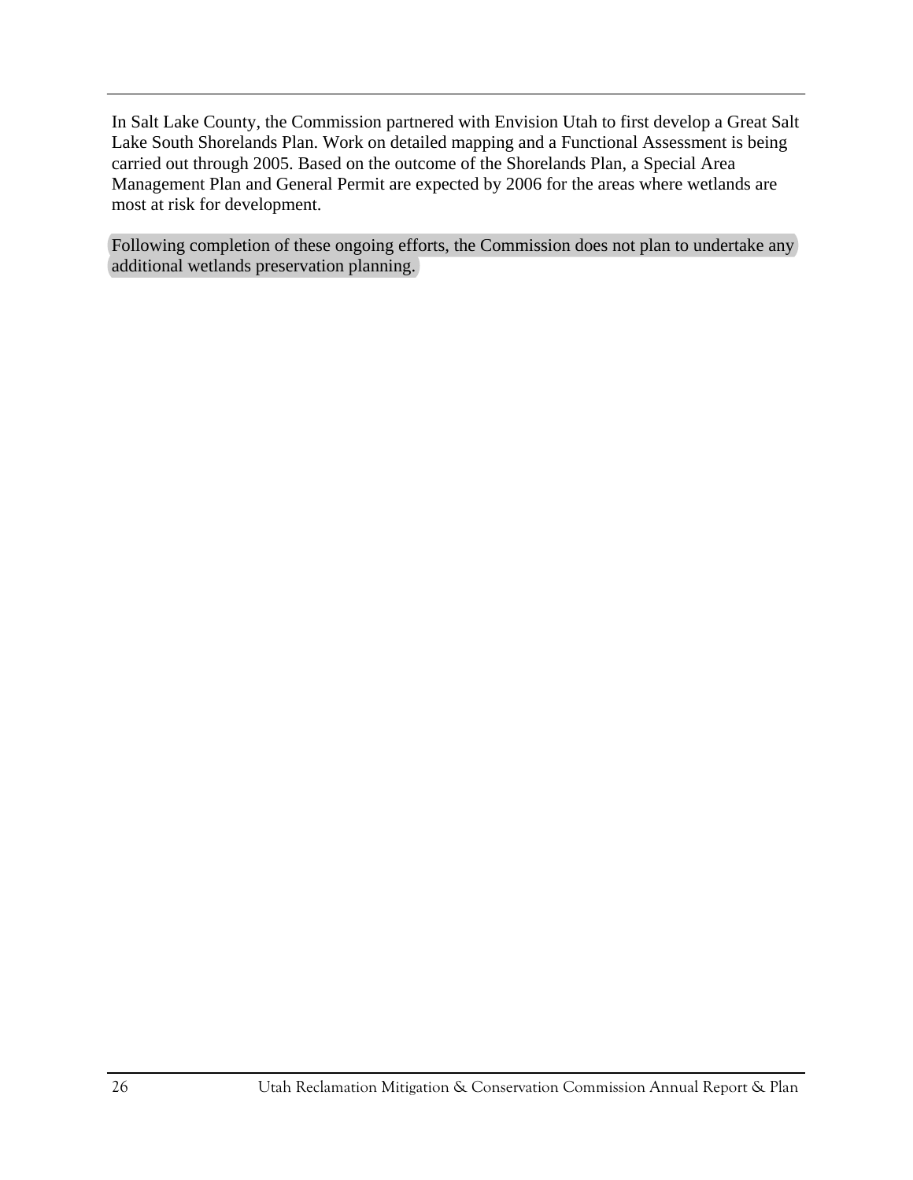In Salt Lake County, the Commission partnered with Envision Utah to first develop a Great Salt Lake South Shorelands Plan. Work on detailed mapping and a Functional Assessment is being carried out through 2005. Based on the outcome of the Shorelands Plan, a Special Area Management Plan and General Permit are expected by 2006 for the areas where wetlands are most at risk for development.

Following completion of these ongoing efforts, the Commission does not plan to undertake any additional wetlands preservation planning.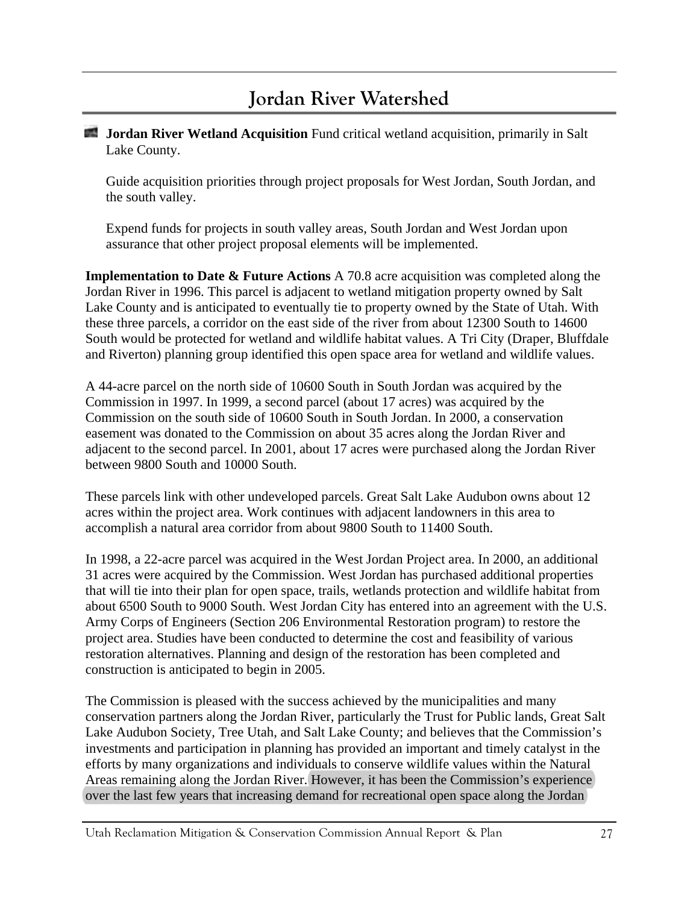# Jordan River Watershed

- **Jordan River Wetland Acquisition** Fund critical wetland acquisition, primarily in Salt Lake County.

  Guide acquisition priorities through project proposals for West Jordan, South Jordan, and the south valley.

  Expend funds for projects in south valley areas, South Jordan and West Jordan upon assurance that other project proposal elements will be implemented.

**Implementation to Date & Future Actions** A 70.8 acre acquisition was completed along the Jordan River in 1996. This parcel is adjacent to wetland mitigation property owned by Salt Lake County and is anticipated to eventually tie to property owned by the State of Utah. With these three parcels, a corridor on the east side of the river from about 12300 South to 14600 South would be protected for wetland and wildlife habitat values. A Tri City (Draper, Bluffdale and Riverton) planning group identified this open space area for wetland and wildlife values.

A 44-acre parcel on the north side of 10600 South in South Jordan was acquired by the Commission in 1997. In 1999, a second parcel (about 17 acres) was acquired by the Commission on the south side of 10600 South in South Jordan. In 2000, a conservation easement was donated to the Commission on about 35 acres along the Jordan River and adjacent to the second parcel. In 2001, about 17 acres were purchased along the Jordan River between 9800 South and 10000 South.

These parcels link with other undeveloped parcels. Great Salt Lake Audubon owns about 12 acres within the project area. Work continues with adjacent landowners in this area to accomplish a natural area corridor from about 9800 South to 11400 South.

In 1998, a 22-acre parcel was acquired in the West Jordan Project area. In 2000, an additional 31 acres were acquired by the Commission. West Jordan has purchased additional properties that will tie into their plan for open space, trails, wetlands protection and wildlife habitat from about 6500 South to 9000 South. West Jordan City has entered into an agreement with the U.S. Army Corps of Engineers (Section 206 Environmental Restoration program) to restore the project area. Studies have been conducted to determine the cost and feasibility of various restoration alternatives. Planning and design of the restoration has been completed and construction is anticipated to begin in 2005.

The Commission is pleased with the success achieved by the municipalities and many conservation partners along the Jordan River, particularly the Trust for Public lands, Great Salt Lake Audubon Society, Tree Utah, and Salt Lake County; and believes that the Commission's investments and participation in planning has provided an important and timely catalyst in the efforts by many organizations and individuals to conserve wildlife values within the Natural Areas remaining along the Jordan River. However, it has been the Commission's experience over the last few years that increasing demand for recreational open space along the Jordan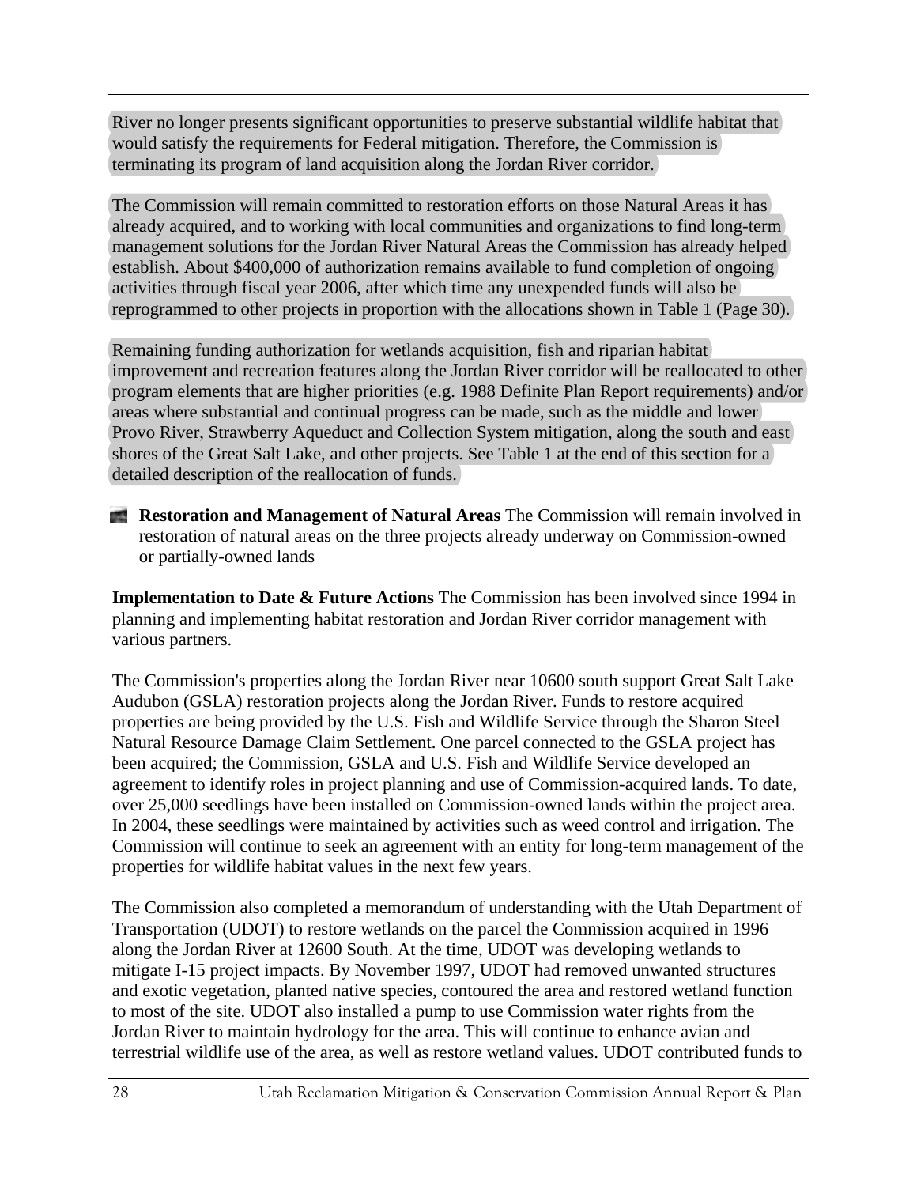River no longer presents significant opportunities to preserve substantial wildlife habitat that would satisfy the requirements for Federal mitigation. Therefore, the Commission is terminating its program of land acquisition along the Jordan River corridor.

The Commission will remain committed to restoration efforts on those Natural Areas it has already acquired, and to working with local communities and organizations to find long-term management solutions for the Jordan River Natural Areas the Commission has already helped establish. About $400,000 of authorization remains available to fund completion of ongoing activities through fiscal year 2006, after which time any unexpended funds will also be reprogrammed to other projects in proportion with the allocations shown in Table 1 (Page 30).

Remaining funding authorization for wetlands acquisition, fish and riparian habitat improvement and recreation features along the Jordan River corridor will be reallocated to other program elements that are higher priorities (e.g. 1988 Definite Plan Report requirements) and/or areas where substantial and continual progress can be made, such as the middle and lower Provo River, Strawberry Aqueduct and Collection System mitigation, along the south and east shores of the Great Salt Lake, and other projects. See Table 1 at the end of this section for a detailed description of the reallocation of funds.

- **Restoration and Management of Natural Areas** The Commission will remain involved in restoration of natural areas on the three projects already underway on Commission-owned or partially-owned lands

**Implementation to Date & Future Actions** The Commission has been involved since 1994 in planning and implementing habitat restoration and Jordan River corridor management with various partners.

The Commission's properties along the Jordan River near 10600 south support Great Salt Lake Audubon (GSLA) restoration projects along the Jordan River. Funds to restore acquired properties are being provided by the U.S. Fish and Wildlife Service through the Sharon Steel Natural Resource Damage Claim Settlement. One parcel connected to the GSLA project has been acquired; the Commission, GSLA and U.S. Fish and Wildlife Service developed an agreement to identify roles in project planning and use of Commission-acquired lands. To date, over 25,000 seedlings have been installed on Commission-owned lands within the project area. In 2004, these seedlings were maintained by activities such as weed control and irrigation. The Commission will continue to seek an agreement with an entity for long-term management of the properties for wildlife habitat values in the next few years.

The Commission also completed a memorandum of understanding with the Utah Department of Transportation (UDOT) to restore wetlands on the parcel the Commission acquired in 1996 along the Jordan River at 12600 South. At the time, UDOT was developing wetlands to mitigate I-15 project impacts. By November 1997, UDOT had removed unwanted structures and exotic vegetation, planted native species, contoured the area and restored wetland function to most of the site. UDOT also installed a pump to use Commission water rights from the Jordan River to maintain hydrology for the area. This will continue to enhance avian and terrestrial wildlife use of the area, as well as restore wetland values. UDOT contributed funds to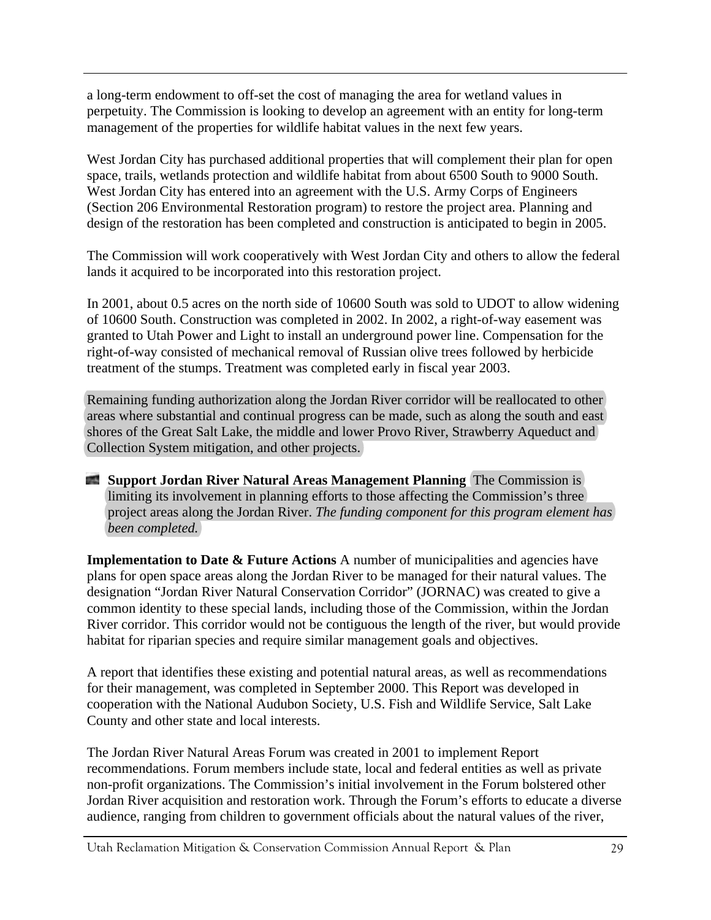a long-term endowment to off-set the cost of managing the area for wetland values in perpetuity. The Commission is looking to develop an agreement with an entity for long-term management of the properties for wildlife habitat values in the next few years.

West Jordan City has purchased additional properties that will complement their plan for open space, trails, wetlands protection and wildlife habitat from about 6500 South to 9000 South. West Jordan City has entered into an agreement with the U.S. Army Corps of Engineers (Section 206 Environmental Restoration program) to restore the project area. Planning and design of the restoration has been completed and construction is anticipated to begin in 2005.

The Commission will work cooperatively with West Jordan City and others to allow the federal lands it acquired to be incorporated into this restoration project.

In 2001, about 0.5 acres on the north side of 10600 South was sold to UDOT to allow widening of 10600 South. Construction was completed in 2002. In 2002, a right-of-way easement was granted to Utah Power and Light to install an underground power line. Compensation for the right-of-way consisted of mechanical removal of Russian olive trees followed by herbicide treatment of the stumps. Treatment was completed early in fiscal year 2003.

Remaining funding authorization along the Jordan River corridor will be reallocated to other areas where substantial and continual progress can be made, such as along the south and east shores of the Great Salt Lake, the middle and lower Provo River, Strawberry Aqueduct and Collection System mitigation, and other projects.

- **Support Jordan River Natural Areas Management Planning** The Commission is limiting its involvement in planning efforts to those affecting the Commission's three project areas along the Jordan River. *The funding component for this program element has been completed.*

**Implementation to Date & Future Actions** A number of municipalities and agencies have plans for open space areas along the Jordan River to be managed for their natural values. The designation "Jordan River Natural Conservation Corridor" (JORNAC) was created to give a common identity to these special lands, including those of the Commission, within the Jordan River corridor. This corridor would not be contiguous the length of the river, but would provide habitat for riparian species and require similar management goals and objectives.

A report that identifies these existing and potential natural areas, as well as recommendations for their management, was completed in September 2000. This Report was developed in cooperation with the National Audubon Society, U.S. Fish and Wildlife Service, Salt Lake County and other state and local interests.

The Jordan River Natural Areas Forum was created in 2001 to implement Report recommendations. Forum members include state, local and federal entities as well as private non-profit organizations. The Commission's initial involvement in the Forum bolstered other Jordan River acquisition and restoration work. Through the Forum's efforts to educate a diverse audience, ranging from children to government officials about the natural values of the river,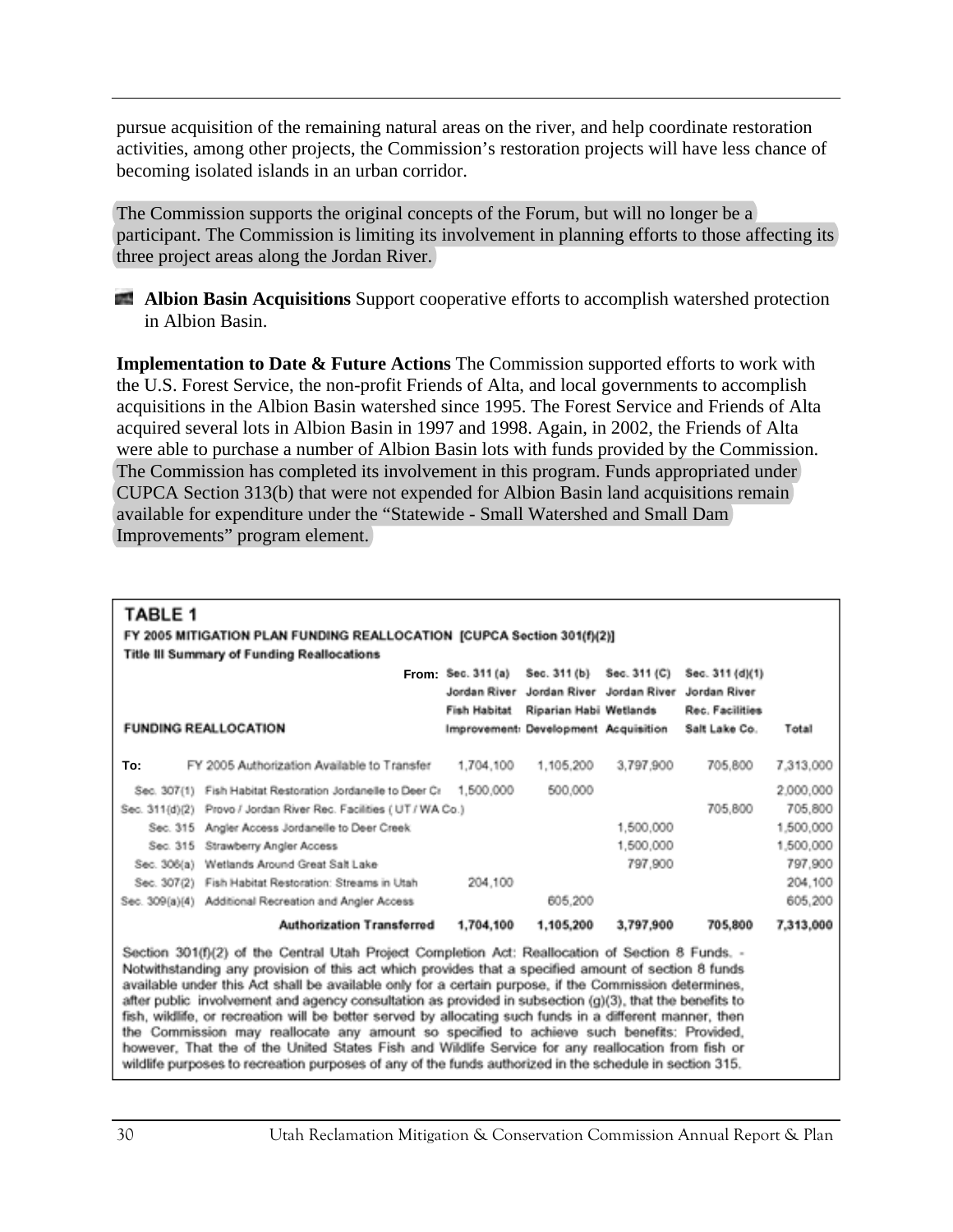pursue acquisition of the remaining natural areas on the river, and help coordinate restoration activities, among other projects, the Commission's restoration projects will have less chance of becoming isolated islands in an urban corridor.

The Commission supports the original concepts of the Forum, but will no longer be a participant. The Commission is limiting its involvement in planning efforts to those affecting its three project areas along the Jordan River.

- **Albion Basin Acquisitions** Support cooperative efforts to accomplish watershed protection in Albion Basin.

**Implementation to Date & Future Actions** The Commission supported efforts to work with the U.S. Forest Service, the non-profit Friends of Alta, and local governments to accomplish acquisitions in the Albion Basin watershed since 1995. The Forest Service and Friends of Alta acquired several lots in Albion Basin in 1997 and 1998. Again, in 2002, the Friends of Alta were able to purchase a number of Albion Basin lots with funds provided by the Commission. The Commission has completed its involvement in this program. Funds appropriated under CUPCA Section 313(b) that were not expended for Albion Basin land acquisitions remain available for expenditure under the "Statewide - Small Watershed and Small Dam Improvements" program element.

**TABLE 1**

**FY 2005 MITIGATION PLAN FUNDING REALLOCATION [CUPCA Section 301(f)(2)]**

**Title III Summary of Funding Reallocations**

| FUNDING REALLOCATION | | From: Sec. 311 (a) Jordan River Fish Habitat Improvement | Sec. 311 (b) Jordan River Riparian Habi Development | Sec. 311 (C) Jordan River Wetlands Acquisition | Sec. 311 (d)(1) Jordan River Rec. Facilities Salt Lake Co. | Total |
|---|---|---|---|---|---|---|
| To: | FY 2005 Authorization Available to Transfer | 1,704,100 | 1,105,200 | 3,797,900 | 705,800 | 7,313,000 |
| Sec. 307(1) | Fish Habitat Restoration Jordanelle to Deer Cr | 1,500,000 | 500,000 | | | 2,000,000 |
| Sec. 311(d)(2) | Provo / Jordan River Rec. Facilities ( UT / WA Co.) | | | | 705,800 | 705,800 |
| Sec. 315 | Angler Access Jordanelle to Deer Creek | | | 1,500,000 | | 1,500,000 |
| Sec. 315 | Strawberry Angler Access | | | 1,500,000 | | 1,500,000 |
| Sec. 306(a) | Wetlands Around Great Salt Lake | | | 797,900 | | 797,900 |
| Sec. 307(2) | Fish Habitat Restoration: Streams in Utah | 204,100 | | | | 204,100 |
| Sec. 309(a)(4) | Additional Recreation and Angler Access | | 605,200 | | | 605,200 |
| | **Authorization Transferred** | **1,704,100** | **1,105,200** | **3,797,900** | **705,800** | **7,313,000** |

Section 301(f)(2) of the Central Utah Project Completion Act: Reallocation of Section 8 Funds. - Notwithstanding any provision of this act which provides that a specified amount of section 8 funds available under this Act shall be available only for a certain purpose, if the Commission determines, after public involvement and agency consultation as provided in subsection (g)(3), that the benefits to fish, wildlife, or recreation will be better served by allocating such funds in a different manner, then the Commission may reallocate any amount so specified to achieve such benefits: Provided, however, That the of the United States Fish and Wildlife Service for any reallocation from fish or wildlife purposes to recreation purposes of any of the funds authorized in the schedule in section 315.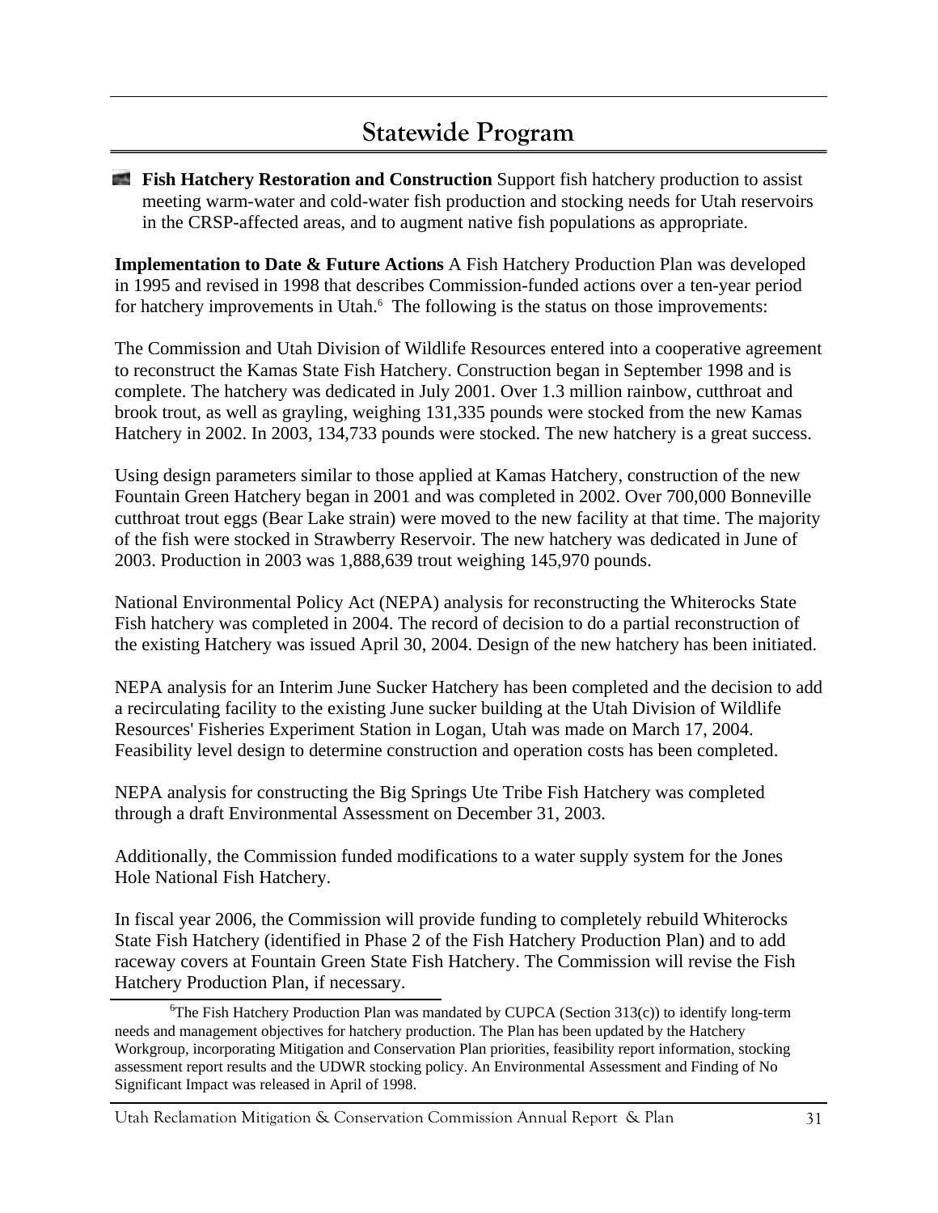## Statewide Program

- **Fish Hatchery Restoration and Construction** Support fish hatchery production to assist meeting warm-water and cold-water fish production and stocking needs for Utah reservoirs in the CRSP-affected areas, and to augment native fish populations as appropriate.

**Implementation to Date & Future Actions** A Fish Hatchery Production Plan was developed in 1995 and revised in 1998 that describes Commission-funded actions over a ten-year period for hatchery improvements in Utah.[6] The following is the status on those improvements:

The Commission and Utah Division of Wildlife Resources entered into a cooperative agreement to reconstruct the Kamas State Fish Hatchery. Construction began in September 1998 and is complete. The hatchery was dedicated in July 2001. Over 1.3 million rainbow, cutthroat and brook trout, as well as grayling, weighing 131,335 pounds were stocked from the new Kamas Hatchery in 2002. In 2003, 134,733 pounds were stocked. The new hatchery is a great success.

Using design parameters similar to those applied at Kamas Hatchery, construction of the new Fountain Green Hatchery began in 2001 and was completed in 2002. Over 700,000 Bonneville cutthroat trout eggs (Bear Lake strain) were moved to the new facility at that time. The majority of the fish were stocked in Strawberry Reservoir. The new hatchery was dedicated in June of 2003. Production in 2003 was 1,888,639 trout weighing 145,970 pounds.

National Environmental Policy Act (NEPA) analysis for reconstructing the Whiterocks State Fish hatchery was completed in 2004. The record of decision to do a partial reconstruction of the existing Hatchery was issued April 30, 2004. Design of the new hatchery has been initiated.

NEPA analysis for an Interim June Sucker Hatchery has been completed and the decision to add a recirculating facility to the existing June sucker building at the Utah Division of Wildlife Resources' Fisheries Experiment Station in Logan, Utah was made on March 17, 2004. Feasibility level design to determine construction and operation costs has been completed.

NEPA analysis for constructing the Big Springs Ute Tribe Fish Hatchery was completed through a draft Environmental Assessment on December 31, 2003.

Additionally, the Commission funded modifications to a water supply system for the Jones Hole National Fish Hatchery.

In fiscal year 2006, the Commission will provide funding to completely rebuild Whiterocks State Fish Hatchery (identified in Phase 2 of the Fish Hatchery Production Plan) and to add raceway covers at Fountain Green State Fish Hatchery. The Commission will revise the Fish Hatchery Production Plan, if necessary.

[6] The Fish Hatchery Production Plan was mandated by CUPCA (Section 313(c)) to identify long-term needs and management objectives for hatchery production. The Plan has been updated by the Hatchery Workgroup, incorporating Mitigation and Conservation Plan priorities, feasibility report information, stocking assessment report results and the UDWR stocking policy. An Environmental Assessment and Finding of No Significant Impact was released in April of 1998.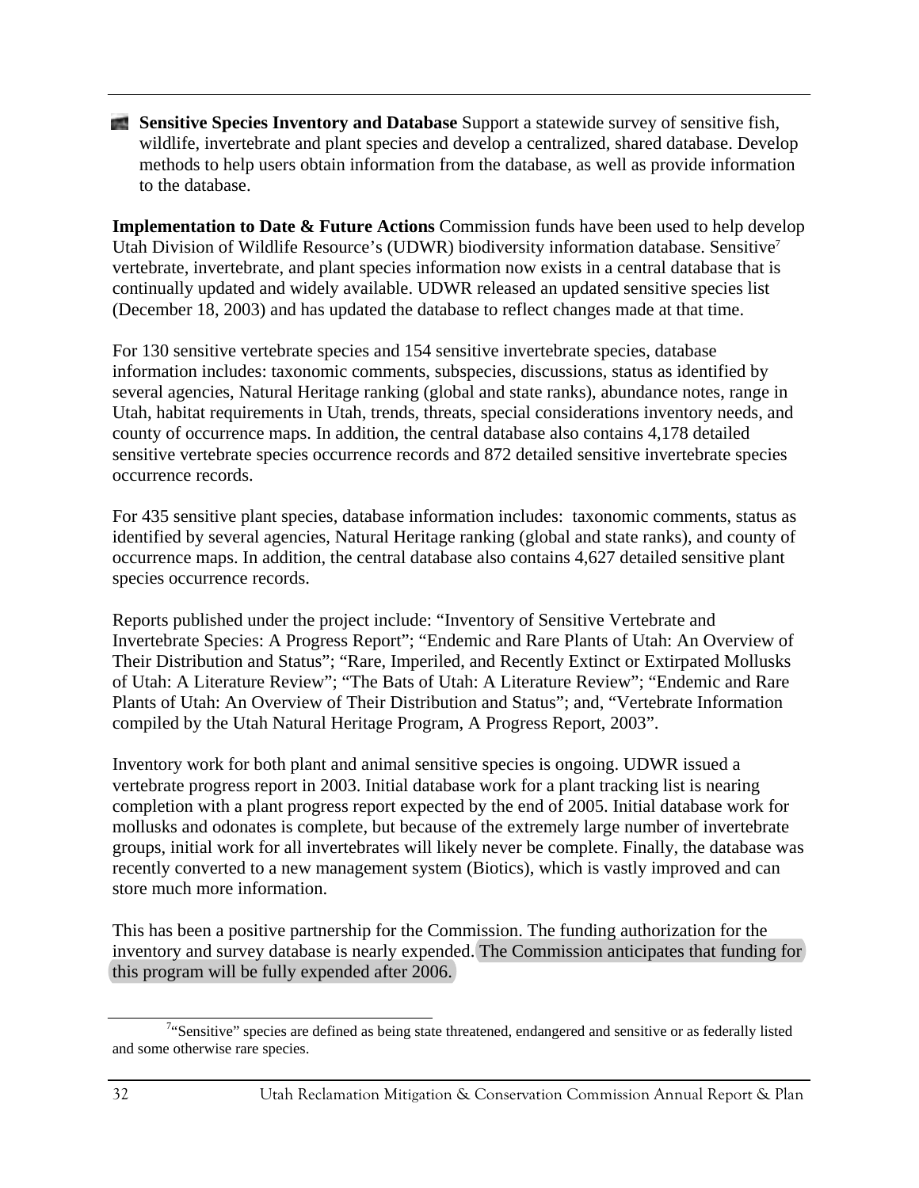- **Sensitive Species Inventory and Database** Support a statewide survey of sensitive fish, wildlife, invertebrate and plant species and develop a centralized, shared database. Develop methods to help users obtain information from the database, as well as provide information to the database.

**Implementation to Date & Future Actions** Commission funds have been used to help develop Utah Division of Wildlife Resource's (UDWR) biodiversity information database. Sensitive[7] vertebrate, invertebrate, and plant species information now exists in a central database that is continually updated and widely available. UDWR released an updated sensitive species list (December 18, 2003) and has updated the database to reflect changes made at that time.

For 130 sensitive vertebrate species and 154 sensitive invertebrate species, database information includes: taxonomic comments, subspecies, discussions, status as identified by several agencies, Natural Heritage ranking (global and state ranks), abundance notes, range in Utah, habitat requirements in Utah, trends, threats, special considerations inventory needs, and county of occurrence maps. In addition, the central database also contains 4,178 detailed sensitive vertebrate species occurrence records and 872 detailed sensitive invertebrate species occurrence records.

For 435 sensitive plant species, database information includes: taxonomic comments, status as identified by several agencies, Natural Heritage ranking (global and state ranks), and county of occurrence maps. In addition, the central database also contains 4,627 detailed sensitive plant species occurrence records.

Reports published under the project include: "Inventory of Sensitive Vertebrate and Invertebrate Species: A Progress Report"; "Endemic and Rare Plants of Utah: An Overview of Their Distribution and Status"; "Rare, Imperiled, and Recently Extinct or Extirpated Mollusks of Utah: A Literature Review"; "The Bats of Utah: A Literature Review"; "Endemic and Rare Plants of Utah: An Overview of Their Distribution and Status"; and, "Vertebrate Information compiled by the Utah Natural Heritage Program, A Progress Report, 2003".

Inventory work for both plant and animal sensitive species is ongoing. UDWR issued a vertebrate progress report in 2003. Initial database work for a plant tracking list is nearing completion with a plant progress report expected by the end of 2005. Initial database work for mollusks and odonates is complete, but because of the extremely large number of invertebrate groups, initial work for all invertebrates will likely never be complete. Finally, the database was recently converted to a new management system (Biotics), which is vastly improved and can store much more information.

This has been a positive partnership for the Commission. The funding authorization for the inventory and survey database is nearly expended. The Commission anticipates that funding for this program will be fully expended after 2006.

[7] "Sensitive" species are defined as being state threatened, endangered and sensitive or as federally listed and some otherwise rare species.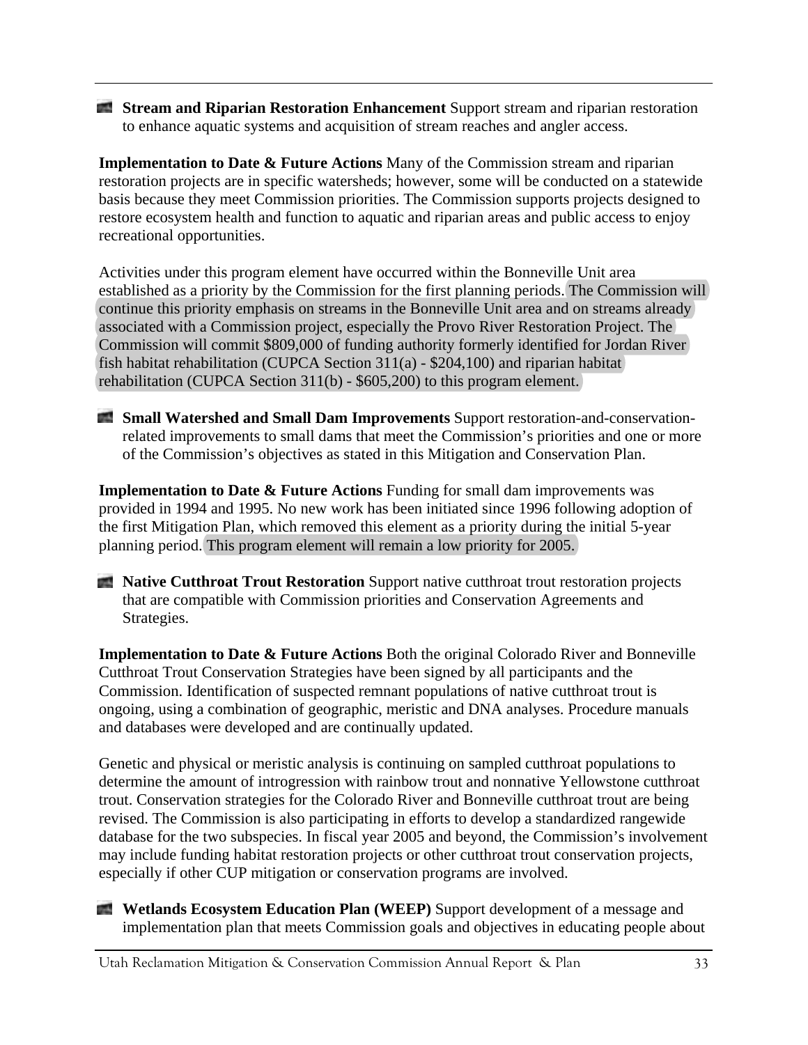- **Stream and Riparian Restoration Enhancement** Support stream and riparian restoration to enhance aquatic systems and acquisition of stream reaches and angler access.

**Implementation to Date & Future Actions** Many of the Commission stream and riparian restoration projects are in specific watersheds; however, some will be conducted on a statewide basis because they meet Commission priorities. The Commission supports projects designed to restore ecosystem health and function to aquatic and riparian areas and public access to enjoy recreational opportunities.

Activities under this program element have occurred within the Bonneville Unit area established as a priority by the Commission for the first planning periods. The Commission will continue this priority emphasis on streams in the Bonneville Unit area and on streams already associated with a Commission project, especially the Provo River Restoration Project. The Commission will commit $809,000 of funding authority formerly identified for Jordan River fish habitat rehabilitation (CUPCA Section 311(a) - $204,100) and riparian habitat rehabilitation (CUPCA Section 311(b) - $605,200) to this program element.

- **Small Watershed and Small Dam Improvements** Support restoration-and-conservation-related improvements to small dams that meet the Commission's priorities and one or more of the Commission's objectives as stated in this Mitigation and Conservation Plan.

**Implementation to Date & Future Actions** Funding for small dam improvements was provided in 1994 and 1995. No new work has been initiated since 1996 following adoption of the first Mitigation Plan, which removed this element as a priority during the initial 5-year planning period. This program element will remain a low priority for 2005.

- **Native Cutthroat Trout Restoration** Support native cutthroat trout restoration projects that are compatible with Commission priorities and Conservation Agreements and Strategies.

**Implementation to Date & Future Actions** Both the original Colorado River and Bonneville Cutthroat Trout Conservation Strategies have been signed by all participants and the Commission. Identification of suspected remnant populations of native cutthroat trout is ongoing, using a combination of geographic, meristic and DNA analyses. Procedure manuals and databases were developed and are continually updated.

Genetic and physical or meristic analysis is continuing on sampled cutthroat populations to determine the amount of introgression with rainbow trout and nonnative Yellowstone cutthroat trout. Conservation strategies for the Colorado River and Bonneville cutthroat trout are being revised. The Commission is also participating in efforts to develop a standardized rangewide database for the two subspecies. In fiscal year 2005 and beyond, the Commission's involvement may include funding habitat restoration projects or other cutthroat trout conservation projects, especially if other CUP mitigation or conservation programs are involved.

- **Wetlands Ecosystem Education Plan (WEEP)** Support development of a message and implementation plan that meets Commission goals and objectives in educating people about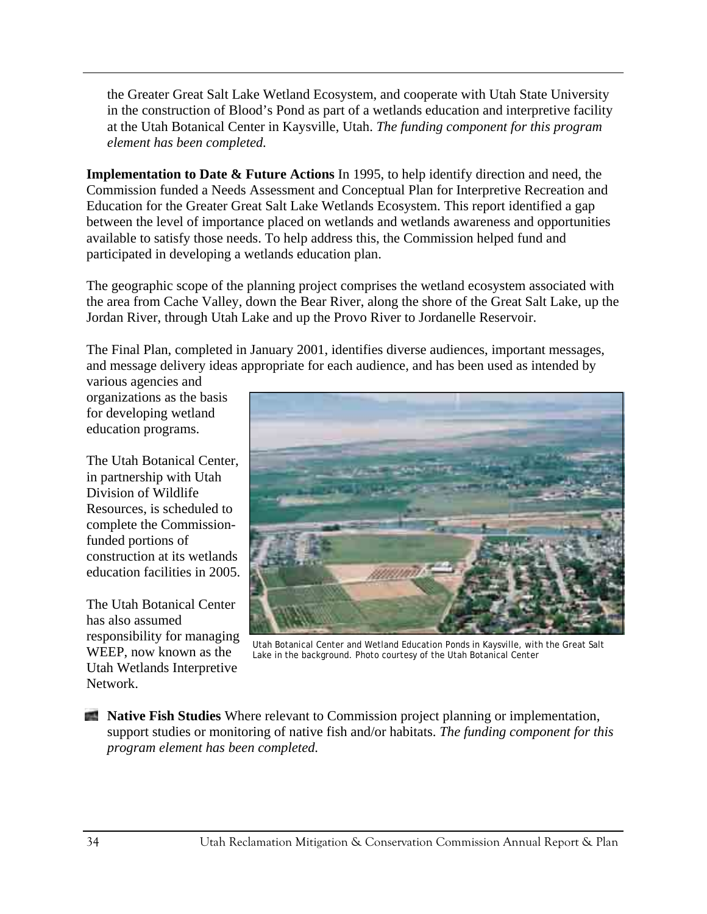the Greater Great Salt Lake Wetland Ecosystem, and cooperate with Utah State University in the construction of Blood's Pond as part of a wetlands education and interpretive facility at the Utah Botanical Center in Kaysville, Utah. *The funding component for this program element has been completed.*

**Implementation to Date & Future Actions** In 1995, to help identify direction and need, the Commission funded a Needs Assessment and Conceptual Plan for Interpretive Recreation and Education for the Greater Great Salt Lake Wetlands Ecosystem. This report identified a gap between the level of importance placed on wetlands and wetlands awareness and opportunities available to satisfy those needs. To help address this, the Commission helped fund and participated in developing a wetlands education plan.

The geographic scope of the planning project comprises the wetland ecosystem associated with the area from Cache Valley, down the Bear River, along the shore of the Great Salt Lake, up the Jordan River, through Utah Lake and up the Provo River to Jordanelle Reservoir.

The Final Plan, completed in January 2001, identifies diverse audiences, important messages, and message delivery ideas appropriate for each audience, and has been used as intended by various agencies and organizations as the basis for developing wetland education programs.

The Utah Botanical Center, in partnership with Utah Division of Wildlife Resources, is scheduled to complete the Commission-funded portions of construction at its wetlands education facilities in 2005.

The Utah Botanical Center has also assumed responsibility for managing WEEP, now known as the Utah Wetlands Interpretive Network.

Utah Botanical Center and Wetland Education Ponds in Kaysville, with the Great Salt Lake in the background. Photo courtesy of the Utah Botanical Center

- **Native Fish Studies** Where relevant to Commission project planning or implementation, support studies or monitoring of native fish and/or habitats. *The funding component for this program element has been completed.*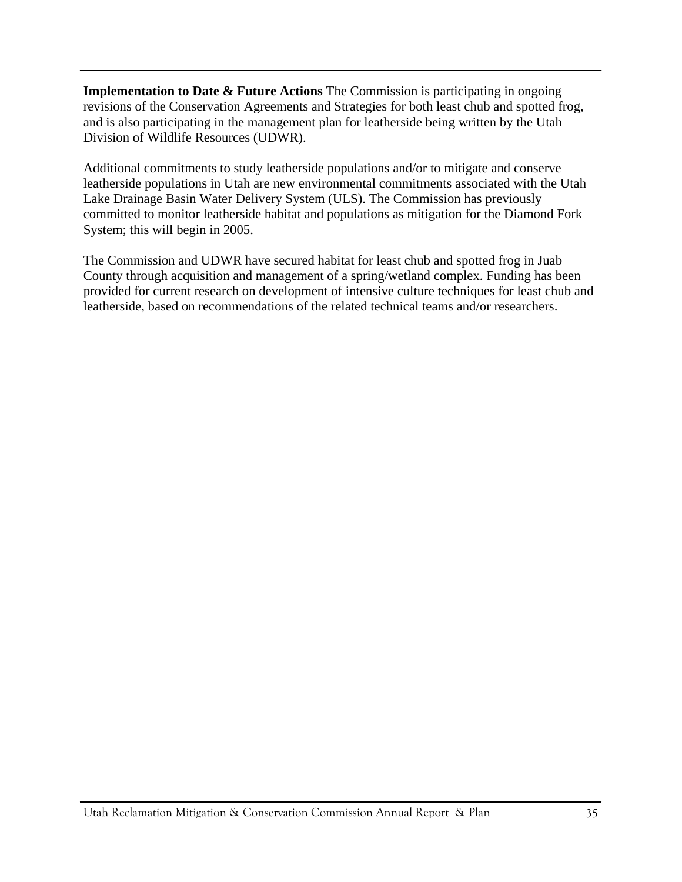**Implementation to Date & Future Actions** The Commission is participating in ongoing revisions of the Conservation Agreements and Strategies for both least chub and spotted frog, and is also participating in the management plan for leatherside being written by the Utah Division of Wildlife Resources (UDWR).

Additional commitments to study leatherside populations and/or to mitigate and conserve leatherside populations in Utah are new environmental commitments associated with the Utah Lake Drainage Basin Water Delivery System (ULS). The Commission has previously committed to monitor leatherside habitat and populations as mitigation for the Diamond Fork System; this will begin in 2005.

The Commission and UDWR have secured habitat for least chub and spotted frog in Juab County through acquisition and management of a spring/wetland complex. Funding has been provided for current research on development of intensive culture techniques for least chub and leatherside, based on recommendations of the related technical teams and/or researchers.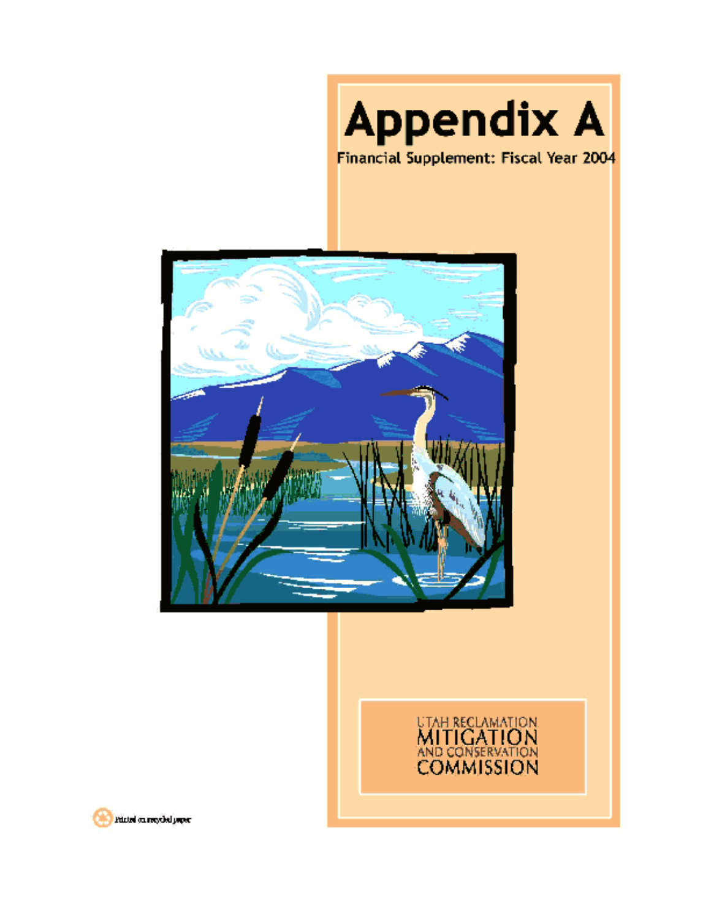# Appendix A

Financial Supplement: Fiscal Year 2004

UTAH RECLAMATION
MITIGATION
AND CONSERVATION
COMMISSION

Printed on recycled paper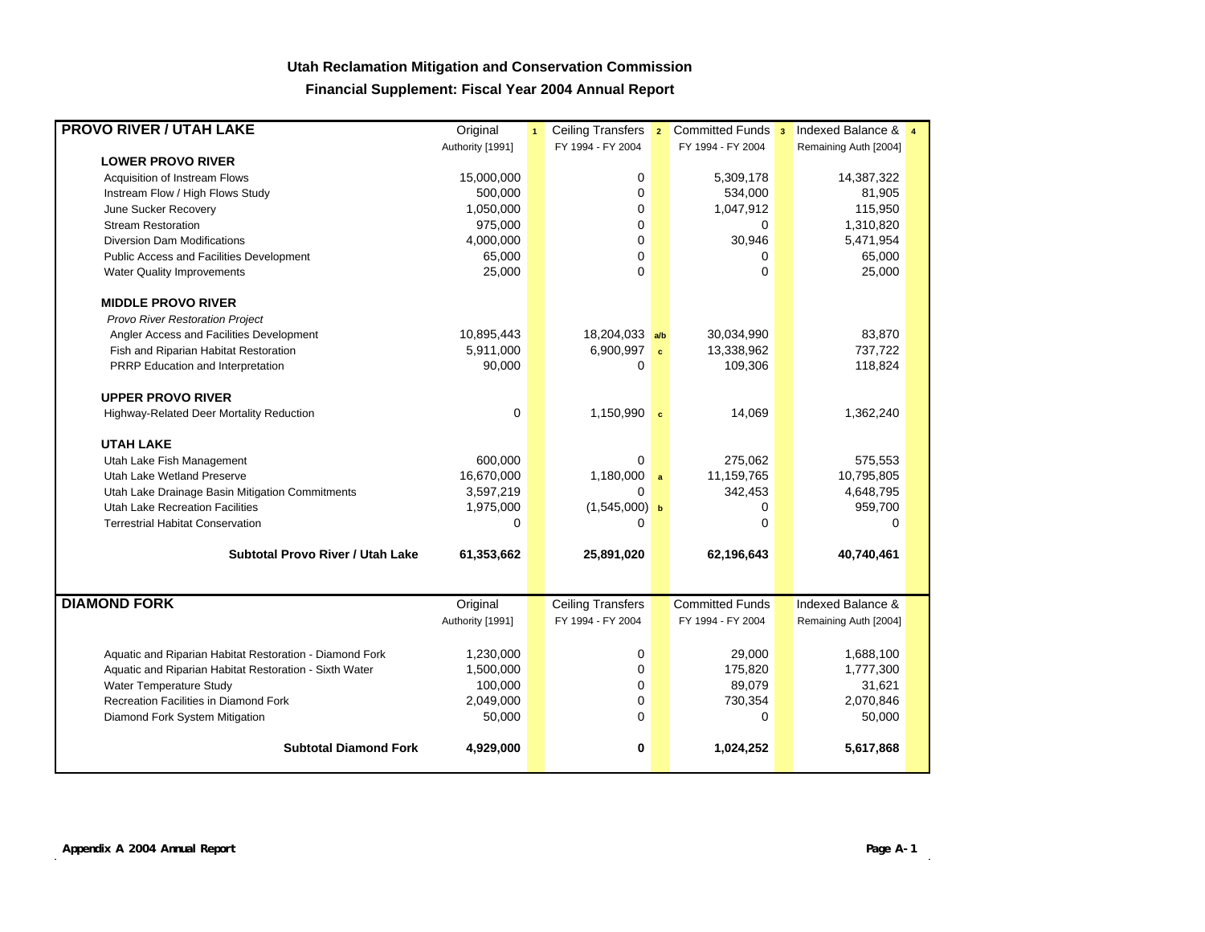# Utah Reclamation Mitigation and Conservation Commission

## Financial Supplement: Fiscal Year 2004 Annual Report

| PROVO RIVER / UTAH LAKE | Original Authority [1991] [1] | Ceiling Transfers FY 1994 - FY 2004 [2] | | Committed Funds FY 1994 - FY 2004 [3] | Indexed Balance & Remaining Auth [2004] [4] |
|---|---|---|---|---|---|
| **LOWER PROVO RIVER** | | | | | |
| Acquisition of Instream Flows | 15,000,000 | 0 | | 5,309,178 | 14,387,322 |
| Instream Flow / High Flows Study | 500,000 | 0 | | 534,000 | 81,905 |
| June Sucker Recovery | 1,050,000 | 0 | | 1,047,912 | 115,950 |
| Stream Restoration | 975,000 | 0 | | 0 | 1,310,820 |
| Diversion Dam Modifications | 4,000,000 | 0 | | 30,946 | 5,471,954 |
| Public Access and Facilities Development | 65,000 | 0 | | 0 | 65,000 |
| Water Quality Improvements | 25,000 | 0 | | 0 | 25,000 |
| **MIDDLE PROVO RIVER** | | | | | |
| *Provo River Restoration Project* | | | | | |
| Angler Access and Facilities Development | 10,895,443 | 18,204,033 | a/b | 30,034,990 | 83,870 |
| Fish and Riparian Habitat Restoration | 5,911,000 | 6,900,997 | c | 13,338,962 | 737,722 |
| PRRP Education and Interpretation | 90,000 | 0 | | 109,306 | 118,824 |
| **UPPER PROVO RIVER** | | | | | |
| Highway-Related Deer Mortality Reduction | 0 | 1,150,990 | c | 14,069 | 1,362,240 |
| **UTAH LAKE** | | | | | |
| Utah Lake Fish Management | 600,000 | 0 | | 275,062 | 575,553 |
| Utah Lake Wetland Preserve | 16,670,000 | 1,180,000 | a | 11,159,765 | 10,795,805 |
| Utah Lake Drainage Basin Mitigation Commitments | 3,597,219 | 0 | | 342,453 | 4,648,795 |
| Utah Lake Recreation Facilities | 1,975,000 | (1,545,000) | b | 0 | 959,700 |
| Terrestrial Habitat Conservation | 0 | 0 | | 0 | 0 |
| **Subtotal Provo River / Utah Lake** | **61,353,662** | **25,891,020** | | **62,196,643** | **40,740,461** |

| DIAMOND FORK | Original Authority [1991] | Ceiling Transfers FY 1994 - FY 2004 | Committed Funds FY 1994 - FY 2004 | Indexed Balance & Remaining Auth [2004] |
|---|---|---|---|---|
| Aquatic and Riparian Habitat Restoration - Diamond Fork | 1,230,000 | 0 | 29,000 | 1,688,100 |
| Aquatic and Riparian Habitat Restoration - Sixth Water | 1,500,000 | 0 | 175,820 | 1,777,300 |
| Water Temperature Study | 100,000 | 0 | 89,079 | 31,621 |
| Recreation Facilities in Diamond Fork | 2,049,000 | 0 | 730,354 | 2,070,846 |
| Diamond Fork System Mitigation | 50,000 | 0 | 0 | 50,000 |
| **Subtotal Diamond Fork** | **4,929,000** | **0** | **1,024,252** | **5,617,868** |

*Appendix A 2004 Annual Report*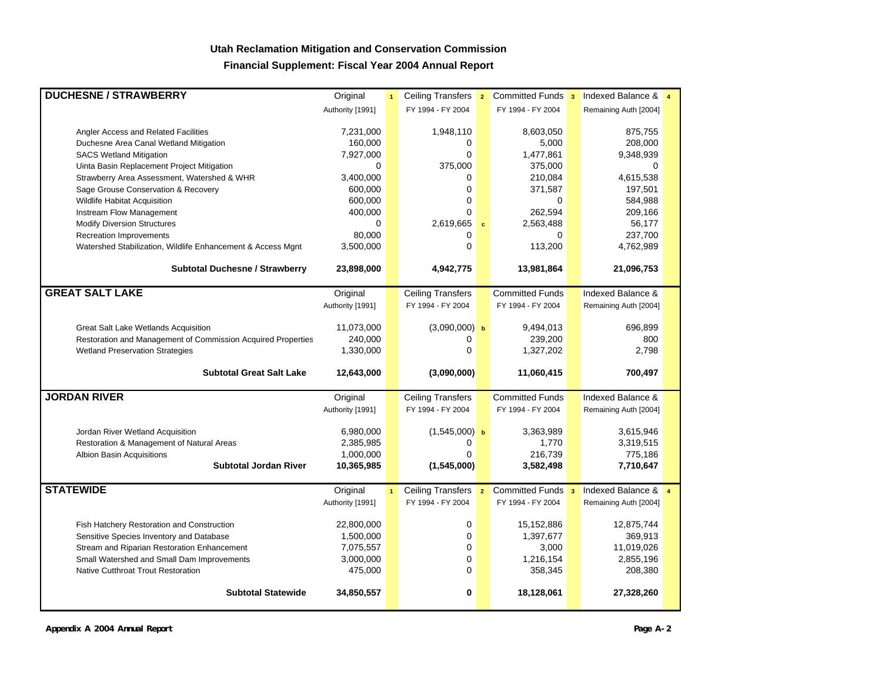# Utah Reclamation Mitigation and Conservation Commission

## Financial Supplement: Fiscal Year 2004 Annual Report

| DUCHESNE / STRAWBERRY | Original [1] | Ceiling Transfers [2] | Committed Funds [3] | Indexed Balance & [4] |
|---|---|---|---|---|
| | Authority [1991] | FY 1994 - FY 2004 | FY 1994 - FY 2004 | Remaining Auth [2004] |
| Angler Access and Related Facilities | 7,231,000 | 1,948,110 | 8,603,050 | 875,755 |
| Duchesne Area Canal Wetland Mitigation | 160,000 | 0 | 5,000 | 208,000 |
| SACS Wetland Mitigation | 7,927,000 | 0 | 1,477,861 | 9,348,939 |
| Uinta Basin Replacement Project Mitigation | 0 | 375,000 | 375,000 | 0 |
| Strawberry Area Assessment, Watershed & WHR | 3,400,000 | 0 | 210,084 | 4,615,538 |
| Sage Grouse Conservation & Recovery | 600,000 | 0 | 371,587 | 197,501 |
| Wildlife Habitat Acquisition | 600,000 | 0 | 0 | 584,988 |
| Instream Flow Management | 400,000 | 0 | 262,594 | 209,166 |
| Modify Diversion Structures | 0 | 2,619,665 [c] | 2,563,488 | 56,177 |
| Recreation Improvements | 80,000 | 0 | 0 | 237,700 |
| Watershed Stabilization, Wildlife Enhancement & Access Mgnt | 3,500,000 | 0 | 113,200 | 4,762,989 |
| **Subtotal Duchesne / Strawberry** | **23,898,000** | **4,942,775** | **13,981,864** | **21,096,753** |

| GREAT SALT LAKE | Original | Ceiling Transfers | Committed Funds | Indexed Balance & |
|---|---|---|---|---|
| | Authority [1991] | FY 1994 - FY 2004 | FY 1994 - FY 2004 | Remaining Auth [2004] |
| Great Salt Lake Wetlands Acquisition | 11,073,000 | (3,090,000) [b] | 9,494,013 | 696,899 |
| Restoration and Management of Commission Acquired Properties | 240,000 | 0 | 239,200 | 800 |
| Wetland Preservation Strategies | 1,330,000 | 0 | 1,327,202 | 2,798 |
| **Subtotal Great Salt Lake** | **12,643,000** | **(3,090,000)** | **11,060,415** | **700,497** |

| JORDAN RIVER | Original | Ceiling Transfers | Committed Funds | Indexed Balance & |
|---|---|---|---|---|
| | Authority [1991] | FY 1994 - FY 2004 | FY 1994 - FY 2004 | Remaining Auth [2004] |
| Jordan River Wetland Acquisition | 6,980,000 | (1,545,000) [b] | 3,363,989 | 3,615,946 |
| Restoration & Management of Natural Areas | 2,385,985 | 0 | 1,770 | 3,319,515 |
| Albion Basin Acquisitions | 1,000,000 | 0 | 216,739 | 775,186 |
| **Subtotal Jordan River** | **10,365,985** | **(1,545,000)** | **3,582,498** | **7,710,647** |

| STATEWIDE | Original [1] | Ceiling Transfers [2] | Committed Funds [3] | Indexed Balance & [4] |
|---|---|---|---|---|
| | Authority [1991] | FY 1994 - FY 2004 | FY 1994 - FY 2004 | Remaining Auth [2004] |
| Fish Hatchery Restoration and Construction | 22,800,000 | 0 | 15,152,886 | 12,875,744 |
| Sensitive Species Inventory and Database | 1,500,000 | 0 | 1,397,677 | 369,913 |
| Stream and Riparian Restoration Enhancement | 7,075,557 | 0 | 3,000 | 11,019,026 |
| Small Watershed and Small Dam Improvements | 3,000,000 | 0 | 1,216,154 | 2,855,196 |
| Native Cutthroat Trout Restoration | 475,000 | 0 | 358,345 | 208,380 |
| **Subtotal Statewide** | **34,850,557** | **0** | **18,128,061** | **27,328,260** |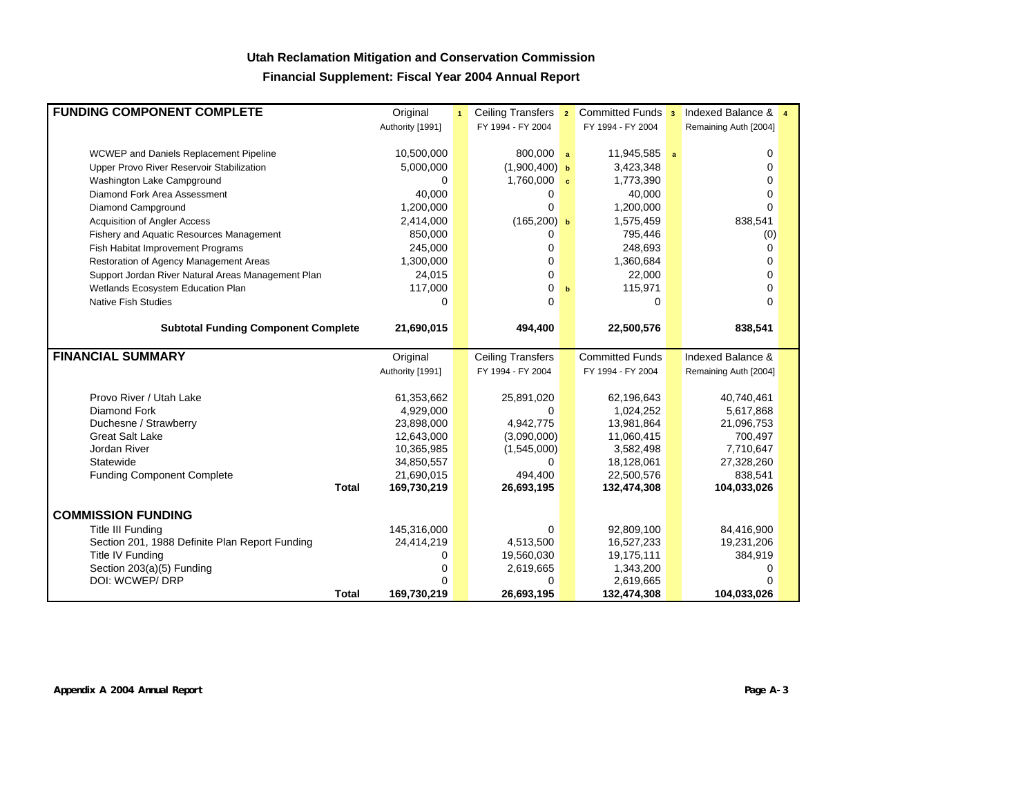## Utah Reclamation Mitigation and Conservation Commission

### Financial Supplement: Fiscal Year 2004 Annual Report

| FUNDING COMPONENT COMPLETE | Original Authority [1991] [1] | Ceiling Transfers FY 1994 - FY 2004 [2] | Committed Funds FY 1994 - FY 2004 [3] | Indexed Balance & Remaining Auth [2004] [4] |
|---|---|---|---|---|
| WCWEP and Daniels Replacement Pipeline | 10,500,000 | 800,000 [a] | 11,945,585 [a] | 0 |
| Upper Provo River Reservoir Stabilization | 5,000,000 | (1,900,400) [b] | 3,423,348 | 0 |
| Washington Lake Campground | 0 | 1,760,000 [c] | 1,773,390 | 0 |
| Diamond Fork Area Assessment | 40,000 | 0 | 40,000 | 0 |
| Diamond Campground | 1,200,000 | 0 | 1,200,000 | 0 |
| Acquisition of Angler Access | 2,414,000 | (165,200) [b] | 1,575,459 | 838,541 |
| Fishery and Aquatic Resources Management | 850,000 | 0 | 795,446 | (0) |
| Fish Habitat Improvement Programs | 245,000 | 0 | 248,693 | 0 |
| Restoration of Agency Management Areas | 1,300,000 | 0 | 1,360,684 | 0 |
| Support Jordan River Natural Areas Management Plan | 24,015 | 0 | 22,000 | 0 |
| Wetlands Ecosystem Education Plan | 117,000 | 0 [b] | 115,971 | 0 |
| Native Fish Studies | 0 | 0 | 0 | 0 |
| **Subtotal Funding Component Complete** | **21,690,015** | **494,400** | **22,500,576** | **838,541** |

| FINANCIAL SUMMARY | | Original Authority [1991] | Ceiling Transfers FY 1994 - FY 2004 | Committed Funds FY 1994 - FY 2004 | Indexed Balance & Remaining Auth [2004] |
|---|---|---|---|---|---|
| Provo River / Utah Lake | | 61,353,662 | 25,891,020 | 62,196,643 | 40,740,461 |
| Diamond Fork | | 4,929,000 | 0 | 1,024,252 | 5,617,868 |
| Duchesne / Strawberry | | 23,898,000 | 4,942,775 | 13,981,864 | 21,096,753 |
| Great Salt Lake | | 12,643,000 | (3,090,000) | 11,060,415 | 700,497 |
| Jordan River | | 10,365,985 | (1,545,000) | 3,582,498 | 7,710,647 |
| Statewide | | 34,850,557 | 0 | 18,128,061 | 27,328,260 |
| Funding Component Complete | | 21,690,015 | 494,400 | 22,500,576 | 838,541 |
| | **Total** | **169,730,219** | **26,693,195** | **132,474,308** | **104,033,026** |
| **COMMISSION FUNDING** | | | | | |
| Title III Funding | | 145,316,000 | 0 | 92,809,100 | 84,416,900 |
| Section 201, 1988 Definite Plan Report Funding | | 24,414,219 | 4,513,500 | 16,527,233 | 19,231,206 |
| Title IV Funding | | 0 | 19,560,030 | 19,175,111 | 384,919 |
| Section 203(a)(5) Funding | | 0 | 2,619,665 | 1,343,200 | 0 |
| DOI: WCWEP/ DRP | | 0 | 0 | 2,619,665 | 0 |
| | **Total** | **169,730,219** | **26,693,195** | **132,474,308** | **104,033,026** |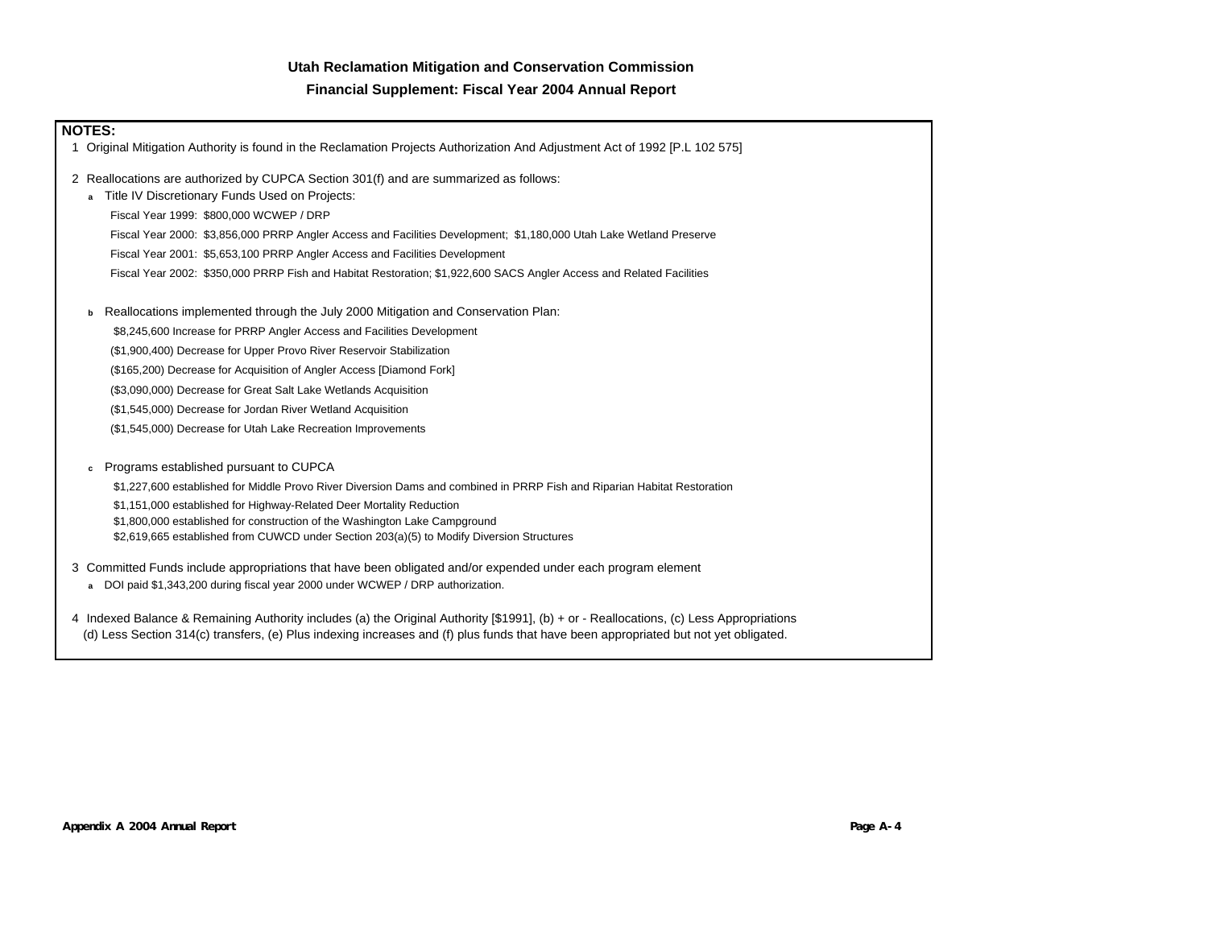## Utah Reclamation Mitigation and Conservation Commission

### Financial Supplement: Fiscal Year 2004 Annual Report

**NOTES:**

1 Original Mitigation Authority is found in the Reclamation Projects Authorization And Adjustment Act of 1992 [P.L 102 575]

2 Reallocations are authorized by CUPCA Section 301(f) and are summarized as follows:

- **a** Title IV Discretionary Funds Used on Projects:
  - Fiscal Year 1999: $800,000 WCWEP / DRP
  - Fiscal Year 2000: $3,856,000 PRRP Angler Access and Facilities Development; $1,180,000 Utah Lake Wetland Preserve
  - Fiscal Year 2001: $5,653,100 PRRP Angler Access and Facilities Development
  - Fiscal Year 2002: $350,000 PRRP Fish and Habitat Restoration; $1,922,600 SACS Angler Access and Related Facilities

- **b** Reallocations implemented through the July 2000 Mitigation and Conservation Plan:
  - $8,245,600 Increase for PRRP Angler Access and Facilities Development
  - ($1,900,400) Decrease for Upper Provo River Reservoir Stabilization
  - ($165,200) Decrease for Acquisition of Angler Access [Diamond Fork]
  - ($3,090,000) Decrease for Great Salt Lake Wetlands Acquisition
  - ($1,545,000) Decrease for Jordan River Wetland Acquisition
  - ($1,545,000) Decrease for Utah Lake Recreation Improvements

- **c** Programs established pursuant to CUPCA
  - $1,227,600 established for Middle Provo River Diversion Dams and combined in PRRP Fish and Riparian Habitat Restoration
  - $1,151,000 established for Highway-Related Deer Mortality Reduction
  - $1,800,000 established for construction of the Washington Lake Campground
  - $2,619,665 established from CUWCD under Section 203(a)(5) to Modify Diversion Structures

3 Committed Funds include appropriations that have been obligated and/or expended under each program element

- **a** DOI paid $1,343,200 during fiscal year 2000 under WCWEP / DRP authorization.

4 Indexed Balance & Remaining Authority includes (a) the Original Authority [$1991], (b) + or - Reallocations, (c) Less Appropriations (d) Less Section 314(c) transfers, (e) Plus indexing increases and (f) plus funds that have been appropriated but not yet obligated.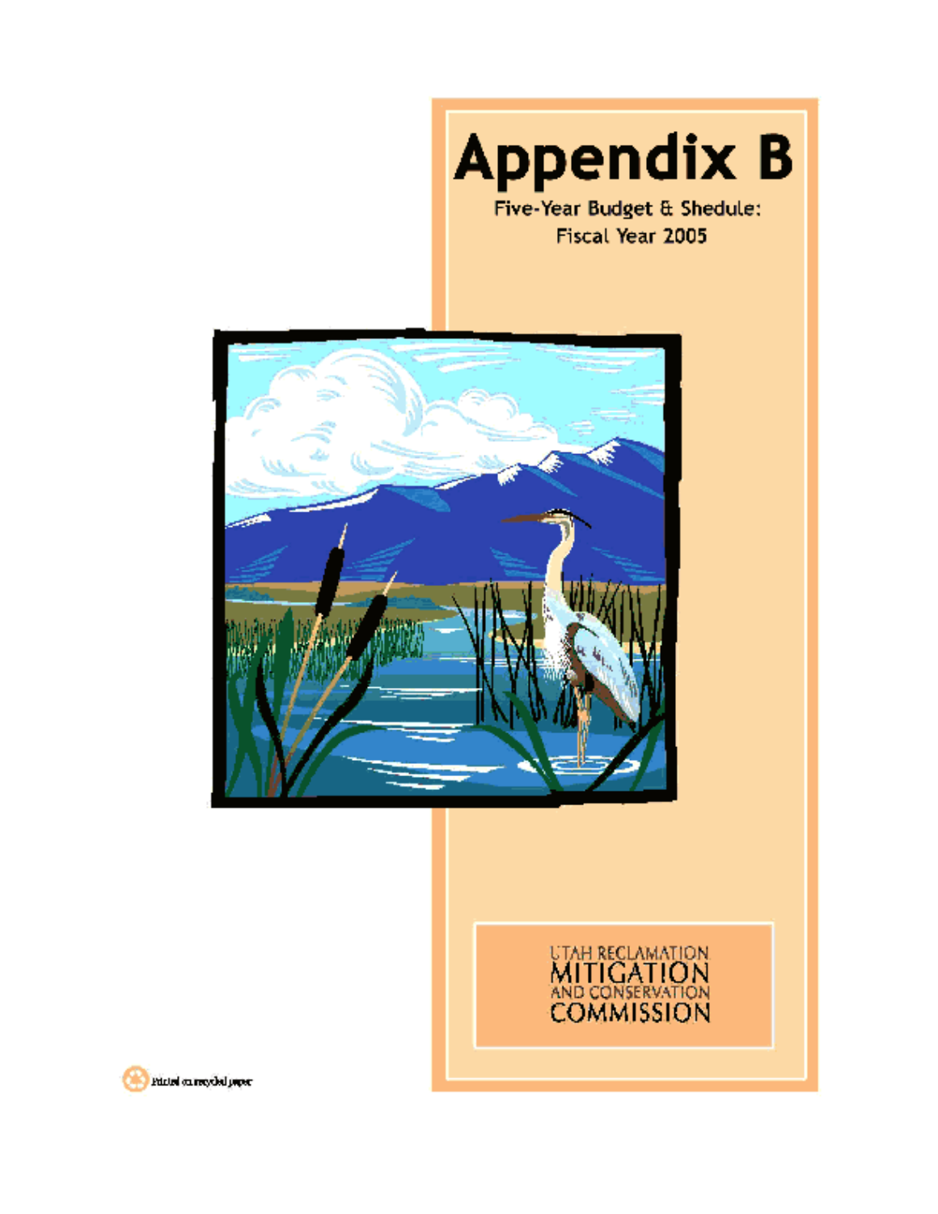# Appendix B

Five-Year Budget & Shedule:
Fiscal Year 2005

UTAH RECLAMATION
MITIGATION
AND CONSERVATION
COMMISSION

Printed on recycled paper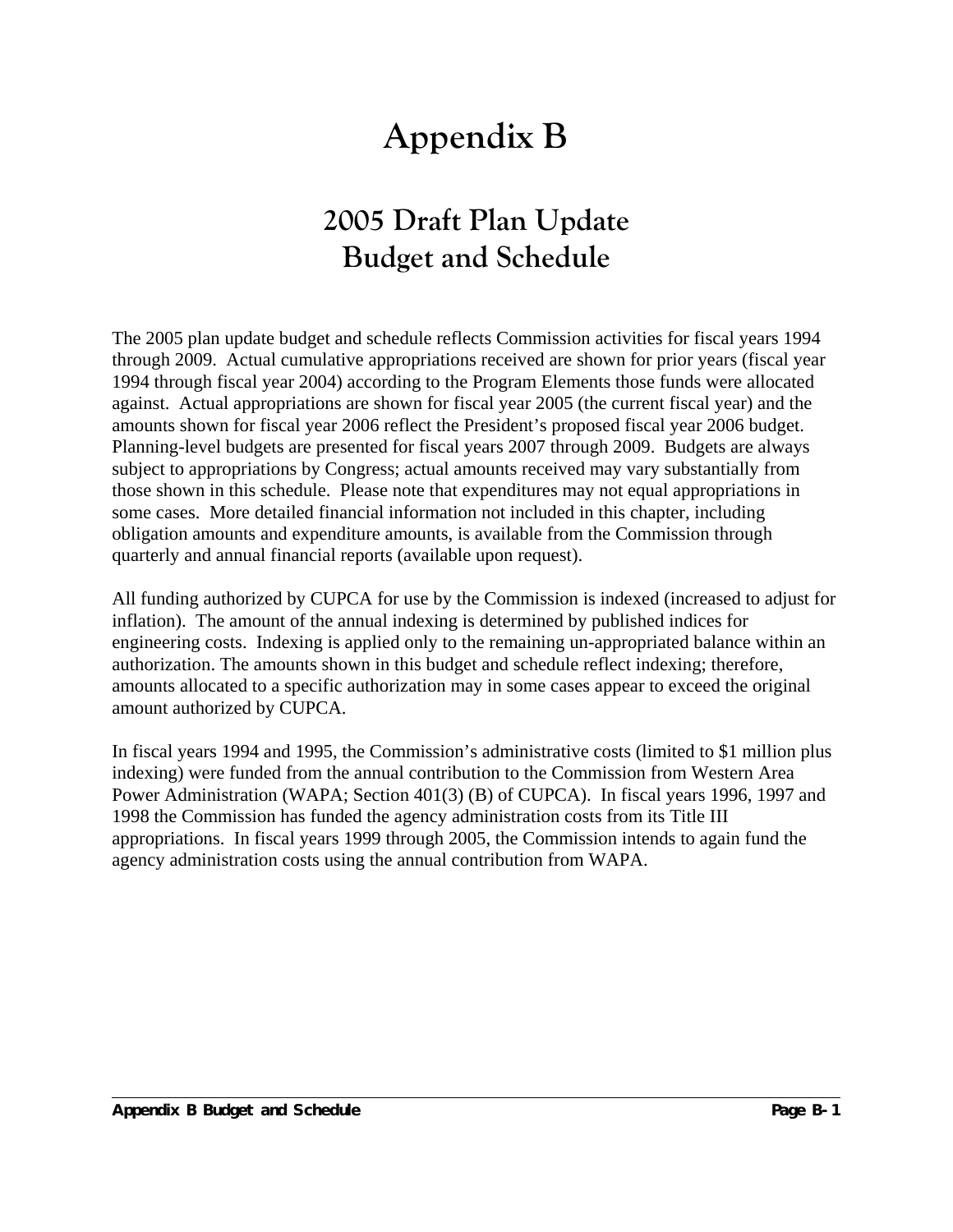# Appendix B

## 2005 Draft Plan Update Budget and Schedule

The 2005 plan update budget and schedule reflects Commission activities for fiscal years 1994 through 2009. Actual cumulative appropriations received are shown for prior years (fiscal year 1994 through fiscal year 2004) according to the Program Elements those funds were allocated against. Actual appropriations are shown for fiscal year 2005 (the current fiscal year) and the amounts shown for fiscal year 2006 reflect the President's proposed fiscal year 2006 budget. Planning-level budgets are presented for fiscal years 2007 through 2009. Budgets are always subject to appropriations by Congress; actual amounts received may vary substantially from those shown in this schedule. Please note that expenditures may not equal appropriations in some cases. More detailed financial information not included in this chapter, including obligation amounts and expenditure amounts, is available from the Commission through quarterly and annual financial reports (available upon request).

All funding authorized by CUPCA for use by the Commission is indexed (increased to adjust for inflation). The amount of the annual indexing is determined by published indices for engineering costs. Indexing is applied only to the remaining un-appropriated balance within an authorization. The amounts shown in this budget and schedule reflect indexing; therefore, amounts allocated to a specific authorization may in some cases appear to exceed the original amount authorized by CUPCA.

In fiscal years 1994 and 1995, the Commission's administrative costs (limited to $1 million plus indexing) were funded from the annual contribution to the Commission from Western Area Power Administration (WAPA; Section 401(3) (B) of CUPCA). In fiscal years 1996, 1997 and 1998 the Commission has funded the agency administration costs from its Title III appropriations. In fiscal years 1999 through 2005, the Commission intends to again fund the agency administration costs using the annual contribution from WAPA.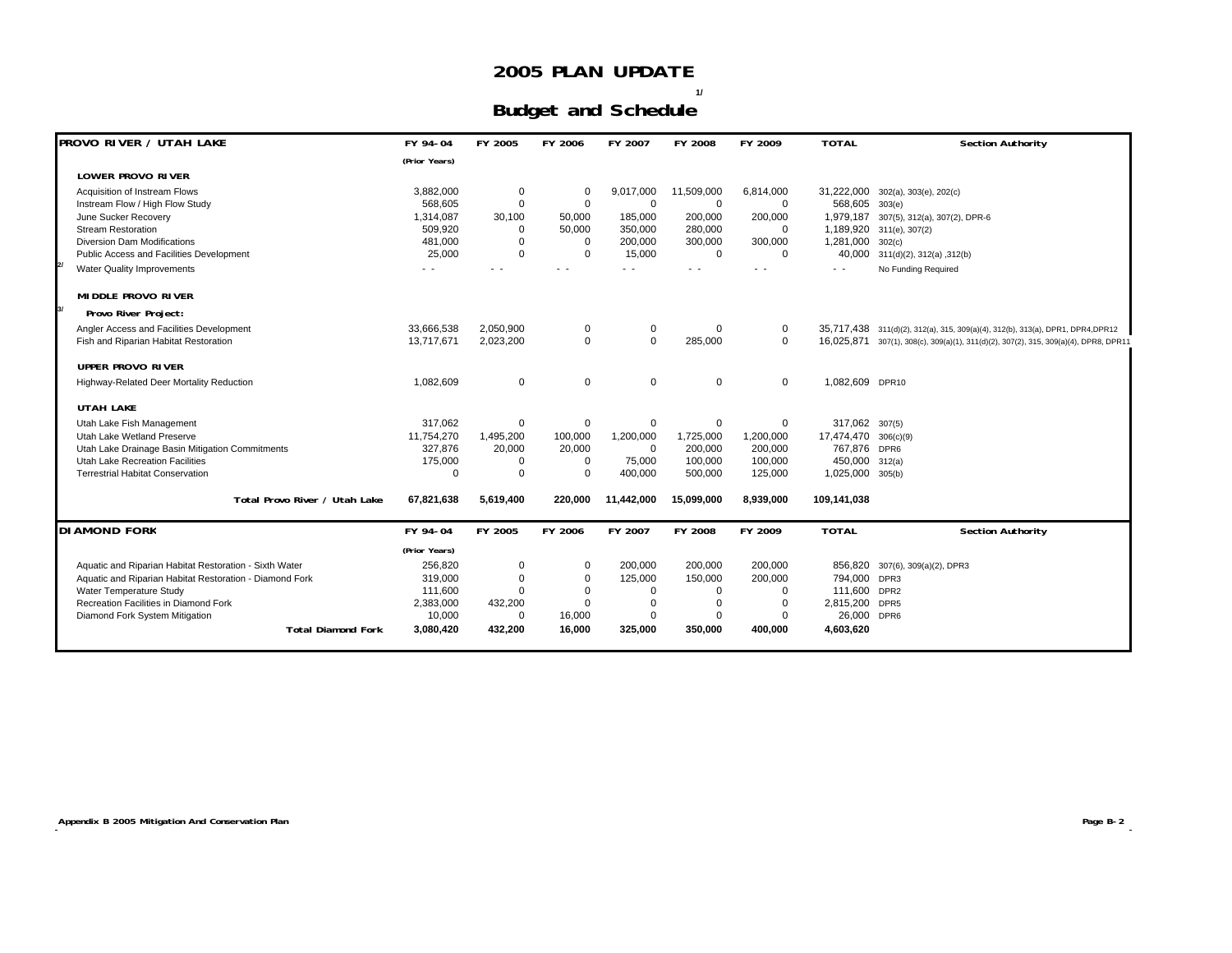# 2005 PLAN UPDATE

## Budget and Schedule [1/]

| PROVO RIVER / UTAH LAKE | FY 94-04 | FY 2005 | FY 2006 | FY 2007 | FY 2008 | FY 2009 | TOTAL | Section Authority |
|---|---|---|---|---|---|---|---|---|
| | (Prior Years) | | | | | | | |
| **LOWER PROVO RIVER** | | | | | | | | |
| Acquisition of Instream Flows | 3,882,000 | 0 | 0 | 9,017,000 | 11,509,000 | 6,814,000 | 31,222,000 | 302(a), 303(e), 202(c) |
| Instream Flow / High Flow Study | 568,605 | 0 | 0 | 0 | 0 | 0 | 568,605 | 303(e) |
| June Sucker Recovery | 1,314,087 | 30,100 | 50,000 | 185,000 | 200,000 | 200,000 | 1,979,187 | 307(5), 312(a), 307(2), DPR-6 |
| Stream Restoration | 509,920 | 0 | 50,000 | 350,000 | 280,000 | 0 | 1,189,920 | 311(e), 307(2) |
| Diversion Dam Modifications | 481,000 | 0 | 0 | 200,000 | 300,000 | 300,000 | 1,281,000 | 302(c) |
| Public Access and Facilities Development | 25,000 | 0 | 0 | 15,000 | 0 | 0 | 40,000 | 311(d)(2), 312(a) ,312(b) |
| [2/] Water Quality Improvements | - - | - - | - - | - - | - - | - - | - - | No Funding Required |
| **MIDDLE PROVO RIVER** | | | | | | | | |
| [3/] **Provo River Project:** | | | | | | | | |
| Angler Access and Facilities Development | 33,666,538 | 2,050,900 | 0 | 0 | 0 | 0 | 35,717,438 | 311(d)(2), 312(a), 315, 309(a)(4), 312(b), 313(a), DPR1, DPR4,DPR12 |
| Fish and Riparian Habitat Restoration | 13,717,671 | 2,023,200 | 0 | 0 | 285,000 | 0 | 16,025,871 | 307(1), 308(c), 309(a)(1), 311(d)(2), 307(2), 315, 309(a)(4), DPR8, DPR11 |
| **UPPER PROVO RIVER** | | | | | | | | |
| Highway-Related Deer Mortality Reduction | 1,082,609 | 0 | 0 | 0 | 0 | 0 | 1,082,609 | DPR10 |
| **UTAH LAKE** | | | | | | | | |
| Utah Lake Fish Management | 317,062 | 0 | 0 | 0 | 0 | 0 | 317,062 | 307(5) |
| Utah Lake Wetland Preserve | 11,754,270 | 1,495,200 | 100,000 | 1,200,000 | 1,725,000 | 1,200,000 | 17,474,470 | 306(c)(9) |
| Utah Lake Drainage Basin Mitigation Commitments | 327,876 | 20,000 | 20,000 | 0 | 200,000 | 200,000 | 767,876 | DPR6 |
| Utah Lake Recreation Facilities | 175,000 | 0 | 0 | 75,000 | 100,000 | 100,000 | 450,000 | 312(a) |
| Terrestrial Habitat Conservation | 0 | 0 | 0 | 400,000 | 500,000 | 125,000 | 1,025,000 | 305(b) |
| **Total Provo River / Utah Lake** | **67,821,638** | **5,619,400** | **220,000** | **11,442,000** | **15,099,000** | **8,939,000** | **109,141,038** | |

| DIAMOND FORK | FY 94-04 | FY 2005 | FY 2006 | FY 2007 | FY 2008 | FY 2009 | TOTAL | Section Authority |
|---|---|---|---|---|---|---|---|---|
| | (Prior Years) | | | | | | | |
| Aquatic and Riparian Habitat Restoration - Sixth Water | 256,820 | 0 | 0 | 200,000 | 200,000 | 200,000 | 856,820 | 307(6), 309(a)(2), DPR3 |
| Aquatic and Riparian Habitat Restoration - Diamond Fork | 319,000 | 0 | 0 | 125,000 | 150,000 | 200,000 | 794,000 | DPR3 |
| Water Temperature Study | 111,600 | 0 | 0 | 0 | 0 | 0 | 111,600 | DPR2 |
| Recreation Facilities in Diamond Fork | 2,383,000 | 432,200 | 0 | 0 | 0 | 0 | 2,815,200 | DPR5 |
| Diamond Fork System Mitigation | 10,000 | 0 | 16,000 | 0 | 0 | 0 | 26,000 | DPR6 |
| **Total Diamond Fork** | **3,080,420** | **432,200** | **16,000** | **325,000** | **350,000** | **400,000** | **4,603,620** | |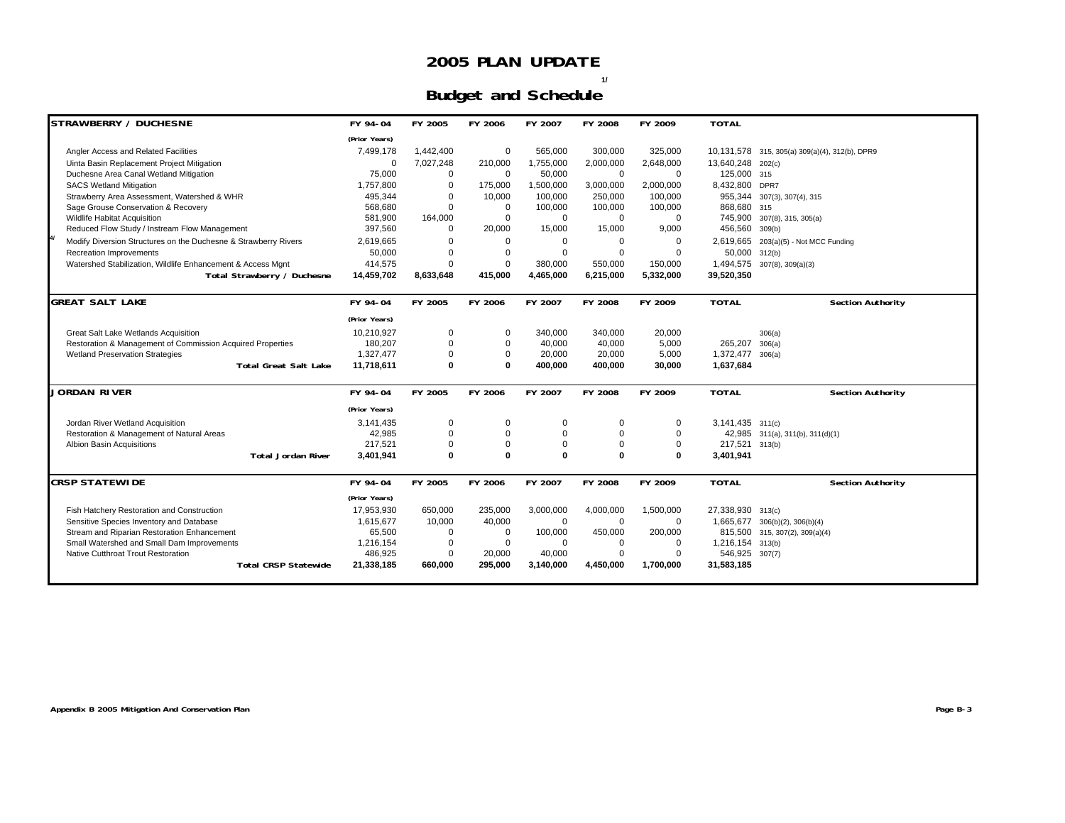# 2005 PLAN UPDATE

## Budget and Schedule [1/]

| STRAWBERRY / DUCHESNE | FY 94-04 | FY 2005 | FY 2006 | FY 2007 | FY 2008 | FY 2009 | TOTAL | |
|---|---|---|---|---|---|---|---|---|
| | (Prior Years) | | | | | | | |
| Angler Access and Related Facilities | 7,499,178 | 1,442,400 | 0 | 565,000 | 300,000 | 325,000 | 10,131,578 | 315, 305(a) 309(a)(4), 312(b), DPR9 |
| Uinta Basin Replacement Project Mitigation | 0 | 7,027,248 | 210,000 | 1,755,000 | 2,000,000 | 2,648,000 | 13,640,248 | 202(c) |
| Duchesne Area Canal Wetland Mitigation | 75,000 | 0 | 0 | 50,000 | 0 | 0 | 125,000 | 315 |
| SACS Wetland Mitigation | 1,757,800 | 0 | 175,000 | 1,500,000 | 3,000,000 | 2,000,000 | 8,432,800 | DPR7 |
| Strawberry Area Assessment, Watershed & WHR | 495,344 | 0 | 10,000 | 100,000 | 250,000 | 100,000 | 955,344 | 307(3), 307(4), 315 |
| Sage Grouse Conservation & Recovery | 568,680 | 0 | 0 | 100,000 | 100,000 | 100,000 | 868,680 | 315 |
| Wildlife Habitat Acquisition | 581,900 | 164,000 | 0 | 0 | 0 | 0 | 745,900 | 307(8), 315, 305(a) |
| Reduced Flow Study / Instream Flow Management | 397,560 | 0 | 20,000 | 15,000 | 15,000 | 9,000 | 456,560 | 309(b) |
| [4/] Modify Diversion Structures on the Duchesne & Strawberry Rivers | 2,619,665 | 0 | 0 | 0 | 0 | 0 | 2,619,665 | 203(a)(5) - Not MCC Funding |
| Recreation Improvements | 50,000 | 0 | 0 | 0 | 0 | 0 | 50,000 | 312(b) |
| Watershed Stabilization, Wildlife Enhancement & Access Mgnt | 414,575 | 0 | 0 | 380,000 | 550,000 | 150,000 | 1,494,575 | 307(8), 309(a)(3) |
| **Total Strawberry / Duchesne** | **14,459,702** | **8,633,648** | **415,000** | **4,465,000** | **6,215,000** | **5,332,000** | **39,520,350** | |

| GREAT SALT LAKE | FY 94-04 | FY 2005 | FY 2006 | FY 2007 | FY 2008 | FY 2009 | TOTAL | Section Authority |
|---|---|---|---|---|---|---|---|---|
| | (Prior Years) | | | | | | | |
| Great Salt Lake Wetlands Acquisition | 10,210,927 | 0 | 0 | 340,000 | 340,000 | 20,000 | | 306(a) |
| Restoration & Management of Commission Acquired Properties | 180,207 | 0 | 0 | 40,000 | 40,000 | 5,000 | 265,207 | 306(a) |
| Wetland Preservation Strategies | 1,327,477 | 0 | 0 | 20,000 | 20,000 | 5,000 | 1,372,477 | 306(a) |
| **Total Great Salt Lake** | **11,718,611** | **0** | **0** | **400,000** | **400,000** | **30,000** | **1,637,684** | |

| JORDAN RIVER | FY 94-04 | FY 2005 | FY 2006 | FY 2007 | FY 2008 | FY 2009 | TOTAL | Section Authority |
|---|---|---|---|---|---|---|---|---|
| | (Prior Years) | | | | | | | |
| Jordan River Wetland Acquisition | 3,141,435 | 0 | 0 | 0 | 0 | 0 | 3,141,435 | 311(c) |
| Restoration & Management of Natural Areas | 42,985 | 0 | 0 | 0 | 0 | 0 | 42,985 | 311(a), 311(b), 311(d)(1) |
| Albion Basin Acquisitions | 217,521 | 0 | 0 | 0 | 0 | 0 | 217,521 | 313(b) |
| **Total Jordan River** | **3,401,941** | **0** | **0** | **0** | **0** | **0** | **3,401,941** | |

| CRSP STATEWIDE | FY 94-04 | FY 2005 | FY 2006 | FY 2007 | FY 2008 | FY 2009 | TOTAL | Section Authority |
|---|---|---|---|---|---|---|---|---|
| | (Prior Years) | | | | | | | |
| Fish Hatchery Restoration and Construction | 17,953,930 | 650,000 | 235,000 | 3,000,000 | 4,000,000 | 1,500,000 | 27,338,930 | 313(c) |
| Sensitive Species Inventory and Database | 1,615,677 | 10,000 | 40,000 | 0 | 0 | 0 | 1,665,677 | 306(b)(2), 306(b)(4) |
| Stream and Riparian Restoration Enhancement | 65,500 | 0 | 0 | 100,000 | 450,000 | 200,000 | 815,500 | 315, 307(2), 309(a)(4) |
| Small Watershed and Small Dam Improvements | 1,216,154 | 0 | 0 | 0 | 0 | 0 | 1,216,154 | 313(b) |
| Native Cutthroat Trout Restoration | 486,925 | 0 | 20,000 | 40,000 | 0 | 0 | 546,925 | 307(7) |
| **Total CRSP Statewide** | **21,338,185** | **660,000** | **295,000** | **3,140,000** | **4,450,000** | **1,700,000** | **31,583,185** | |

**Appendix B 2005 Mitigation And Conservation Plan**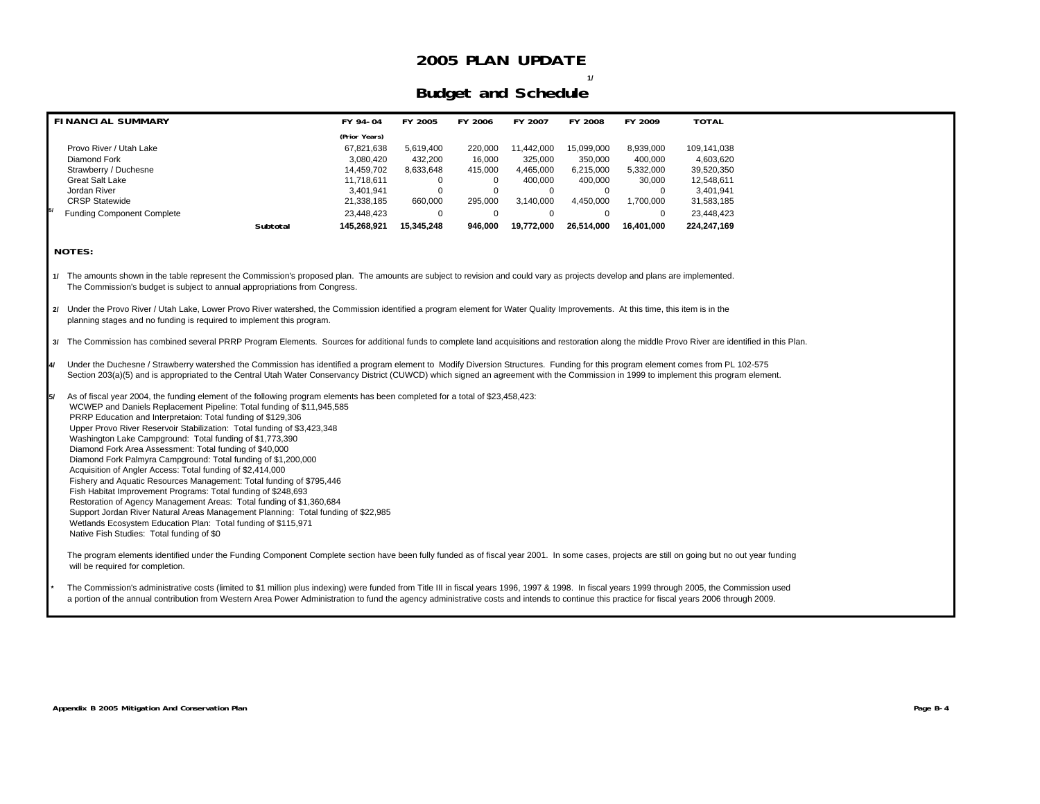# 2005 PLAN UPDATE

## Budget and Schedule [1/]

| FINANCIAL SUMMARY | FY 94-04 (Prior Years) | FY 2005 | FY 2006 | FY 2007 | FY 2008 | FY 2009 | TOTAL |
|---|---|---|---|---|---|---|---|
| Provo River / Utah Lake | 67,821,638 | 5,619,400 | 220,000 | 11,442,000 | 15,099,000 | 8,939,000 | 109,141,038 |
| Diamond Fork | 3,080,420 | 432,200 | 16,000 | 325,000 | 350,000 | 400,000 | 4,603,620 |
| Strawberry / Duchesne | 14,459,702 | 8,633,648 | 415,000 | 4,465,000 | 6,215,000 | 5,332,000 | 39,520,350 |
| Great Salt Lake | 11,718,611 | 0 | 0 | 400,000 | 400,000 | 30,000 | 12,548,611 |
| Jordan River | 3,401,941 | 0 | 0 | 0 | 0 | 0 | 3,401,941 |
| CRSP Statewide | 21,338,185 | 660,000 | 295,000 | 3,140,000 | 4,450,000 | 1,700,000 | 31,583,185 |
| [5/] Funding Component Complete | 23,448,423 | 0 | 0 | 0 | 0 | 0 | 23,448,423 |
| **Subtotal** | **145,268,921** | **15,345,248** | **946,000** | **19,772,000** | **26,514,000** | **16,401,000** | **224,247,169** |

**NOTES:**

1/ The amounts shown in the table represent the Commission's proposed plan. The amounts are subject to revision and could vary as projects develop and plans are implemented. The Commission's budget is subject to annual appropriations from Congress.

2/ Under the Provo River / Utah Lake, Lower Provo River watershed, the Commission identified a program element for Water Quality Improvements. At this time, this item is in the planning stages and no funding is required to implement this program.

3/ The Commission has combined several PRRP Program Elements. Sources for additional funds to complete land acquisitions and restoration along the middle Provo River are identified in this Plan.

4/ Under the Duchesne / Strawberry watershed the Commission has identified a program element to Modify Diversion Structures. Funding for this program element comes from PL 102-575 Section 203(a)(5) and is appropriated to the Central Utah Water Conservancy District (CUWCD) which signed an agreement with the Commission in 1999 to implement this program element.

5/ As of fiscal year 2004, the funding element of the following program elements has been completed for a total of $23,458,423:
- WCWEP and Daniels Replacement Pipeline: Total funding of $11,945,585
- PRRP Education and Interpretaion: Total funding of $129,306
- Upper Provo River Reservoir Stabilization: Total funding of $3,423,348
- Washington Lake Campground: Total funding of $1,773,390
- Diamond Fork Area Assessment: Total funding of $40,000
- Diamond Fork Palmyra Campground: Total funding of $1,200,000
- Acquisition of Angler Access: Total funding of $2,414,000
- Fishery and Aquatic Resources Management: Total funding of $795,446
- Fish Habitat Improvement Programs: Total funding of $248,693
- Restoration of Agency Management Areas: Total funding of $1,360,684
- Support Jordan River Natural Areas Management Planning: Total funding of $22,985
- Wetlands Ecosystem Education Plan: Total funding of $115,971
- Native Fish Studies: Total funding of $0

The program elements identified under the Funding Component Complete section have been fully funded as of fiscal year 2001. In some cases, projects are still on going but no out year funding will be required for completion.

* The Commission's administrative costs (limited to $1 million plus indexing) were funded from Title III in fiscal years 1996, 1997 & 1998. In fiscal years 1999 through 2005, the Commission used a portion of the annual contribution from Western Area Power Administration to fund the agency administrative costs and intends to continue this practice for fiscal years 2006 through 2009.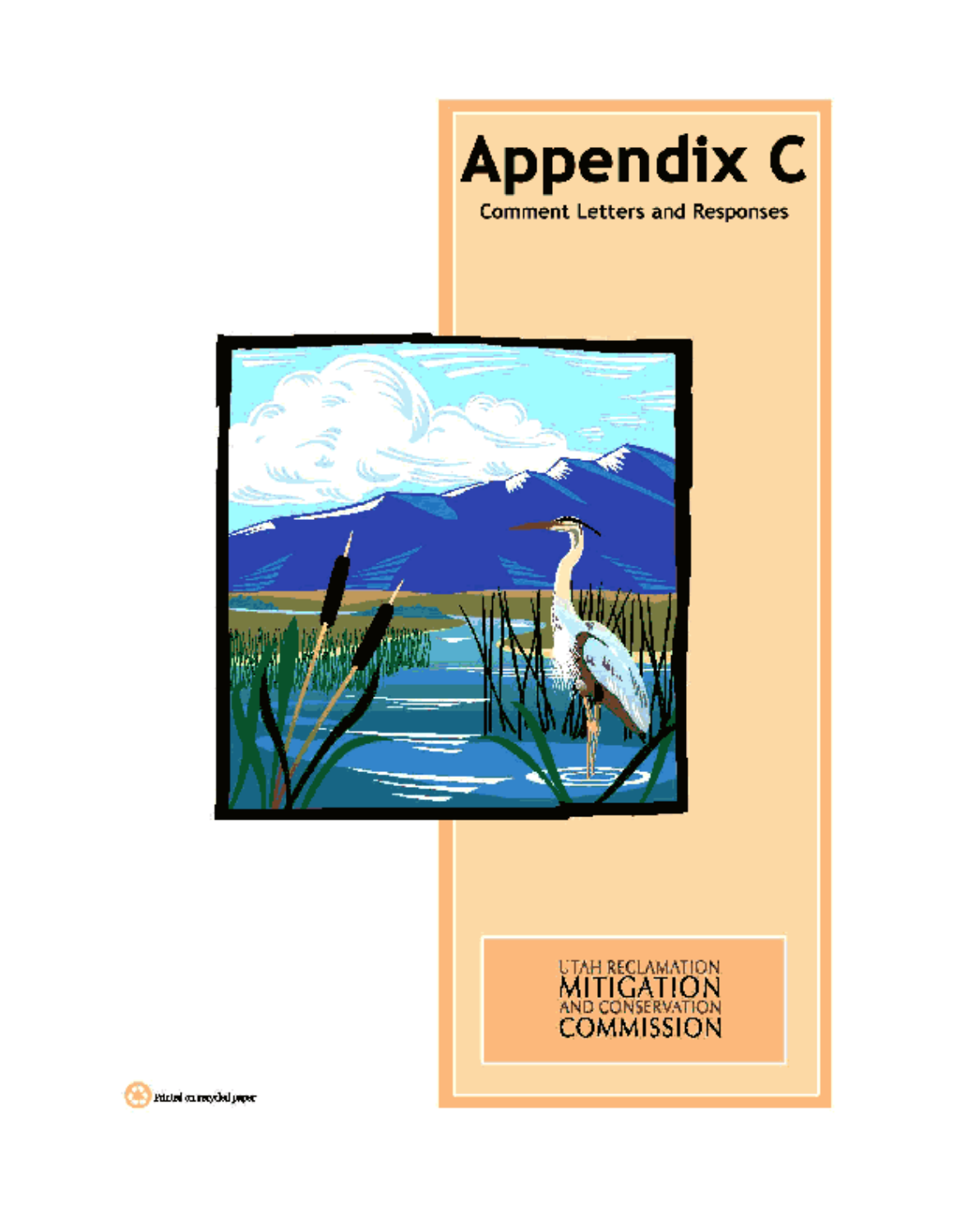# Appendix C

Comment Letters and Responses

UTAH RECLAMATION
MITIGATION
AND CONSERVATION
COMMISSION

Printed on recycled paper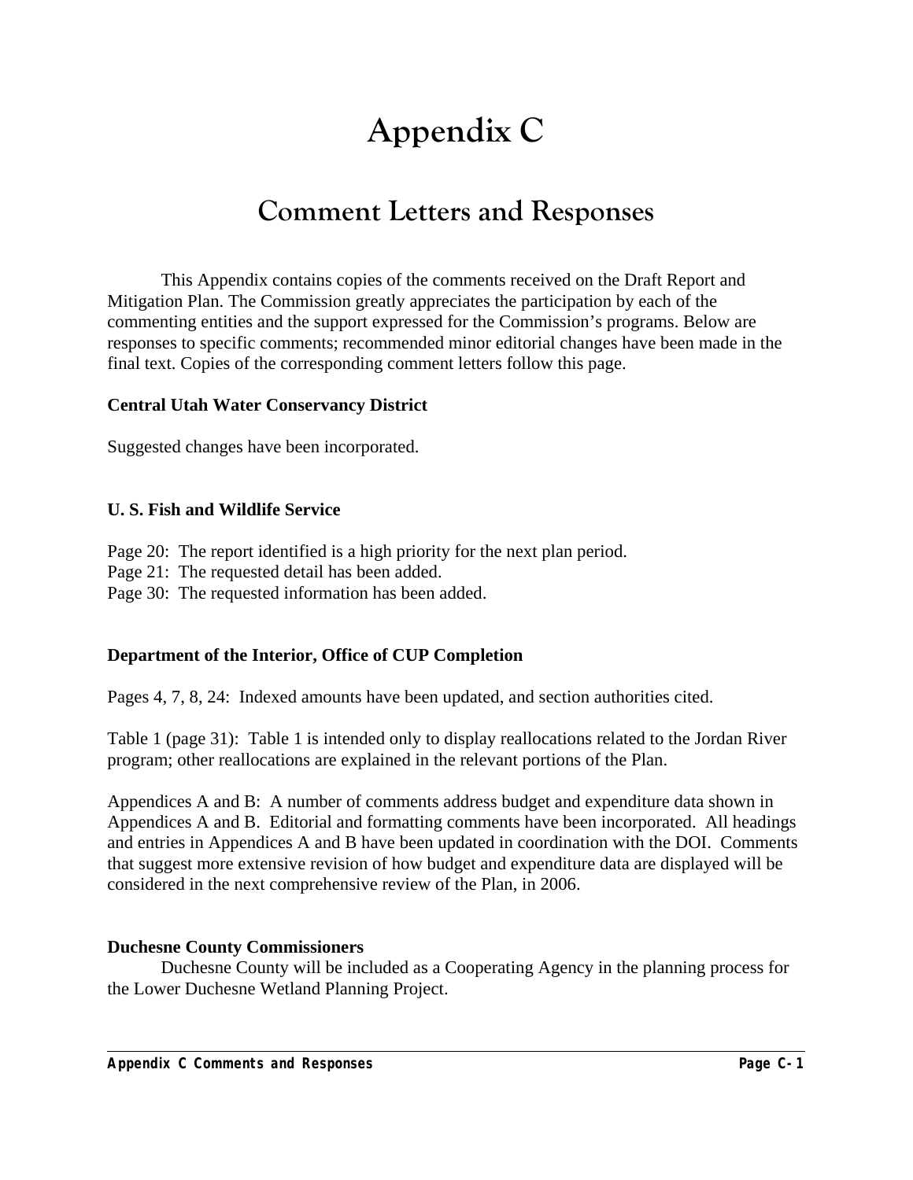# Appendix C

## Comment Letters and Responses

This Appendix contains copies of the comments received on the Draft Report and Mitigation Plan. The Commission greatly appreciates the participation by each of the commenting entities and the support expressed for the Commission's programs. Below are responses to specific comments; recommended minor editorial changes have been made in the final text. Copies of the corresponding comment letters follow this page.

**Central Utah Water Conservancy District**

Suggested changes have been incorporated.

**U. S. Fish and Wildlife Service**

Page 20: The report identified is a high priority for the next plan period.
Page 21: The requested detail has been added.
Page 30: The requested information has been added.

**Department of the Interior, Office of CUP Completion**

Pages 4, 7, 8, 24: Indexed amounts have been updated, and section authorities cited.

Table 1 (page 31): Table 1 is intended only to display reallocations related to the Jordan River program; other reallocations are explained in the relevant portions of the Plan.

Appendices A and B: A number of comments address budget and expenditure data shown in Appendices A and B. Editorial and formatting comments have been incorporated. All headings and entries in Appendices A and B have been updated in coordination with the DOI. Comments that suggest more extensive revision of how budget and expenditure data are displayed will be considered in the next comprehensive review of the Plan, in 2006.

**Duchesne County Commissioners**

Duchesne County will be included as a Cooperating Agency in the planning process for the Lower Duchesne Wetland Planning Project.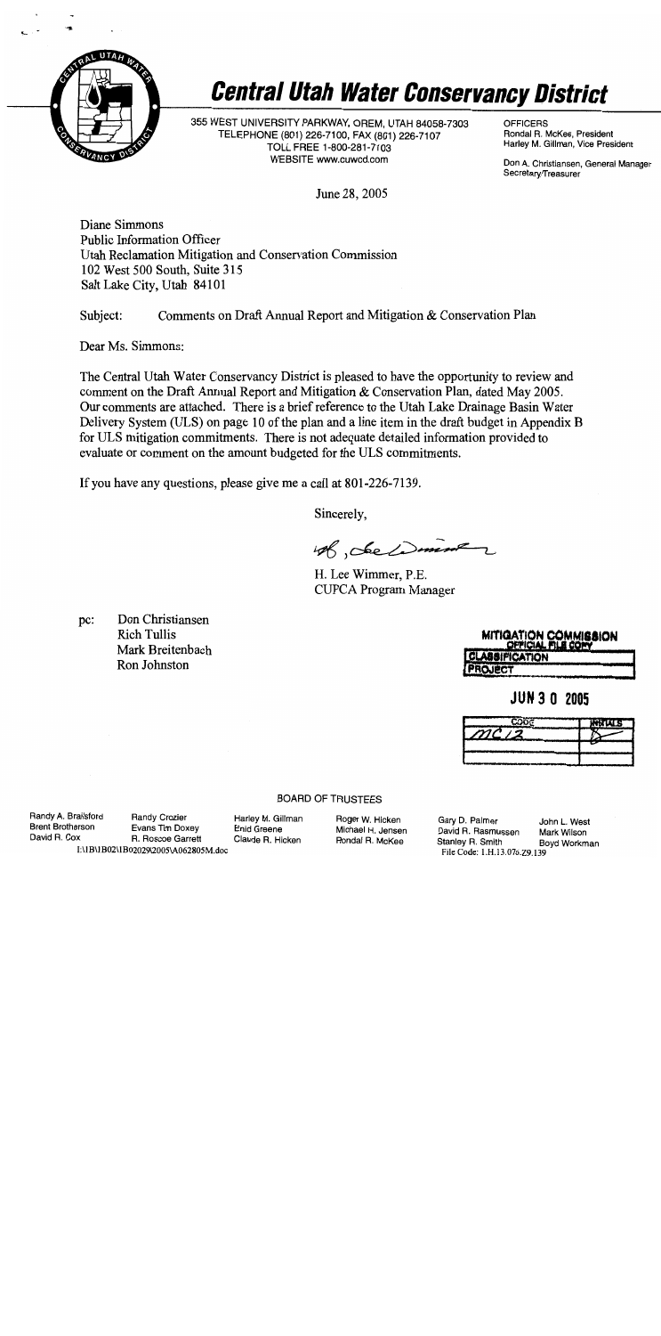# Central Utah Water Conservancy District

355 WEST UNIVERSITY PARKWAY, OREM, UTAH 84058-7303
TELEPHONE (801) 226-7100, FAX (801) 226-7107
TOLL FREE 1-800-281-7103
WEBSITE www.cuwcd.com

OFFICERS
Rondal R. McKee, President
Harley M. Gillman, Vice President

Don A. Christiansen, General Manager
Secretary/Treasurer

June 28, 2005

Diane Simmons
Public Information Officer
Utah Reclamation Mitigation and Conservation Commission
102 West 500 South, Suite 315
Salt Lake City, Utah 84101

Subject: Comments on Draft Annual Report and Mitigation & Conservation Plan

Dear Ms. Simmons:

The Central Utah Water Conservancy District is pleased to have the opportunity to review and comment on the Draft Annual Report and Mitigation & Conservation Plan, dated May 2005. Our comments are attached. There is a brief reference to the Utah Lake Drainage Basin Water Delivery System (ULS) on page 10 of the plan and a line item in the draft budget in Appendix B for ULS mitigation commitments. There is not adequate detailed information provided to evaluate or comment on the amount budgeted for the ULS commitments.

If you have any questions, please give me a call at 801-226-7139.

Sincerely,

H. Lee Wimmer, P.E.
CUPCA Program Manager

pc: Don Christiansen
Rich Tullis
Mark Breitenbach
Ron Johnston

MITIGATION COMMISSION
OFFICIAL FILE COPY
CLASSIFICATION
PROJECT

JUN 30 2005

| CODE | INITIALS |
|---|---|
| MC 12 | |

BOARD OF TRUSTEES

Randy A. Brailsford, Brent Brotherson, David R. Cox, Randy Crozier, Evans Tim Doxey, R. Roscoe Garrett, Harley M. Gillman, Enid Greene, Claude R. Hicken, Roger W. Hicken, Michael H. Jensen, Rondal R. McKee, Gary D. Palmer, David R. Rasmussen, Stanley R. Smith, John L. West, Mark Wilson, Boyd Workman

I:\IB\IB02\IB02029\2005\A062805M.doc

File Code: 1.H.13.076.Z9.139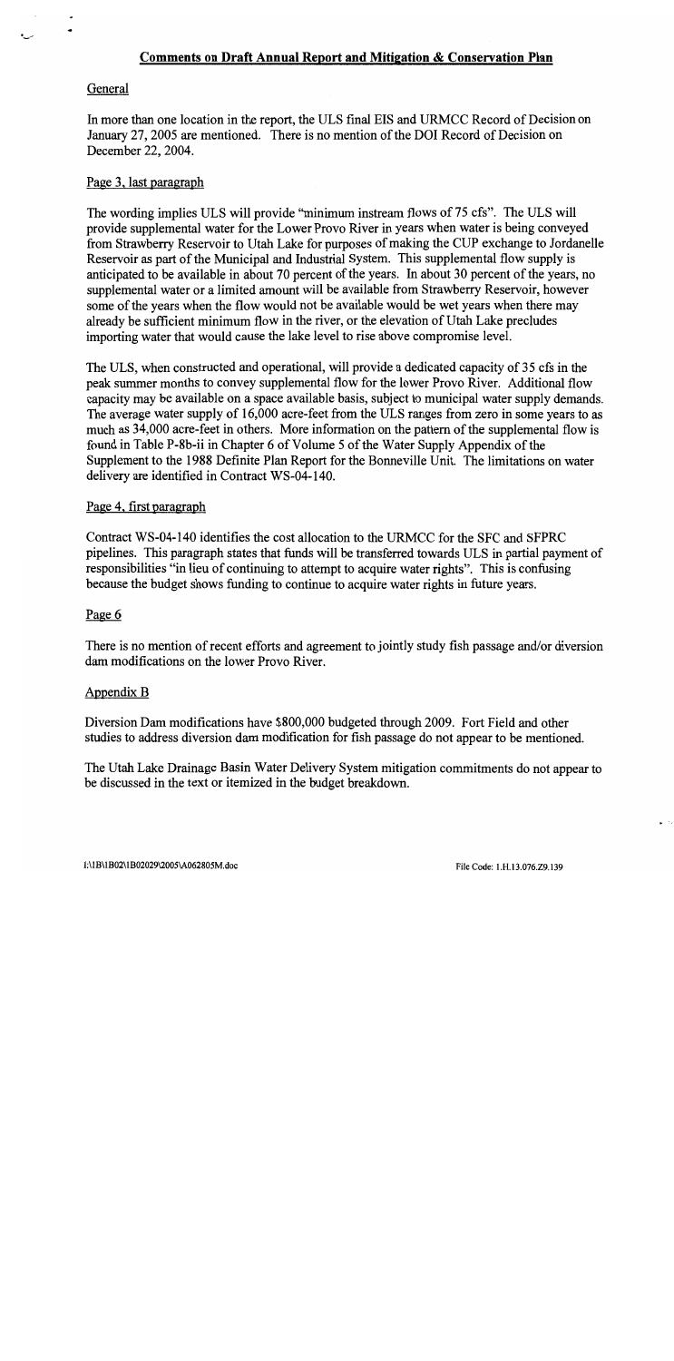## Comments on Draft Annual Report and Mitigation & Conservation Plan

### General

In more than one location in the report, the ULS final EIS and URMCC Record of Decision on January 27, 2005 are mentioned. There is no mention of the DOI Record of Decision on December 22, 2004.

### Page 3, last paragraph

The wording implies ULS will provide "minimum instream flows of 75 cfs". The ULS will provide supplemental water for the Lower Provo River in years when water is being conveyed from Strawberry Reservoir to Utah Lake for purposes of making the CUP exchange to Jordanelle Reservoir as part of the Municipal and Industrial System. This supplemental flow supply is anticipated to be available in about 70 percent of the years. In about 30 percent of the years, no supplemental water or a limited amount will be available from Strawberry Reservoir, however some of the years when the flow would not be available would be wet years when there may already be sufficient minimum flow in the river, or the elevation of Utah Lake precludes importing water that would cause the lake level to rise above compromise level.

The ULS, when constructed and operational, will provide a dedicated capacity of 35 cfs in the peak summer months to convey supplemental flow for the lower Provo River. Additional flow capacity may be available on a space available basis, subject to municipal water supply demands. The average water supply of 16,000 acre-feet from the ULS ranges from zero in some years to as much as 34,000 acre-feet in others. More information on the pattern of the supplemental flow is found in Table P-8b-ii in Chapter 6 of Volume 5 of the Water Supply Appendix of the Supplement to the 1988 Definite Plan Report for the Bonneville Unit. The limitations on water delivery are identified in Contract WS-04-140.

### Page 4, first paragraph

Contract WS-04-140 identifies the cost allocation to the URMCC for the SFC and SFPRC pipelines. This paragraph states that funds will be transferred towards ULS in partial payment of responsibilities "in lieu of continuing to attempt to acquire water rights". This is confusing because the budget shows funding to continue to acquire water rights in future years.

### Page 6

There is no mention of recent efforts and agreement to jointly study fish passage and/or diversion dam modifications on the lower Provo River.

### Appendix B

Diversion Dam modifications have $800,000 budgeted through 2009. Fort Field and other studies to address diversion dam modification for fish passage do not appear to be mentioned.

The Utah Lake Drainage Basin Water Delivery System mitigation commitments do not appear to be discussed in the text or itemized in the budget breakdown.

I:\1B\1B02\1B02029\2005\A062805M.doc File Code: 1.H.13.076.Z9.139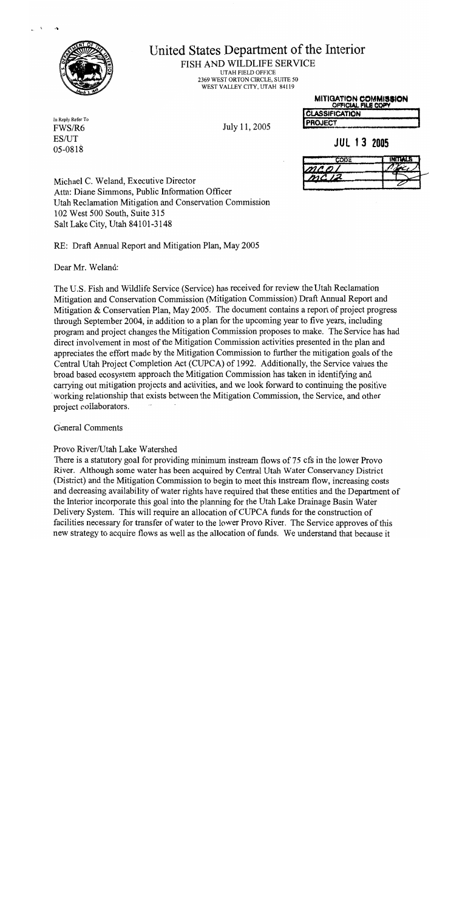# United States Department of the Interior

FISH AND WILDLIFE SERVICE
UTAH FIELD OFFICE
2369 WEST ORTON CIRCLE, SUITE 50
WEST VALLEY CITY, UTAH 84119

MITIGATION COMMISSION
OFFICIAL FILE COPY

| CLASSIFICATION | |
| --- | --- |
| PROJECT | |

JUL 13 2005

| CODE | INITIALS |
| --- | --- |
| MC01 | |
| MC12 | |

In Reply Refer To
FWS/R6
ES/UT
05-0818

July 11, 2005

Michael C. Weland, Executive Director
Attn: Diane Simmons, Public Information Officer
Utah Reclamation Mitigation and Conservation Commission
102 West 500 South, Suite 315
Salt Lake City, Utah 84101-3148

RE: Draft Annual Report and Mitigation Plan, May 2005

Dear Mr. Weland:

The U.S. Fish and Wildlife Service (Service) has received for review the Utah Reclamation Mitigation and Conservation Commission (Mitigation Commission) Draft Annual Report and Mitigation & Conservation Plan, May 2005. The document contains a report of project progress through September 2004, in addition to a plan for the upcoming year to five years, including program and project changes the Mitigation Commission proposes to make. The Service has had direct involvement in most of the Mitigation Commission activities presented in the plan and appreciates the effort made by the Mitigation Commission to further the mitigation goals of the Central Utah Project Completion Act (CUPCA) of 1992. Additionally, the Service values the broad based ecosystem approach the Mitigation Commission has taken in identifying and carrying out mitigation projects and activities, and we look forward to continuing the positive working relationship that exists between the Mitigation Commission, the Service, and other project collaborators.

General Comments

Provo River/Utah Lake Watershed

There is a statutory goal for providing minimum instream flows of 75 cfs in the lower Provo River. Although some water has been acquired by Central Utah Water Conservancy District (District) and the Mitigation Commission to begin to meet this instream flow, increasing costs and decreasing availability of water rights have required that these entities and the Department of the Interior incorporate this goal into the planning for the Utah Lake Drainage Basin Water Delivery System. This will require an allocation of CUPCA funds for the construction of facilities necessary for transfer of water to the lower Provo River. The Service approves of this new strategy to acquire flows as well as the allocation of funds. We understand that because it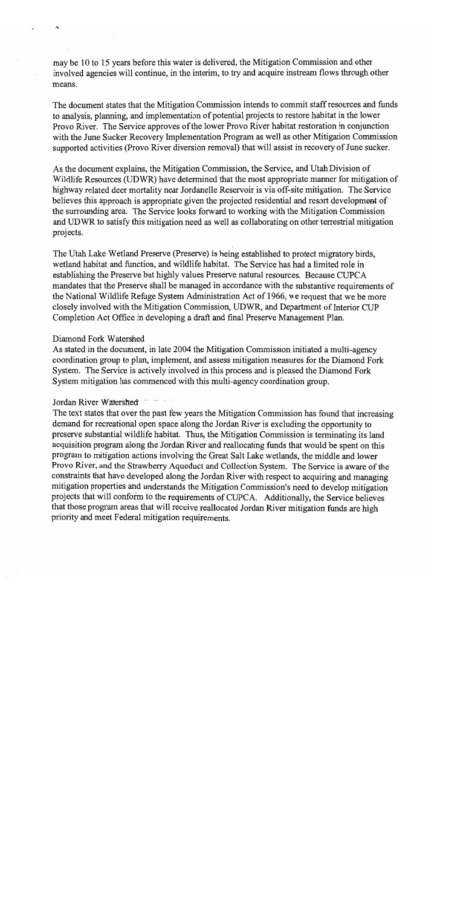may be 10 to 15 years before this water is delivered, the Mitigation Commission and other involved agencies will continue, in the interim, to try and acquire instream flows through other means.

The document states that the Mitigation Commission intends to commit staff resources and funds to analysis, planning, and implementation of potential projects to restore habitat in the lower Provo River. The Service approves of the lower Provo River habitat restoration in conjunction with the June Sucker Recovery Implementation Program as well as other Mitigation Commission supported activities (Provo River diversion removal) that will assist in recovery of June sucker.

As the document explains, the Mitigation Commission, the Service, and Utah Division of Wildlife Resources (UDWR) have determined that the most appropriate manner for mitigation of highway related deer mortality near Jordanelle Reservoir is via off-site mitigation. The Service believes this approach is appropriate given the projected residential and resort development of the surrounding area. The Service looks forward to working with the Mitigation Commission and UDWR to satisfy this mitigation need as well as collaborating on other terrestrial mitigation projects.

The Utah Lake Wetland Preserve (Preserve) is being established to protect migratory birds, wetland habitat and function, and wildlife habitat. The Service has had a limited role in establishing the Preserve but highly values Preserve natural resources. Because CUPCA mandates that the Preserve shall be managed in accordance with the substantive requirements of the National Wildlife Refuge System Administration Act of 1966, we request that we be more closely involved with the Mitigation Commission, UDWR, and Department of Interior CUP Completion Act Office in developing a draft and final Preserve Management Plan.

Diamond Fork Watershed

As stated in the document, in late 2004 the Mitigation Commission initiated a multi-agency coordination group to plan, implement, and assess mitigation measures for the Diamond Fork System. The Service is actively involved in this process and is pleased the Diamond Fork System mitigation has commenced with this multi-agency coordination group.

Jordan River Watershed

The text states that over the past few years the Mitigation Commission has found that increasing demand for recreational open space along the Jordan River is excluding the opportunity to preserve substantial wildlife habitat. Thus, the Mitigation Commission is terminating its land acquisition program along the Jordan River and reallocating funds that would be spent on this program to mitigation actions involving the Great Salt Lake wetlands, the middle and lower Provo River, and the Strawberry Aqueduct and Collection System. The Service is aware of the constraints that have developed along the Jordan River with respect to acquiring and managing mitigation properties and understands the Mitigation Commission's need to develop mitigation projects that will conform to the requirements of CUPCA. Additionally, the Service believes that those program areas that will receive reallocated Jordan River mitigation funds are high priority and meet Federal mitigation requirements.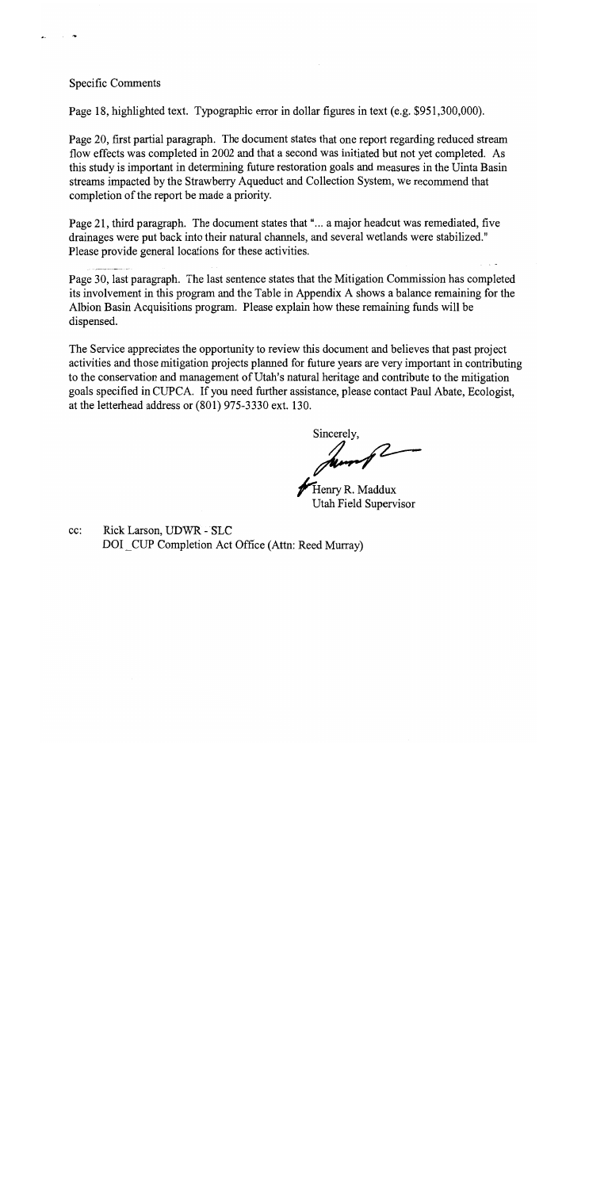Specific Comments

Page 18, highlighted text. Typographic error in dollar figures in text (e.g. $951,300,000).

Page 20, first partial paragraph. The document states that one report regarding reduced stream flow effects was completed in 2002 and that a second was initiated but not yet completed. As this study is important in determining future restoration goals and measures in the Uinta Basin streams impacted by the Strawberry Aqueduct and Collection System, we recommend that completion of the report be made a priority.

Page 21, third paragraph. The document states that "... a major headcut was remediated, five drainages were put back into their natural channels, and several wetlands were stabilized." Please provide general locations for these activities.

Page 30, last paragraph. The last sentence states that the Mitigation Commission has completed its involvement in this program and the Table in Appendix A shows a balance remaining for the Albion Basin Acquisitions program. Please explain how these remaining funds will be dispensed.

The Service appreciates the opportunity to review this document and believes that past project activities and those mitigation projects planned for future years are very important in contributing to the conservation and management of Utah's natural heritage and contribute to the mitigation goals specified in CUPCA. If you need further assistance, please contact Paul Abate, Ecologist, at the letterhead address or (801) 975-3330 ext. 130.

Sincerely,

Henry R. Maddux
Utah Field Supervisor

cc: Rick Larson, UDWR - SLC
DOI _CUP Completion Act Office (Attn: Reed Murray)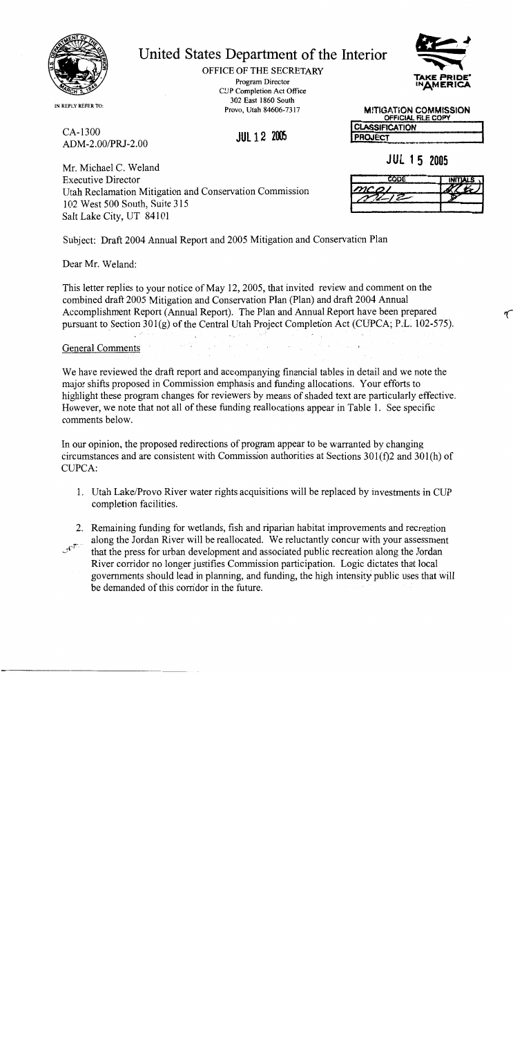# United States Department of the Interior

OFFICE OF THE SECRETARY
Program Director
CUP Completion Act Office
302 East 1860 South
Provo, Utah 84606-7317

TAKE PRIDE IN AMERICA

IN REPLY REFER TO:

MITIGATION COMMISSION
OFFICIAL FILE COPY

| CLASSIFICATION |
|---|
| PROJECT |

JUL 15 2005

| CODE | INITIALS |
|---|---|
| MC01 | |
| MZ-12 | |
| | |

CA-1300
ADM-2.00/PRJ-2.00

JUL 12 2005

Mr. Michael C. Weland
Executive Director
Utah Reclamation Mitigation and Conservation Commission
102 West 500 South, Suite 315
Salt Lake City, UT 84101

Subject: Draft 2004 Annual Report and 2005 Mitigation and Conservation Plan

Dear Mr. Weland:

This letter replies to your notice of May 12, 2005, that invited review and comment on the combined draft 2005 Mitigation and Conservation Plan (Plan) and draft 2004 Annual Accomplishment Report (Annual Report). The Plan and Annual Report have been prepared pursuant to Section 301(g) of the Central Utah Project Completion Act (CUPCA; P.L. 102-575).

General Comments

We have reviewed the draft report and accompanying financial tables in detail and we note the major shifts proposed in Commission emphasis and funding allocations. Your efforts to highlight these program changes for reviewers by means of shaded text are particularly effective. However, we note that not all of these funding reallocations appear in Table 1. See specific comments below.

In our opinion, the proposed redirections of program appear to be warranted by changing circumstances and are consistent with Commission authorities at Sections 301(f)2 and 301(h) of CUPCA:

1. Utah Lake/Provo River water rights acquisitions will be replaced by investments in CUP completion facilities.

2. Remaining funding for wetlands, fish and riparian habitat improvements and recreation along the Jordan River will be reallocated. We reluctantly concur with your assessment that the press for urban development and associated public recreation along the Jordan River corridor no longer justifies Commission participation. Logic dictates that local governments should lead in planning, and funding, the high intensity public uses that will be demanded of this corridor in the future.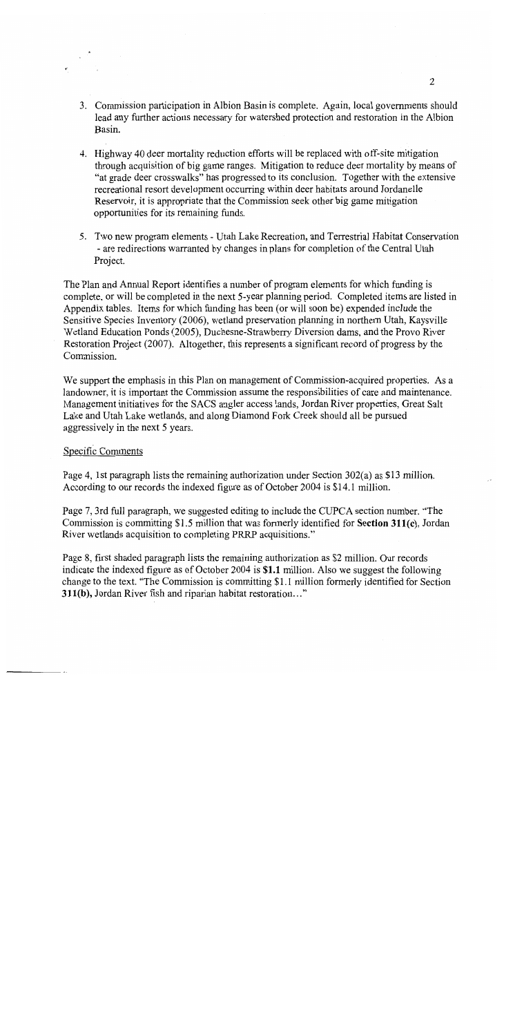3. Commission participation in Albion Basin is complete. Again, local governments should lead any further actions necessary for watershed protection and restoration in the Albion Basin.

4. Highway 40 deer mortality reduction efforts will be replaced with off-site mitigation through acquisition of big game ranges. Mitigation to reduce deer mortality by means of "at grade deer crosswalks" has progressed to its conclusion. Together with the extensive recreational resort development occurring within deer habitats around Jordanelle Reservoir, it is appropriate that the Commission seek other big game mitigation opportunities for its remaining funds.

5. Two new program elements - Utah Lake Recreation, and Terrestrial Habitat Conservation - are redirections warranted by changes in plans for completion of the Central Utah Project.

The Plan and Annual Report identifies a number of program elements for which funding is complete, or will be completed in the next 5-year planning period. Completed items are listed in Appendix tables. Items for which funding has been (or will soon be) expended include the Sensitive Species Inventory (2006), wetland preservation planning in northern Utah, Kaysville Wetland Education Ponds (2005), Duchesne-Strawberry Diversion dams, and the Provo River Restoration Project (2007). Altogether, this represents a significant record of progress by the Commission.

We support the emphasis in this Plan on management of Commission-acquired properties. As a landowner, it is important the Commission assume the responsibilities of care and maintenance. Management initiatives for the SACS angler access lands, Jordan River properties, Great Salt Lake and Utah Lake wetlands, and along Diamond Fork Creek should all be pursued aggressively in the next 5 years.

Specific Comments

Page 4, 1st paragraph lists the remaining authorization under Section 302(a) as $13 million. According to our records the indexed figure as of October 2004 is $14.1 million.

Page 7, 3rd full paragraph, we suggested editing to include the CUPCA section number. "The Commission is committing $1.5 million that was formerly identified for **Section 311(c)**, Jordan River wetlands acquisition to completing PRRP acquisitions."

Page 8, first shaded paragraph lists the remaining authorization as $2 million. Our records indicate the indexed figure as of October 2004 is **$1.1** million. Also we suggest the following change to the text. "The Commission is committing $1.1 million formerly identified for Section **311(b)**, Jordan River fish and riparian habitat restoration..."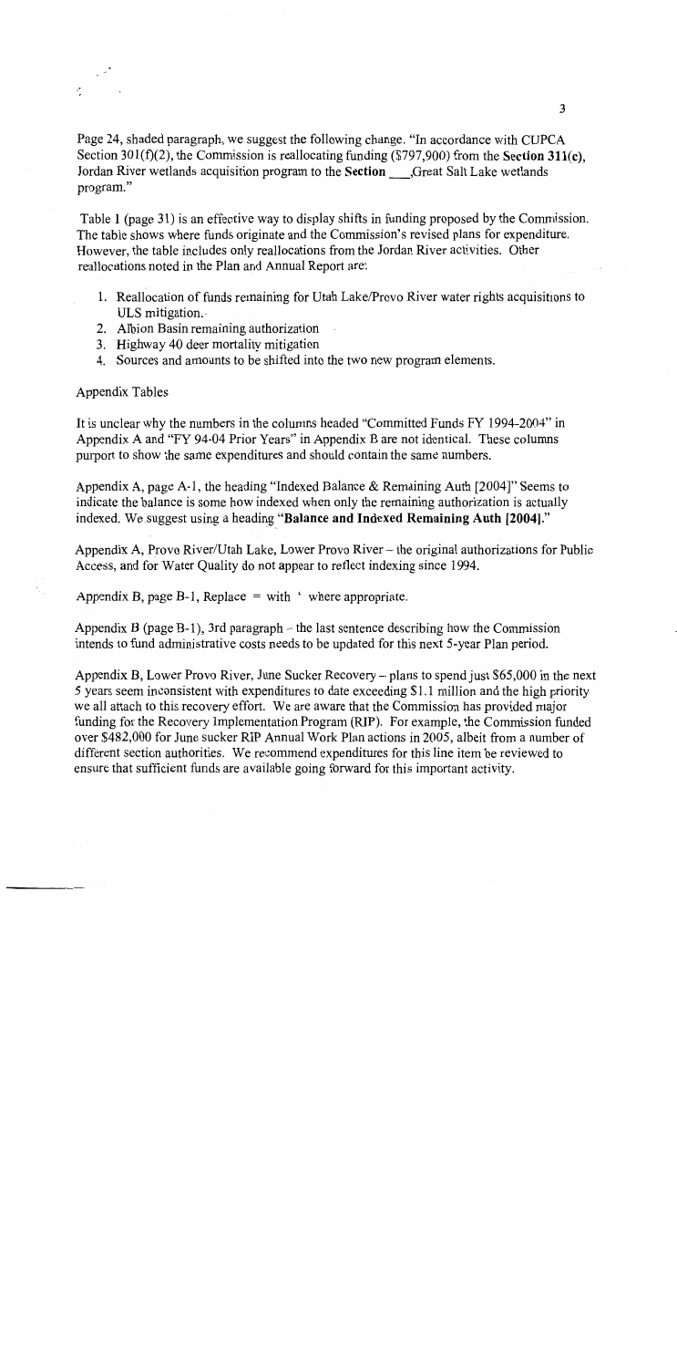Page 24, shaded paragraph, we suggest the following change. "In accordance with CUPCA Section 301(f)(2), the Commission is reallocating funding ($797,900) from the **Section 311(c)**, Jordan River wetlands acquisition program to the **Section ___**,Great Salt Lake wetlands program."

Table 1 (page 31) is an effective way to display shifts in funding proposed by the Commission. The table shows where funds originate and the Commission's revised plans for expenditure. However, the table includes only reallocations from the Jordan River activities. Other reallocations noted in the Plan and Annual Report are:

1. Reallocation of funds remaining for Utah Lake/Provo River water rights acquisitions to ULS mitigation.
2. Albion Basin remaining authorization
3. Highway 40 deer mortality mitigation
4. Sources and amounts to be shifted into the two new program elements.

Appendix Tables

It is unclear why the numbers in the columns headed "Committed Funds FY 1994-2004" in Appendix A and "FY 94-04 Prior Years" in Appendix B are not identical. These columns purport to show the same expenditures and should contain the same numbers.

Appendix A, page A-1, the heading "Indexed Balance & Remaining Auth [2004]" Seems to indicate the balance is some how indexed when only the remaining authorization is actually indexed. We suggest using a heading "**Balance and Indexed Remaining Auth [2004]**."

Appendix A, Provo River/Utah Lake, Lower Provo River – the original authorizations for Public Access, and for Water Quality do not appear to reflect indexing since 1994.

Appendix B, page B-1, Replace = with ' where appropriate.

Appendix B (page B-1), 3rd paragraph – the last sentence describing how the Commission intends to fund administrative costs needs to be updated for this next 5-year Plan period.

Appendix B, Lower Provo River, June Sucker Recovery – plans to spend just $65,000 in the next 5 years seem inconsistent with expenditures to date exceeding $1.1 million and the high priority we all attach to this recovery effort. We are aware that the Commission has provided major funding for the Recovery Implementation Program (RIP). For example, the Commission funded over $482,000 for June sucker RIP Annual Work Plan actions in 2005, albeit from a number of different section authorities. We recommend expenditures for this line item be reviewed to ensure that sufficient funds are available going forward for this important activity.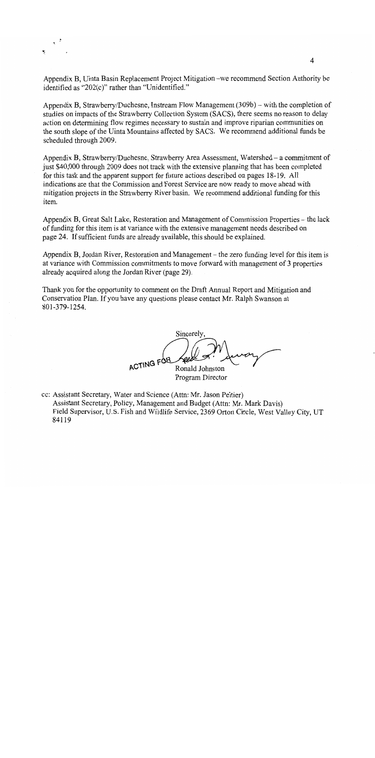Appendix B, Uinta Basin Replacement Project Mitigation –we recommend Section Authority be identified as "202(c)" rather than "Unidentified."

Appendix B, Strawberry/Duchesne, Instream Flow Management (309b) – with the completion of studies on impacts of the Strawberry Collection System (SACS), there seems no reason to delay action on determining flow regimes necessary to sustain and improve riparian communities on the south slope of the Uinta Mountains affected by SACS. We recommend additional funds be scheduled through 2009.

Appendix B, Strawberry/Duchesne, Strawberry Area Assessment, Watershed – a commitment of just $40,000 through 2009 does not track with the extensive planning that has been completed for this task and the apparent support for future actions described on pages 18-19. All indications are that the Commission and Forest Service are now ready to move ahead with mitigation projects in the Strawberry River basin. We recommend additional funding for this item.

Appendix B, Great Salt Lake, Restoration and Management of Commission Properties – the lack of funding for this item is at variance with the extensive management needs described on page 24. If sufficient funds are already available, this should be explained.

Appendix B, Jordan River, Restoration and Management – the zero funding level for this item is at variance with Commission commitments to move forward with management of 3 properties already acquired along the Jordan River (page 29).

Thank you for the opportunity to comment on the Draft Annual Report and Mitigation and Conservation Plan. If you have any questions please contact Mr. Ralph Swanson at 801-379-1254.

Sincerely,

ACTING FOR

Ronald Johnston
Program Director

cc: Assistant Secretary, Water and Science (Attn: Mr. Jason Peltier)
Assistant Secretary, Policy, Management and Budget (Attn: Mr. Mark Davis)
Field Supervisor, U.S. Fish and Wildlife Service, 2369 Orton Circle, West Valley City, UT 84119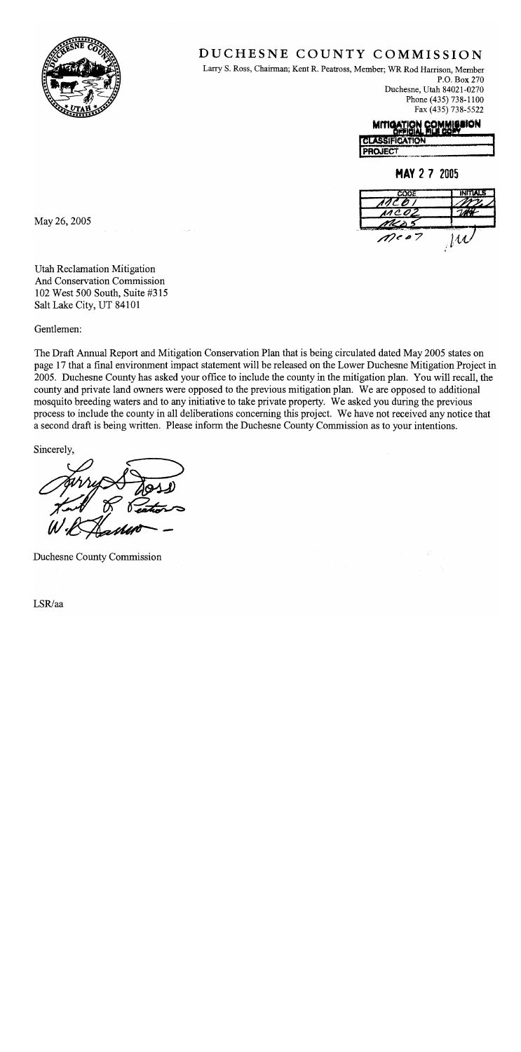# DUCHESNE COUNTY COMMISSION

Larry S. Ross, Chairman; Kent R. Peatross, Member; WR Rod Harrison, Member
P.O. Box 270
Duchesne, Utah 84021-0270
Phone (435) 738-1100
Fax (435) 738-5522

MITIGATION COMMISSION OFFICIAL FILE COPY

| CLASSIFICATION |
|---|
| PROJECT |

MAY 27 2005

| CODE | INITIALS |
|---|---|
| MC01 | |
| MC02 | |
| MC05 | |
| MC07 | |

May 26, 2005

Utah Reclamation Mitigation
And Conservation Commission
102 West 500 South, Suite #315
Salt Lake City, UT 84101

Gentlemen:

The Draft Annual Report and Mitigation Conservation Plan that is being circulated dated May 2005 states on page 17 that a final environment impact statement will be released on the Lower Duchesne Mitigation Project in 2005. Duchesne County has asked your office to include the county in the mitigation plan. You will recall, the county and private land owners were opposed to the previous mitigation plan. We are opposed to additional mosquito breeding waters and to any initiative to take private property. We asked you during the previous process to include the county in all deliberations concerning this project. We have not received any notice that a second draft is being written. Please inform the Duchesne County Commission as to your intentions.

Sincerely,

Duchesne County Commission

LSR/aa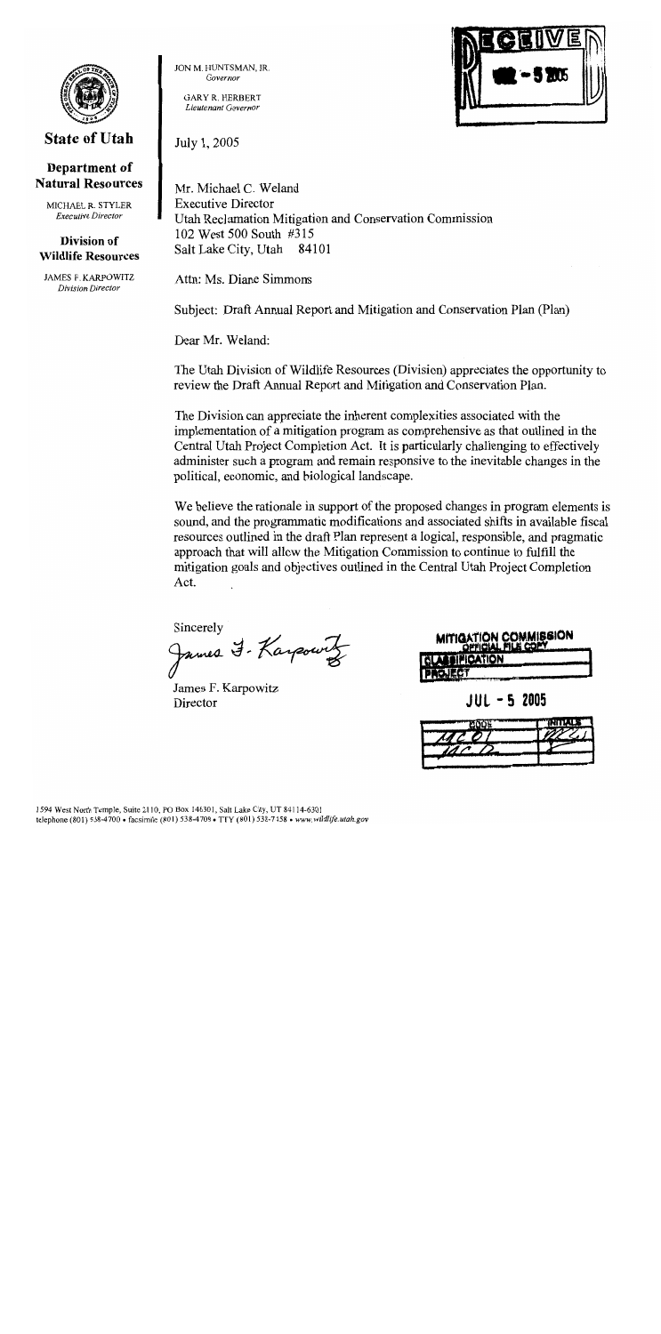**State of Utah**

**Department of Natural Resources**

MICHAEL R. STYLER
*Executive Director*

**Division of Wildlife Resources**

JAMES F. KARPOWITZ
*Division Director*

JON M. HUNTSMAN, JR.
*Governor*

GARY R. HERBERT
*Lieutenant Governor*

RECEIVED JUL - 5 2005

July 1, 2005

Mr. Michael C. Weland
Executive Director
Utah Reclamation Mitigation and Conservation Commission
102 West 500 South #315
Salt Lake City, Utah 84101

Attn: Ms. Diane Simmons

Subject: Draft Annual Report and Mitigation and Conservation Plan (Plan)

Dear Mr. Weland:

The Utah Division of Wildlife Resources (Division) appreciates the opportunity to review the Draft Annual Report and Mitigation and Conservation Plan.

The Division can appreciate the inherent complexities associated with the implementation of a mitigation program as comprehensive as that outlined in the Central Utah Project Completion Act. It is particularly challenging to effectively administer such a program and remain responsive to the inevitable changes in the political, economic, and biological landscape.

We believe the rationale in support of the proposed changes in program elements is sound, and the programmatic modifications and associated shifts in available fiscal resources outlined in the draft Plan represent a logical, responsible, and pragmatic approach that will allow the Mitigation Commission to continue to fulfill the mitigation goals and objectives outlined in the Central Utah Project Completion Act.

Sincerely

James F. Karpowitz

James F. Karpowitz
Director

MITIGATION COMMISSION
OFFICIAL FILE COPY
CLASSIFICATION
PROJECT

JUL - 5 2005

| CODE | INITIALS |
|---|---|
| MCO | |
| MCP | |

1594 West North Temple, Suite 2110, PO Box 146301, Salt Lake City, UT 84114-6301
telephone (801) 538-4700 • facsimile (801) 538-4709 • TTY (801) 538-7458 • *www.wildlife.utah.gov*